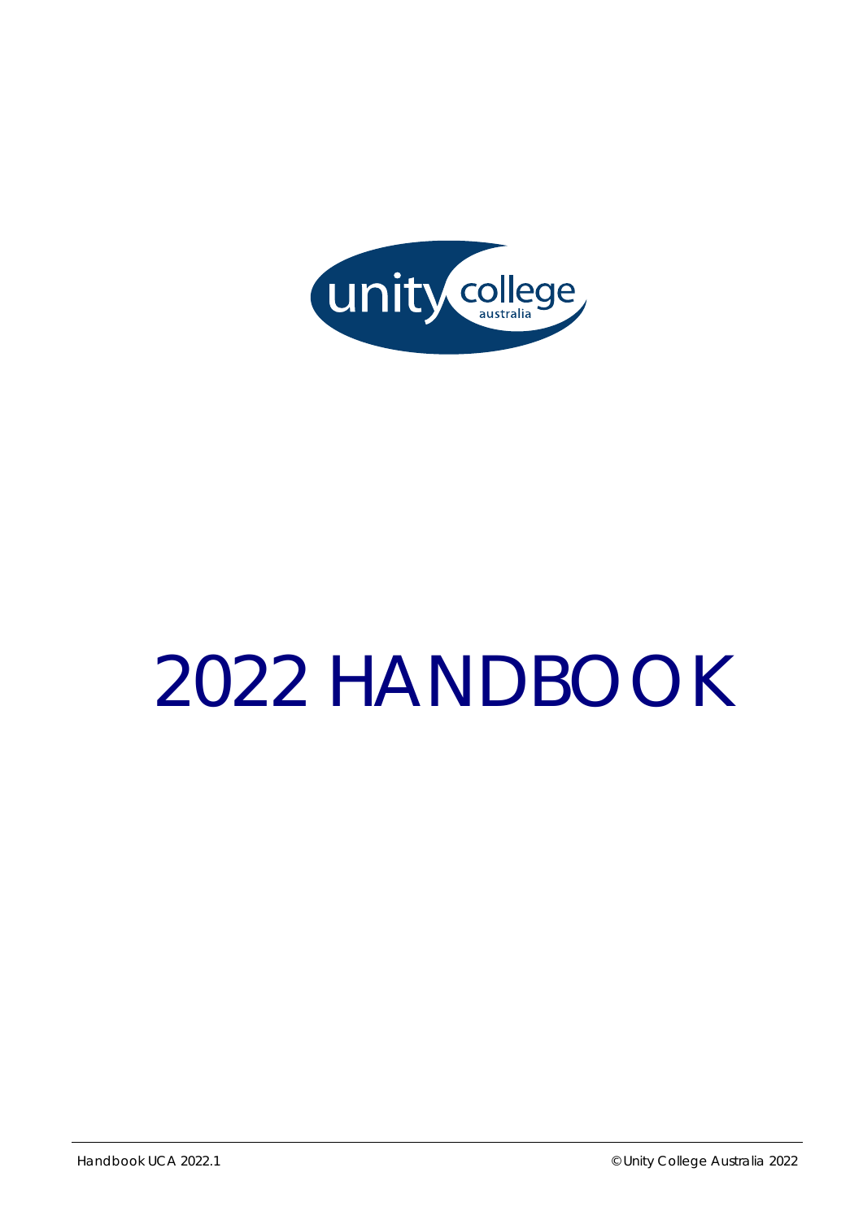unity college australia

# 2022 HANDBOOK

Handbook UCA 2022.1

© Unity College Australia 2022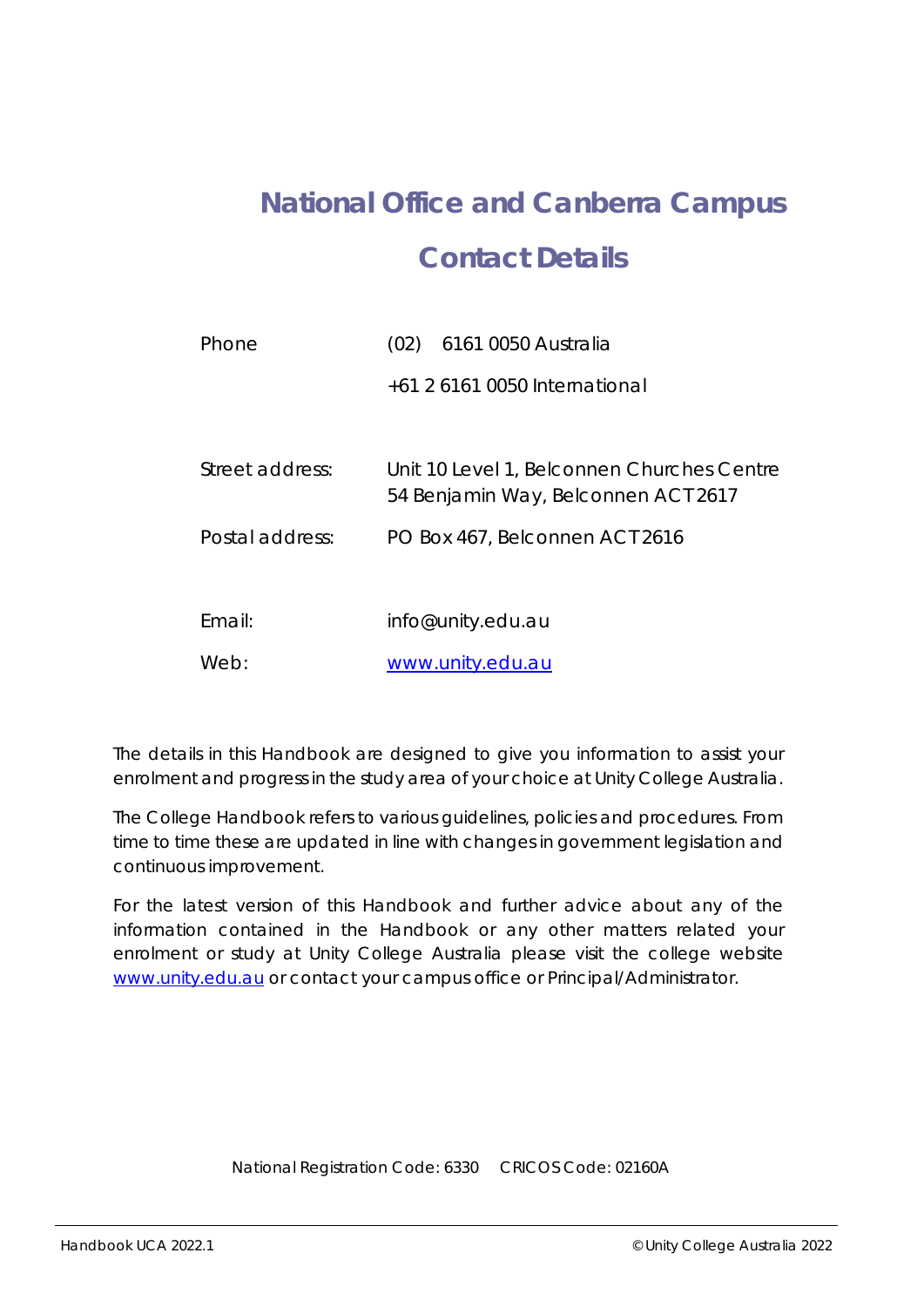# National Office and Canberra Campus Contact Details

| | |
|---|---|
| Phone | (02) 6161 0050 Australia |
| | +61 2 6161 0050 International |
| Street address: | Unit 10 Level 1, Belconnen Churches Centre 54 Benjamin Way, Belconnen ACT 2617 |
| Postal address: | PO Box 467, Belconnen ACT 2616 |
| Email: | info@unity.edu.au |
| Web: | www.unity.edu.au |

The details in this Handbook are designed to give you information to assist your enrolment and progress in the study area of your choice at Unity College Australia.

The College Handbook refers to various guidelines, policies and procedures. From time to time these are updated in line with changes in government legislation and continuous improvement.

For the latest version of this Handbook and further advice about any of the information contained in the Handbook or any other matters related your enrolment or study at Unity College Australia please visit the college website www.unity.edu.au or contact your campus office or Principal/Administrator.

National Registration Code: 6330 CRICOS Code: 02160A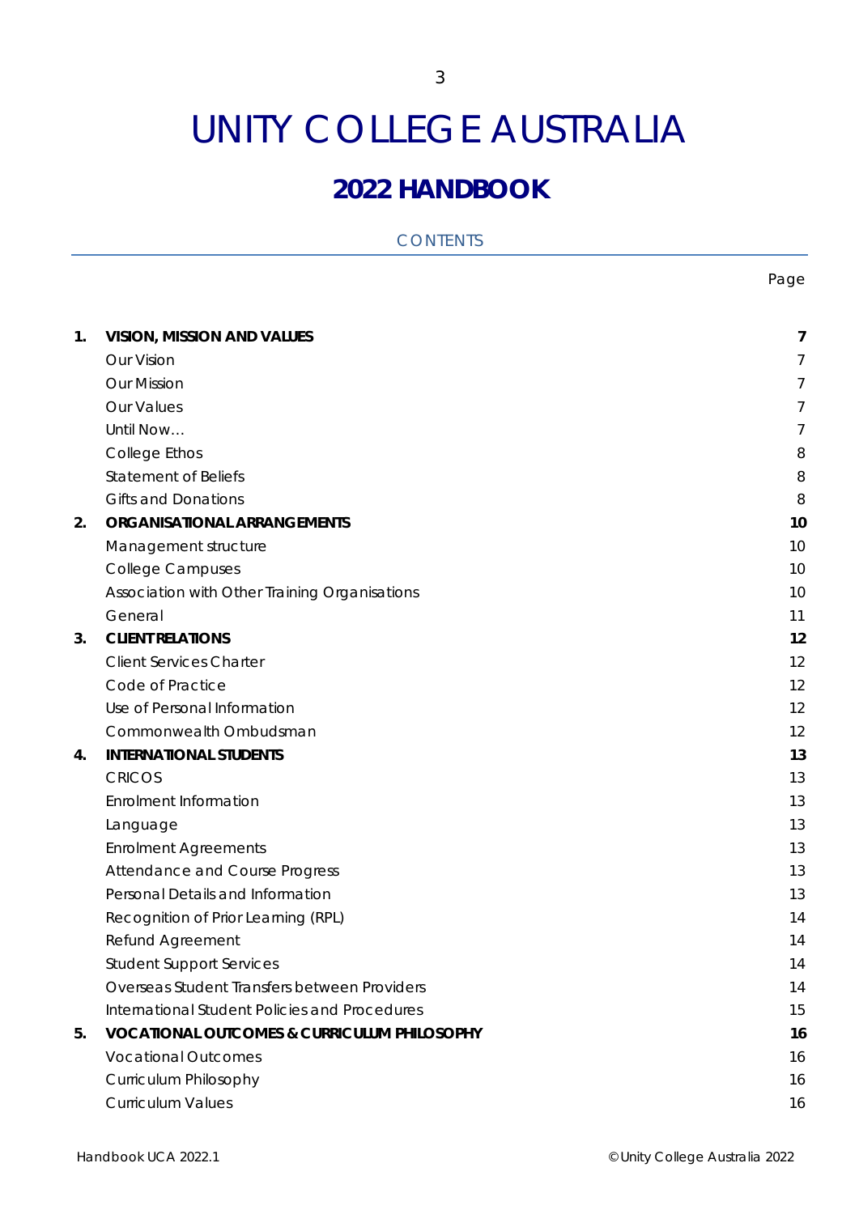# UNITY COLLEGE AUSTRALIA

## 2022 HANDBOOK

### CONTENTS

| | | Page |
|---|---|---|
| **1.** | **VISION, MISSION AND VALUES** | **7** |
| | Our Vision | 7 |
| | Our Mission | 7 |
| | Our Values | 7 |
| | Until Now… | 7 |
| | College Ethos | 8 |
| | Statement of Beliefs | 8 |
| | Gifts and Donations | 8 |
| **2.** | **ORGANISATIONAL ARRANGEMENTS** | **10** |
| | Management structure | 10 |
| | College Campuses | 10 |
| | Association with Other Training Organisations | 10 |
| | General | 11 |
| **3.** | **CLIENT RELATIONS** | **12** |
| | Client Services Charter | 12 |
| | Code of Practice | 12 |
| | Use of Personal Information | 12 |
| | Commonwealth Ombudsman | 12 |
| **4.** | **INTERNATIONAL STUDENTS** | **13** |
| | CRICOS | 13 |
| | Enrolment Information | 13 |
| | Language | 13 |
| | Enrolment Agreements | 13 |
| | Attendance and Course Progress | 13 |
| | Personal Details and Information | 13 |
| | Recognition of Prior Learning (RPL) | 14 |
| | Refund Agreement | 14 |
| | Student Support Services | 14 |
| | Overseas Student Transfers between Providers | 14 |
| | International Student Policies and Procedures | 15 |
| **5.** | **VOCATIONAL OUTCOMES & CURRICULUM PHILOSOPHY** | **16** |
| | Vocational Outcomes | 16 |
| | Curriculum Philosophy | 16 |
| | Curriculum Values | 16 |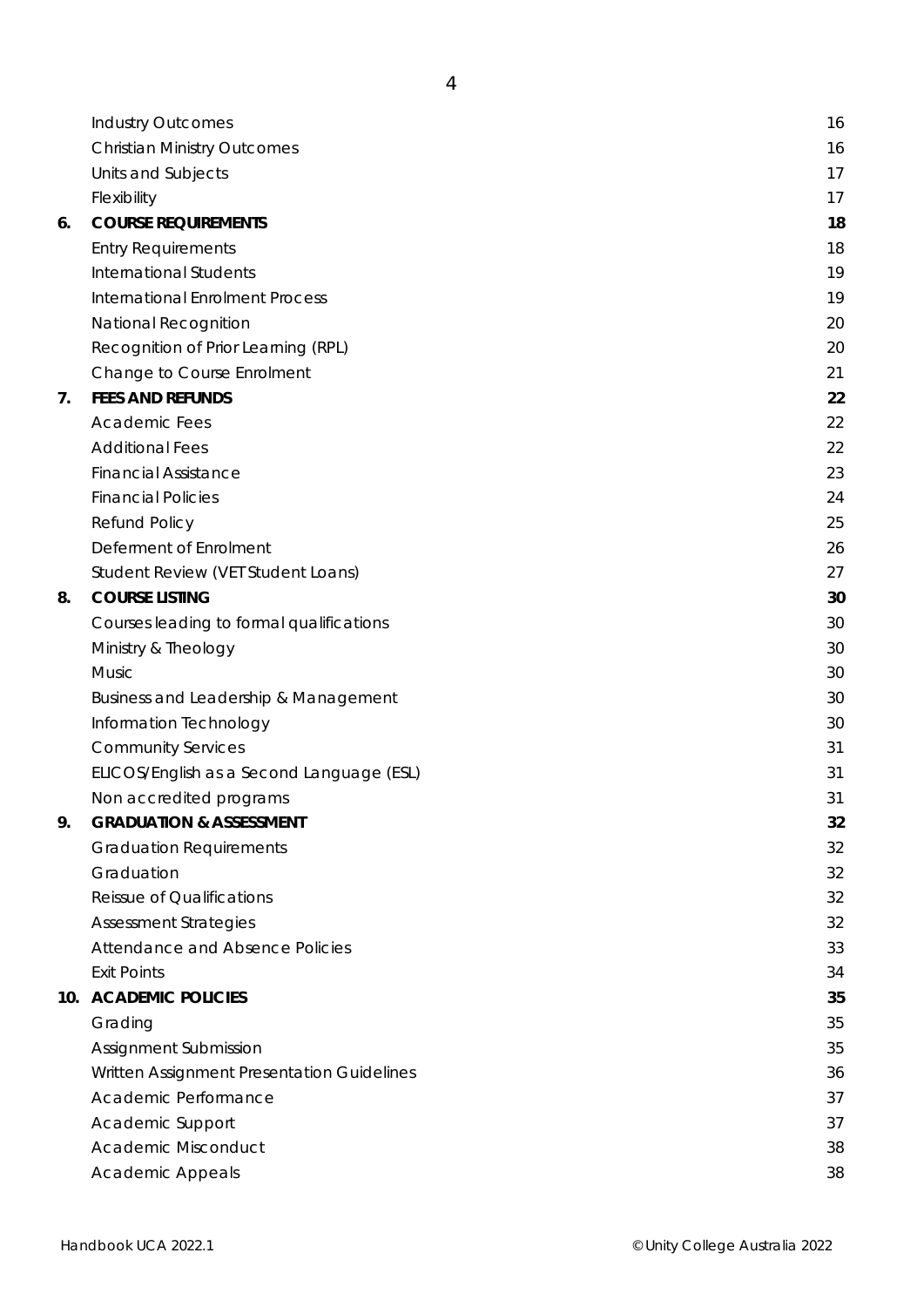| | | |
|---|---|---|
| | Industry Outcomes | 16 |
| | Christian Ministry Outcomes | 16 |
| | Units and Subjects | 17 |
| | Flexibility | 17 |
| **6.** | **COURSE REQUIREMENTS** | **18** |
| | Entry Requirements | 18 |
| | International Students | 19 |
| | International Enrolment Process | 19 |
| | National Recognition | 20 |
| | Recognition of Prior Learning (RPL) | 20 |
| | Change to Course Enrolment | 21 |
| **7.** | **FEES AND REFUNDS** | **22** |
| | Academic Fees | 22 |
| | Additional Fees | 22 |
| | Financial Assistance | 23 |
| | Financial Policies | 24 |
| | Refund Policy | 25 |
| | Deferment of Enrolment | 26 |
| | Student Review (VET Student Loans) | 27 |
| **8.** | **COURSE LISTING** | **30** |
| | Courses leading to formal qualifications | 30 |
| | Ministry & Theology | 30 |
| | Music | 30 |
| | Business and Leadership & Management | 30 |
| | Information Technology | 30 |
| | Community Services | 31 |
| | ELICOS/English as a Second Language (ESL) | 31 |
| | Non accredited programs | 31 |
| **9.** | **GRADUATION & ASSESSMENT** | **32** |
| | Graduation Requirements | 32 |
| | Graduation | 32 |
| | Reissue of Qualifications | 32 |
| | Assessment Strategies | 32 |
| | Attendance and Absence Policies | 33 |
| | Exit Points | 34 |
| **10.** | **ACADEMIC POLICIES** | **35** |
| | Grading | 35 |
| | Assignment Submission | 35 |
| | Written Assignment Presentation Guidelines | 36 |
| | Academic Performance | 37 |
| | Academic Support | 37 |
| | Academic Misconduct | 38 |
| | Academic Appeals | 38 |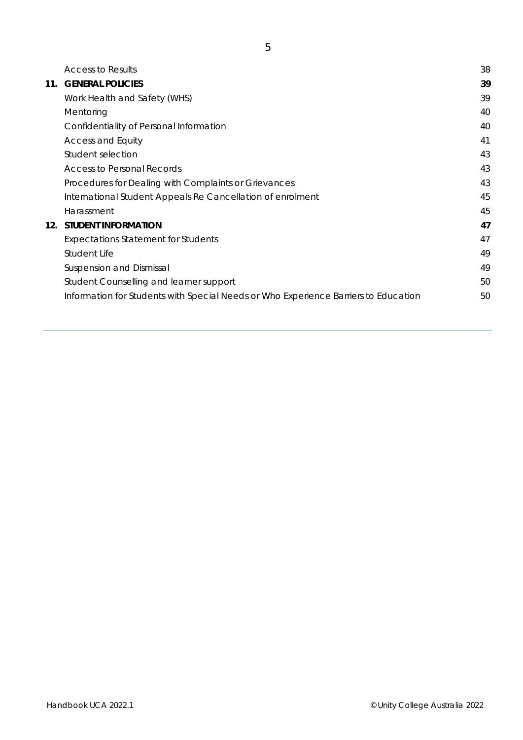| | | |
|---|---|---|
| | Access to Results | 38 |
| **11.** | **GENERAL POLICIES** | **39** |
| | Work Health and Safety (WHS) | 39 |
| | Mentoring | 40 |
| | Confidentiality of Personal Information | 40 |
| | Access and Equity | 41 |
| | Student selection | 43 |
| | Access to Personal Records | 43 |
| | Procedures for Dealing with Complaints or Grievances | 43 |
| | International Student Appeals Re Cancellation of enrolment | 45 |
| | Harassment | 45 |
| **12.** | **STUDENT INFORMATION** | **47** |
| | Expectations Statement for Students | 47 |
| | Student Life | 49 |
| | Suspension and Dismissal | 49 |
| | Student Counselling and learner support | 50 |
| | Information for Students with Special Needs or Who Experience Barriers to Education | 50 |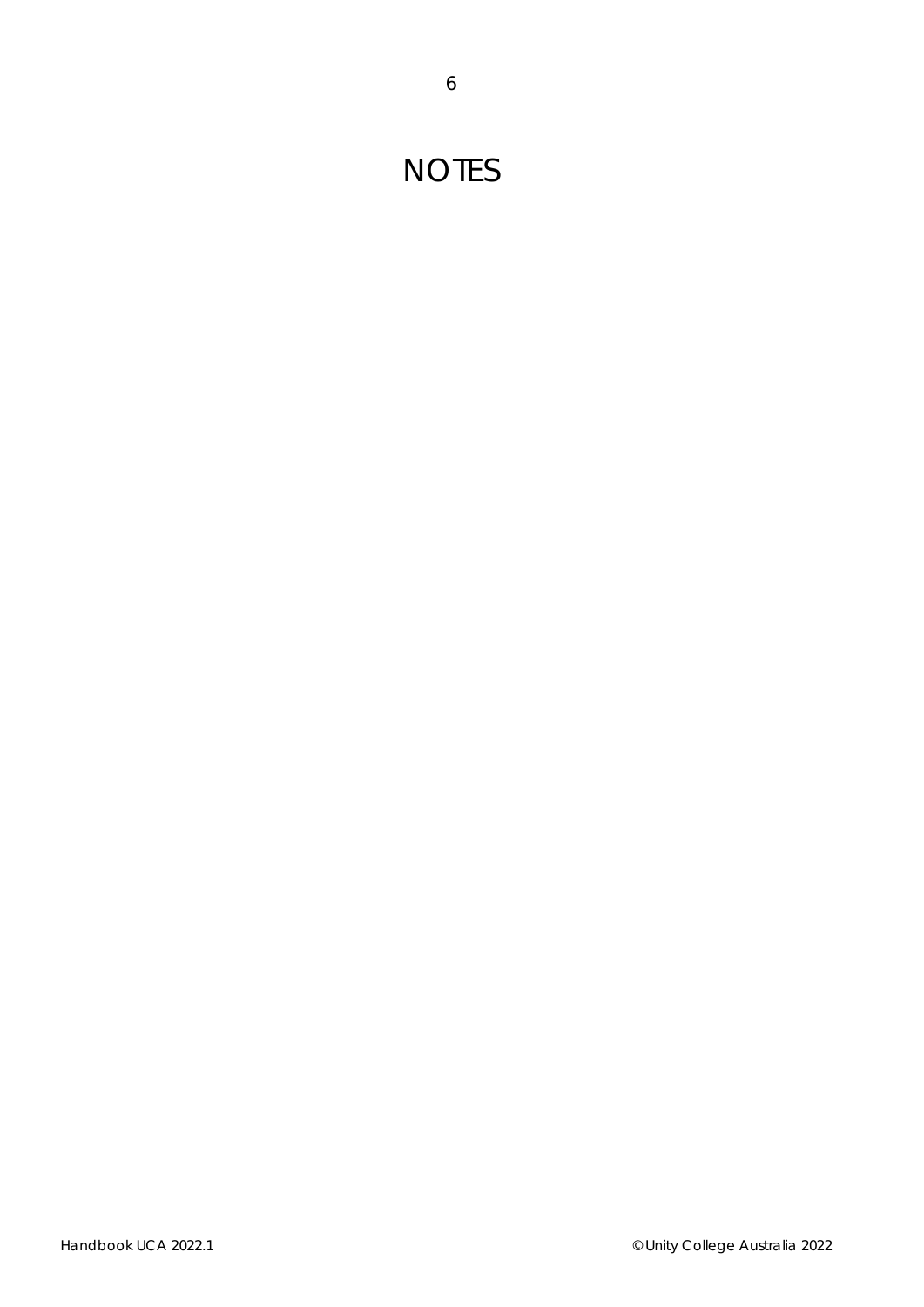# NOTES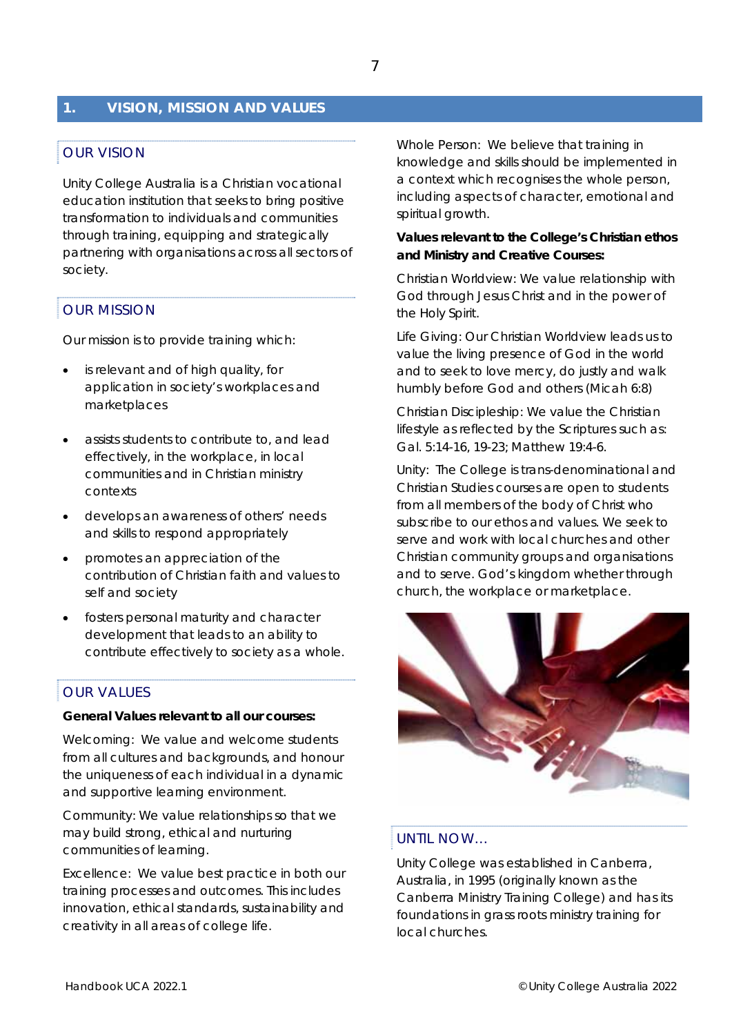# 1. VISION, MISSION AND VALUES

## OUR VISION

Unity College Australia is a Christian vocational education institution that seeks to bring positive transformation to individuals and communities through training, equipping and strategically partnering with organisations across all sectors of society.

## OUR MISSION

Our mission is to provide training which:

- is relevant and of high quality, for application in society's workplaces and marketplaces
- assists students to contribute to, and lead effectively, in the workplace, in local communities and in Christian ministry contexts
- develops an awareness of others' needs and skills to respond appropriately
- promotes an appreciation of the contribution of Christian faith and values to self and society
- fosters personal maturity and character development that leads to an ability to contribute effectively to society as a whole.

## OUR VALUES

**General Values relevant to all our courses:**

Welcoming: We value and welcome students from all cultures and backgrounds, and honour the uniqueness of each individual in a dynamic and supportive learning environment.

Community: We value relationships so that we may build strong, ethical and nurturing communities of learning.

Excellence: We value best practice in both our training processes and outcomes. This includes innovation, ethical standards, sustainability and creativity in all areas of college life.

Whole Person: We believe that training in knowledge and skills should be implemented in a context which recognises the whole person, including aspects of character, emotional and spiritual growth.

**Values relevant to the College's Christian ethos and Ministry and Creative Courses:**

Christian Worldview: We value relationship with God through Jesus Christ and in the power of the Holy Spirit.

Life Giving: Our Christian Worldview leads us to value the living presence of God in the world and to seek to love mercy, do justly and walk humbly before God and others (Micah 6:8)

Christian Discipleship: We value the Christian lifestyle as reflected by the Scriptures such as: Gal. 5:14-16, 19-23; Matthew 19:4-6.

Unity: The College is trans-denominational and Christian Studies courses are open to students from all members of the body of Christ who subscribe to our ethos and values. We seek to serve and work with local churches and other Christian community groups and organisations and to serve. God's kingdom whether through church, the workplace or marketplace.

## UNTIL NOW...

Unity College was established in Canberra, Australia, in 1995 (originally known as the Canberra Ministry Training College) and has its foundations in grass roots ministry training for local churches.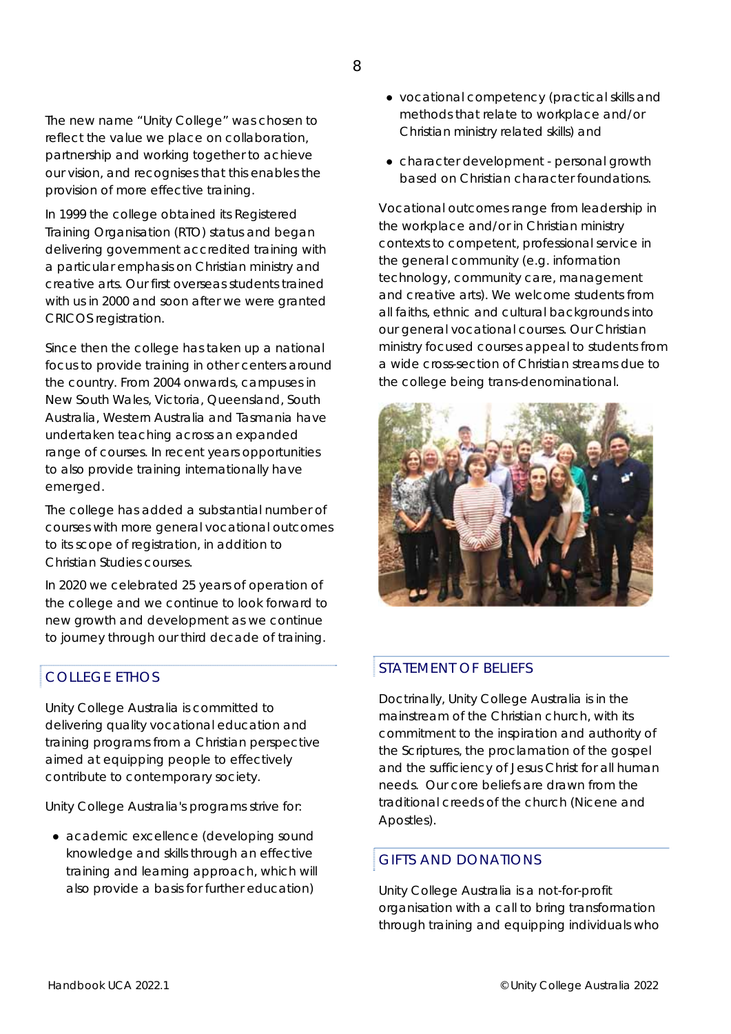The new name "Unity College" was chosen to reflect the value we place on collaboration, partnership and working together to achieve our vision, and recognises that this enables the provision of more effective training.

In 1999 the college obtained its Registered Training Organisation (RTO) status and began delivering government accredited training with a particular emphasis on Christian ministry and creative arts. Our first overseas students trained with us in 2000 and soon after we were granted CRICOS registration.

Since then the college has taken up a national focus to provide training in other centers around the country. From 2004 onwards, campuses in New South Wales, Victoria, Queensland, South Australia, Western Australia and Tasmania have undertaken teaching across an expanded range of courses. In recent years opportunities to also provide training internationally have emerged.

The college has added a substantial number of courses with more general vocational outcomes to its scope of registration, in addition to Christian Studies courses.

In 2020 we celebrated 25 years of operation of the college and we continue to look forward to new growth and development as we continue to journey through our third decade of training.

## COLLEGE ETHOS

Unity College Australia is committed to delivering quality vocational education and training programs from a Christian perspective aimed at equipping people to effectively contribute to contemporary society.

Unity College Australia's programs strive for:

- academic excellence (developing sound knowledge and skills through an effective training and learning approach, which will also provide a basis for further education)
- vocational competency (practical skills and methods that relate to workplace and/or Christian ministry related skills) and
- character development - personal growth based on Christian character foundations.

Vocational outcomes range from leadership in the workplace and/or in Christian ministry contexts to competent, professional service in the general community (e.g. information technology, community care, management and creative arts). We welcome students from all faiths, ethnic and cultural backgrounds into our general vocational courses. Our Christian ministry focused courses appeal to students from a wide cross-section of Christian streams due to the college being trans-denominational.

## STATEMENT OF BELIEFS

Doctrinally, Unity College Australia is in the mainstream of the Christian church, with its commitment to the inspiration and authority of the Scriptures, the proclamation of the gospel and the sufficiency of Jesus Christ for all human needs. Our core beliefs are drawn from the traditional creeds of the church (Nicene and Apostles).

## GIFTS AND DONATIONS

Unity College Australia is a not-for-profit organisation with a call to bring transformation through training and equipping individuals who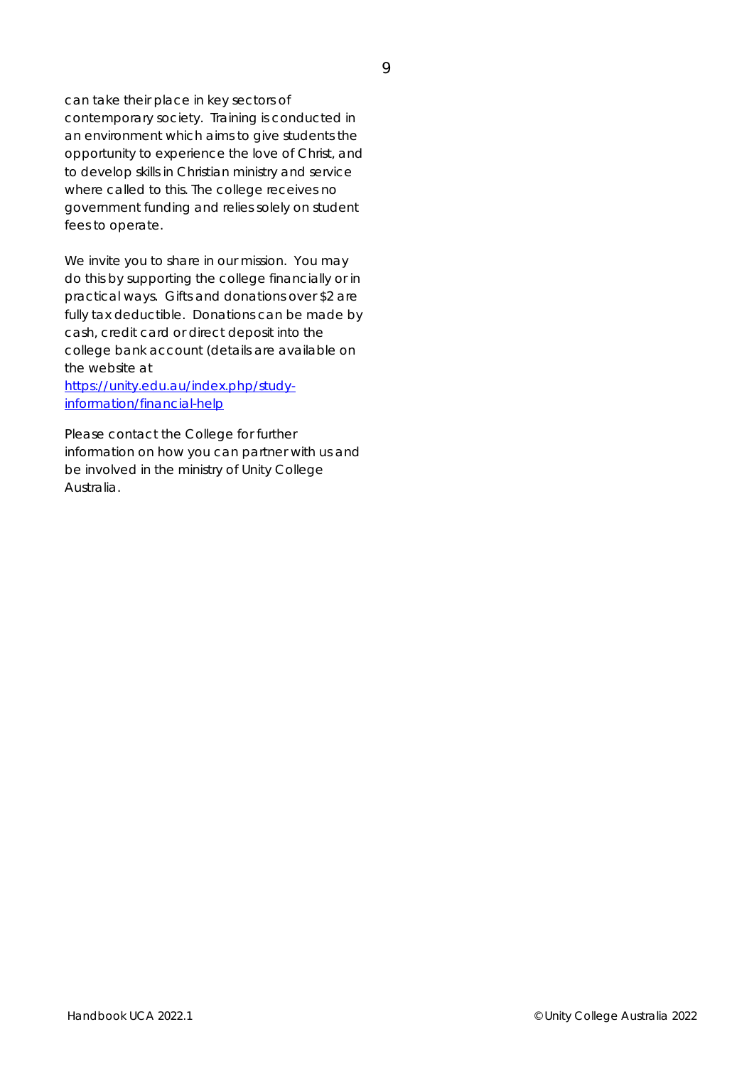can take their place in key sectors of contemporary society. Training is conducted in an environment which aims to give students the opportunity to experience the love of Christ, and to develop skills in Christian ministry and service where called to this. The college receives no government funding and relies solely on student fees to operate.

We invite you to share in our mission. You may do this by supporting the college financially or in practical ways. Gifts and donations over $2 are fully tax deductible. Donations can be made by cash, credit card or direct deposit into the college bank account (details are available on the website at [https://unity.edu.au/index.php/study-information/financial-help](https://unity.edu.au/index.php/study-information/financial-help)

Please contact the College for further information on how you can partner with us and be involved in the ministry of Unity College Australia.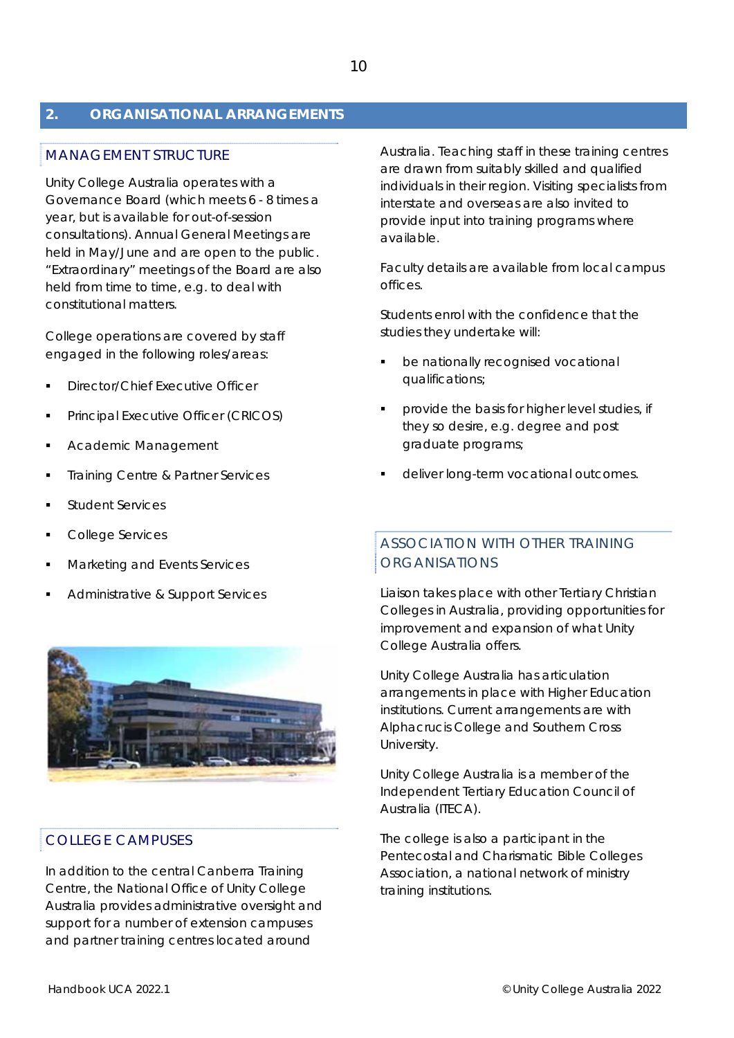## 2. ORGANISATIONAL ARRANGEMENTS

### MANAGEMENT STRUCTURE

Unity College Australia operates with a Governance Board (which meets 6 - 8 times a year, but is available for out-of-session consultations). Annual General Meetings are held in May/June and are open to the public. "Extraordinary" meetings of the Board are also held from time to time, e.g. to deal with constitutional matters.

College operations are covered by staff engaged in the following roles/areas:

- Director/Chief Executive Officer
- Principal Executive Officer (CRICOS)
- Academic Management
- Training Centre & Partner Services
- Student Services
- College Services
- Marketing and Events Services
- Administrative & Support Services

### COLLEGE CAMPUSES

In addition to the central Canberra Training Centre, the National Office of Unity College Australia provides administrative oversight and support for a number of extension campuses and partner training centres located around Australia. Teaching staff in these training centres are drawn from suitably skilled and qualified individuals in their region. Visiting specialists from interstate and overseas are also invited to provide input into training programs where available.

Faculty details are available from local campus offices.

Students enrol with the confidence that the studies they undertake will:

- be nationally recognised vocational qualifications;
- provide the basis for higher level studies, if they so desire, e.g. degree and post graduate programs;
- deliver long-term vocational outcomes.

### ASSOCIATION WITH OTHER TRAINING ORGANISATIONS

Liaison takes place with other Tertiary Christian Colleges in Australia, providing opportunities for improvement and expansion of what Unity College Australia offers.

Unity College Australia has articulation arrangements in place with Higher Education institutions. Current arrangements are with Alphacrucis College and Southern Cross University.

Unity College Australia is a member of the Independent Tertiary Education Council of Australia (ITECA).

The college is also a participant in the Pentecostal and Charismatic Bible Colleges Association, a national network of ministry training institutions.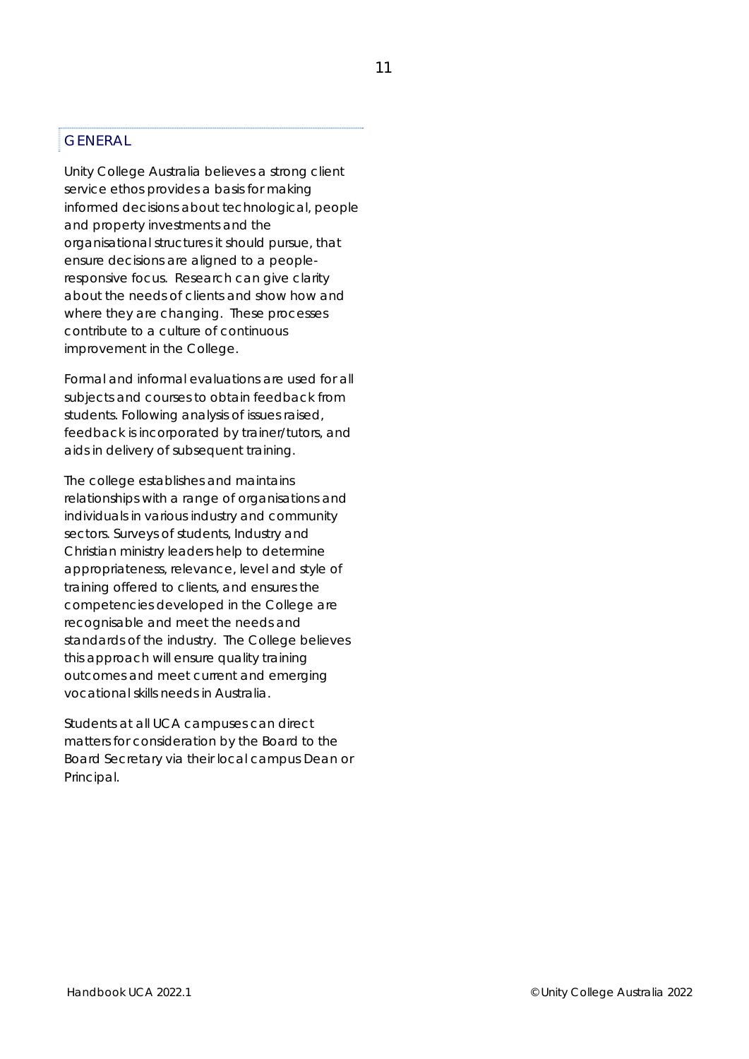## GENERAL

Unity College Australia believes a strong client service ethos provides a basis for making informed decisions about technological, people and property investments and the organisational structures it should pursue, that ensure decisions are aligned to a people-responsive focus. Research can give clarity about the needs of clients and show how and where they are changing. These processes contribute to a culture of continuous improvement in the College.

Formal and informal evaluations are used for all subjects and courses to obtain feedback from students. Following analysis of issues raised, feedback is incorporated by trainer/tutors, and aids in delivery of subsequent training.

The college establishes and maintains relationships with a range of organisations and individuals in various industry and community sectors. Surveys of students, Industry and Christian ministry leaders help to determine appropriateness, relevance, level and style of training offered to clients, and ensures the competencies developed in the College are recognisable and meet the needs and standards of the industry. The College believes this approach will ensure quality training outcomes and meet current and emerging vocational skills needs in Australia.

Students at all UCA campuses can direct matters for consideration by the Board to the Board Secretary via their local campus Dean or Principal.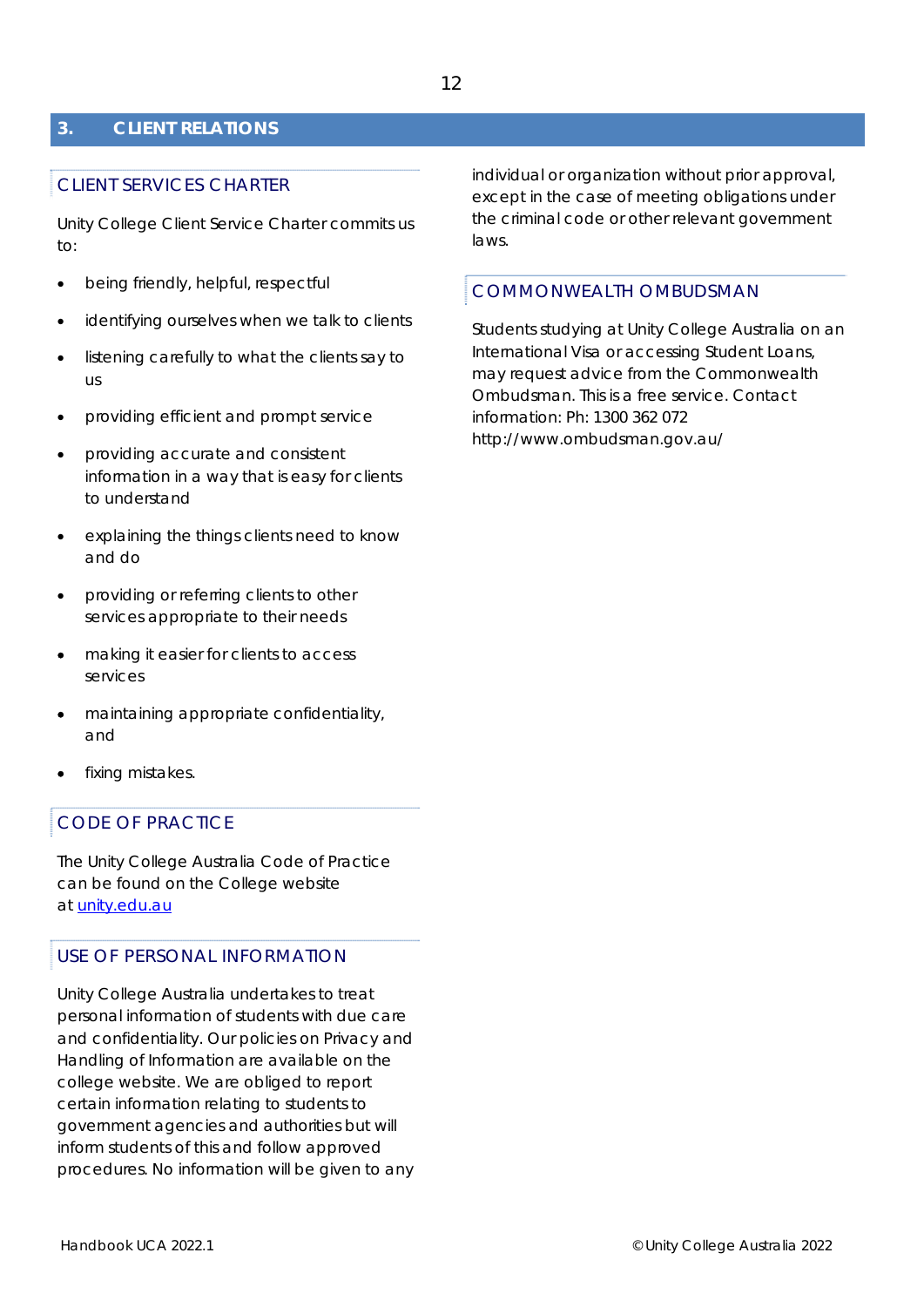# 3. CLIENT RELATIONS

## CLIENT SERVICES CHARTER

Unity College Client Service Charter commits us to:

- being friendly, helpful, respectful
- identifying ourselves when we talk to clients
- listening carefully to what the clients say to us
- providing efficient and prompt service
- providing accurate and consistent information in a way that is easy for clients to understand
- explaining the things clients need to know and do
- providing or referring clients to other services appropriate to their needs
- making it easier for clients to access services
- maintaining appropriate confidentiality, and
- fixing mistakes.

## CODE OF PRACTICE

The Unity College Australia Code of Practice can be found on the College website at [unity.edu.au](unity.edu.au)

## USE OF PERSONAL INFORMATION

Unity College Australia undertakes to treat personal information of students with due care and confidentiality. Our policies on Privacy and Handling of Information are available on the college website. We are obliged to report certain information relating to students to government agencies and authorities but will inform students of this and follow approved procedures. No information will be given to any individual or organization without prior approval, except in the case of meeting obligations under the criminal code or other relevant government laws.

## COMMONWEALTH OMBUDSMAN

Students studying at Unity College Australia on an International Visa or accessing Student Loans, may request advice from the Commonwealth Ombudsman. This is a free service. Contact information: Ph: 1300 362 072 http://www.ombudsman.gov.au/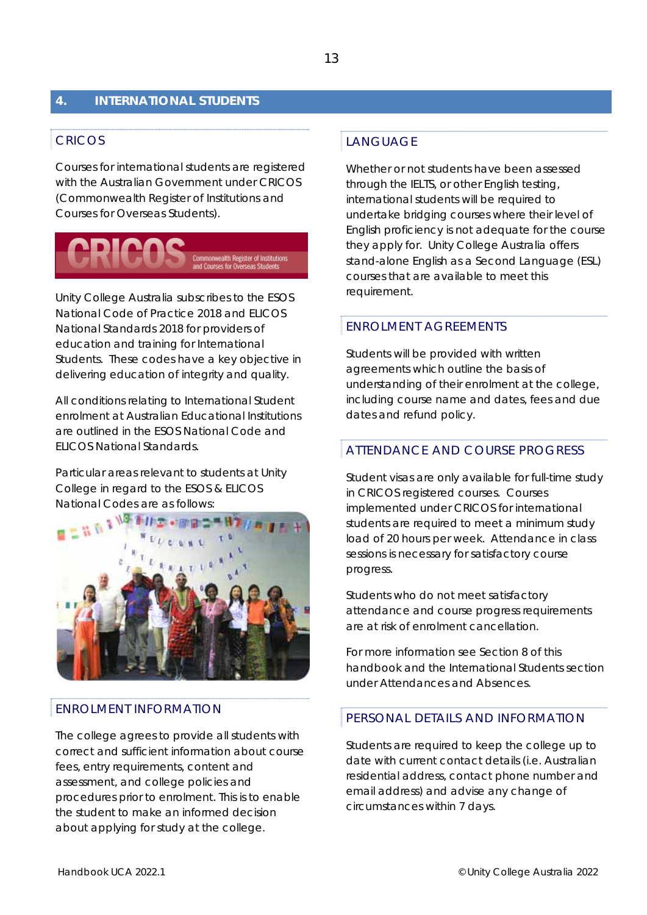## 4. INTERNATIONAL STUDENTS

### CRICOS

Courses for international students are registered with the Australian Government under CRICOS (Commonwealth Register of Institutions and Courses for Overseas Students).

Unity College Australia subscribes to the ESOS National Code of Practice 2018 and ELICOS National Standards 2018 for providers of education and training for International Students. These codes have a key objective in delivering education of integrity and quality.

All conditions relating to International Student enrolment at Australian Educational Institutions are outlined in the ESOS National Code and ELICOS National Standards.

Particular areas relevant to students at Unity College in regard to the ESOS & ELICOS National Codes are as follows:

### ENROLMENT INFORMATION

The college agrees to provide all students with correct and sufficient information about course fees, entry requirements, content and assessment, and college policies and procedures prior to enrolment. This is to enable the student to make an informed decision about applying for study at the college.

### LANGUAGE

Whether or not students have been assessed through the IELTS, or other English testing, international students will be required to undertake bridging courses where their level of English proficiency is not adequate for the course they apply for. Unity College Australia offers stand-alone English as a Second Language (ESL) courses that are available to meet this requirement.

### ENROLMENT AGREEMENTS

Students will be provided with written agreements which outline the basis of understanding of their enrolment at the college, including course name and dates, fees and due dates and refund policy.

### ATTENDANCE AND COURSE PROGRESS

Student visas are only available for full-time study in CRICOS registered courses. Courses implemented under CRICOS for international students are required to meet a minimum study load of 20 hours per week. Attendance in class sessions is necessary for satisfactory course progress.

Students who do not meet satisfactory attendance and course progress requirements are at risk of enrolment cancellation.

For more information see Section 8 of this handbook and the International Students section under Attendances and Absences.

### PERSONAL DETAILS AND INFORMATION

Students are required to keep the college up to date with current contact details (i.e. Australian residential address, contact phone number and email address) and advise any change of circumstances within 7 days.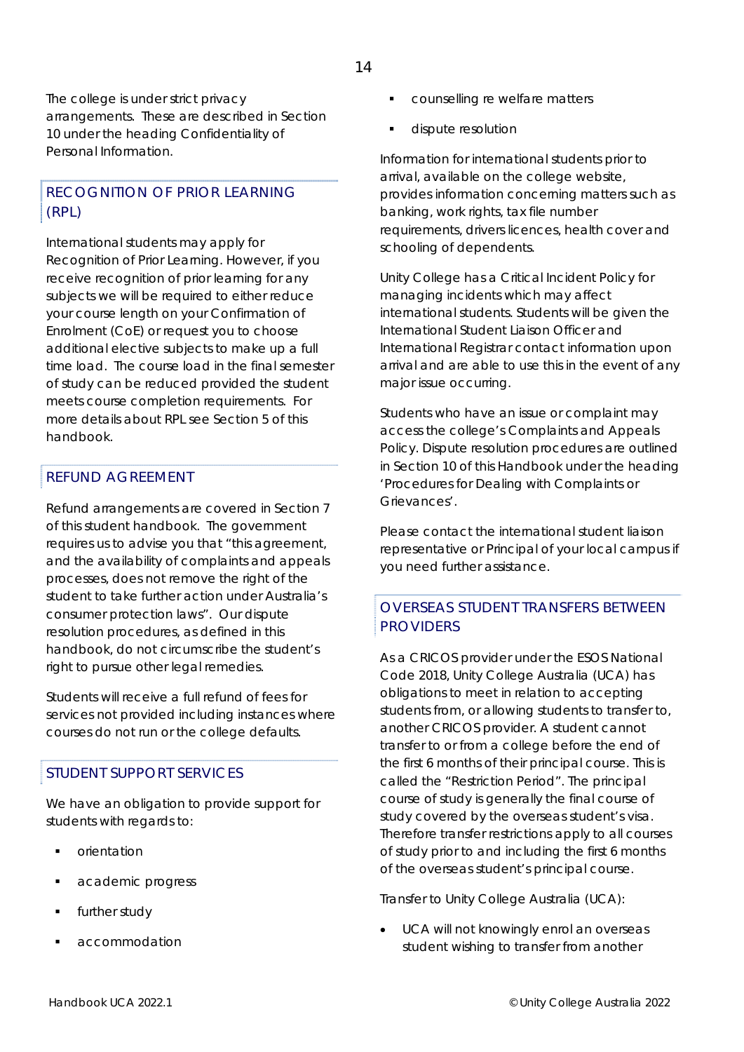The college is under strict privacy arrangements. These are described in Section 10 under the heading Confidentiality of Personal Information.

## RECOGNITION OF PRIOR LEARNING (RPL)

International students may apply for Recognition of Prior Learning. However, if you receive recognition of prior learning for any subjects we will be required to either reduce your course length on your Confirmation of Enrolment (CoE) or request you to choose additional elective subjects to make up a full time load. The course load in the final semester of study can be reduced provided the student meets course completion requirements. For more details about RPL see Section 5 of this handbook.

## REFUND AGREEMENT

Refund arrangements are covered in Section 7 of this student handbook. The government requires us to advise you that "this agreement, and the availability of complaints and appeals processes, does not remove the right of the student to take further action under Australia's consumer protection laws". Our dispute resolution procedures, as defined in this handbook, do not circumscribe the student's right to pursue other legal remedies.

Students will receive a full refund of fees for services not provided including instances where courses do not run or the college defaults.

## STUDENT SUPPORT SERVICES

We have an obligation to provide support for students with regards to:

- orientation
- academic progress
- further study
- accommodation
- counselling re welfare matters
- dispute resolution

Information for international students prior to arrival, available on the college website, provides information concerning matters such as banking, work rights, tax file number requirements, drivers licences, health cover and schooling of dependents.

Unity College has a Critical Incident Policy for managing incidents which may affect international students. Students will be given the International Student Liaison Officer and International Registrar contact information upon arrival and are able to use this in the event of any major issue occurring.

Students who have an issue or complaint may access the college's Complaints and Appeals Policy. Dispute resolution procedures are outlined in Section 10 of this Handbook under the heading 'Procedures for Dealing with Complaints or Grievances'.

Please contact the international student liaison representative or Principal of your local campus if you need further assistance.

## OVERSEAS STUDENT TRANSFERS BETWEEN PROVIDERS

As a CRICOS provider under the ESOS National Code 2018, Unity College Australia (UCA) has obligations to meet in relation to accepting students from, or allowing students to transfer to, another CRICOS provider. A student cannot transfer to or from a college before the end of the first 6 months of their principal course. This is called the "Restriction Period". The principal course of study is generally the final course of study covered by the overseas student's visa. Therefore transfer restrictions apply to all courses of study prior to and including the first 6 months of the overseas student's principal course.

Transfer to Unity College Australia (UCA):

- UCA will not knowingly enrol an overseas student wishing to transfer from another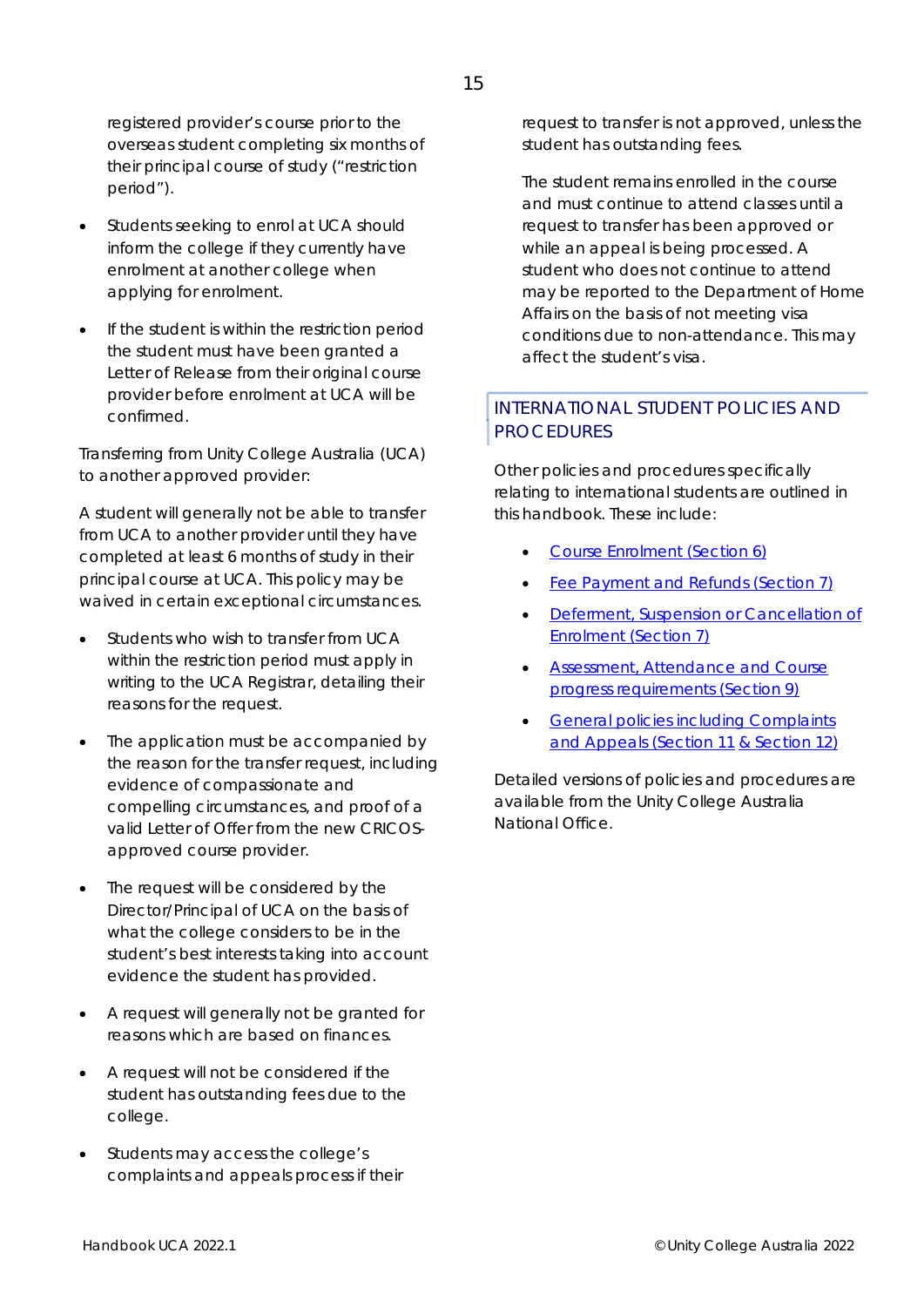registered provider's course prior to the overseas student completing six months of their principal course of study ("restriction period").

- Students seeking to enrol at UCA should inform the college if they currently have enrolment at another college when applying for enrolment.
- If the student is within the restriction period the student must have been granted a Letter of Release from their original course provider before enrolment at UCA will be confirmed.

Transferring from Unity College Australia (UCA) to another approved provider:

A student will generally not be able to transfer from UCA to another provider until they have completed at least 6 months of study in their principal course at UCA. This policy may be waived in certain exceptional circumstances.

- Students who wish to transfer from UCA within the restriction period must apply in writing to the UCA Registrar, detailing their reasons for the request.
- The application must be accompanied by the reason for the transfer request, including evidence of compassionate and compelling circumstances, and proof of a valid Letter of Offer from the new CRICOS-approved course provider.
- The request will be considered by the Director/Principal of UCA on the basis of what the college considers to be in the student's best interests taking into account evidence the student has provided.
- A request will generally not be granted for reasons which are based on finances.
- A request will not be considered if the student has outstanding fees due to the college.
- Students may access the college's complaints and appeals process if their request to transfer is not approved, unless the student has outstanding fees.

  The student remains enrolled in the course and must continue to attend classes until a request to transfer has been approved or while an appeal is being processed. A student who does not continue to attend may be reported to the Department of Home Affairs on the basis of not meeting visa conditions due to non-attendance. This may affect the student's visa.

## INTERNATIONAL STUDENT POLICIES AND PROCEDURES

Other policies and procedures specifically relating to international students are outlined in this handbook. These include:

- Course Enrolment (Section 6)
- Fee Payment and Refunds (Section 7)
- Deferment, Suspension or Cancellation of Enrolment (Section 7)
- Assessment, Attendance and Course progress requirements (Section 9)
- General policies including Complaints and Appeals (Section 11 & Section 12)

Detailed versions of policies and procedures are available from the Unity College Australia National Office.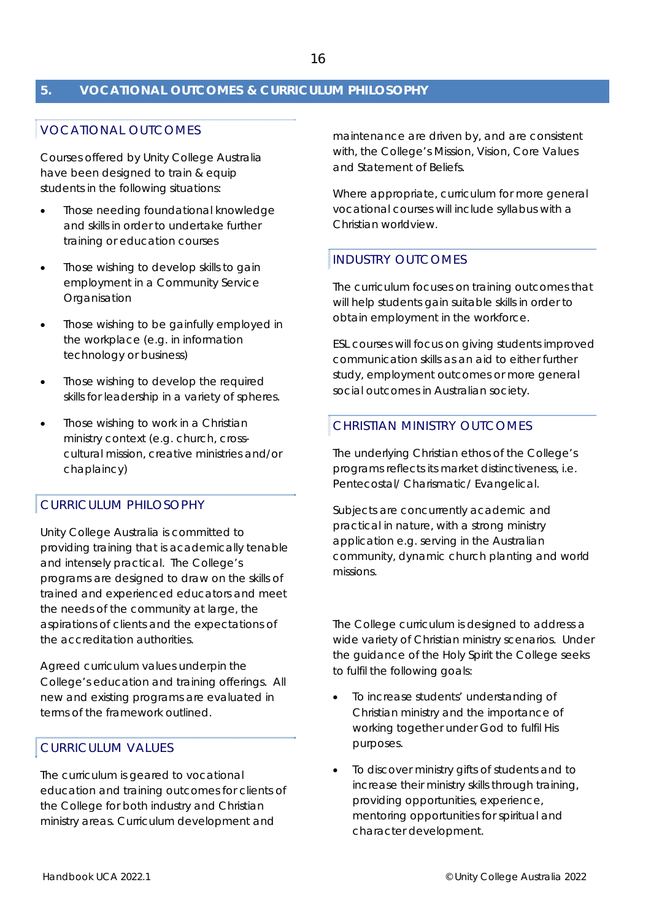## 5. VOCATIONAL OUTCOMES & CURRICULUM PHILOSOPHY

### VOCATIONAL OUTCOMES

Courses offered by Unity College Australia have been designed to train & equip students in the following situations:

- Those needing foundational knowledge and skills in order to undertake further training or education courses
- Those wishing to develop skills to gain employment in a Community Service Organisation
- Those wishing to be gainfully employed in the workplace (e.g. in information technology or business)
- Those wishing to develop the required skills for leadership in a variety of spheres.
- Those wishing to work in a Christian ministry context (e.g. church, cross-cultural mission, creative ministries and/or chaplaincy)

### CURRICULUM PHILOSOPHY

Unity College Australia is committed to providing training that is academically tenable and intensely practical. The College's programs are designed to draw on the skills of trained and experienced educators and meet the needs of the community at large, the aspirations of clients and the expectations of the accreditation authorities.

Agreed curriculum values underpin the College's education and training offerings. All new and existing programs are evaluated in terms of the framework outlined.

### CURRICULUM VALUES

The curriculum is geared to vocational education and training outcomes for clients of the College for both industry and Christian ministry areas. Curriculum development and maintenance are driven by, and are consistent with, the College's Mission, Vision, Core Values and Statement of Beliefs.

Where appropriate, curriculum for more general vocational courses will include syllabus with a Christian worldview.

### INDUSTRY OUTCOMES

The curriculum focuses on training outcomes that will help students gain suitable skills in order to obtain employment in the workforce.

ESL courses will focus on giving students improved communication skills as an aid to either further study, employment outcomes or more general social outcomes in Australian society.

### CHRISTIAN MINISTRY OUTCOMES

The underlying Christian ethos of the College's programs reflects its market distinctiveness, i.e. Pentecostal/ Charismatic/ Evangelical.

Subjects are concurrently academic and practical in nature, with a strong ministry application e.g. serving in the Australian community, dynamic church planting and world missions.

The College curriculum is designed to address a wide variety of Christian ministry scenarios. Under the guidance of the Holy Spirit the College seeks to fulfil the following goals:

- To increase students' understanding of Christian ministry and the importance of working together under God to fulfil His purposes.
- To discover ministry gifts of students and to increase their ministry skills through training, providing opportunities, experience, mentoring opportunities for spiritual and character development.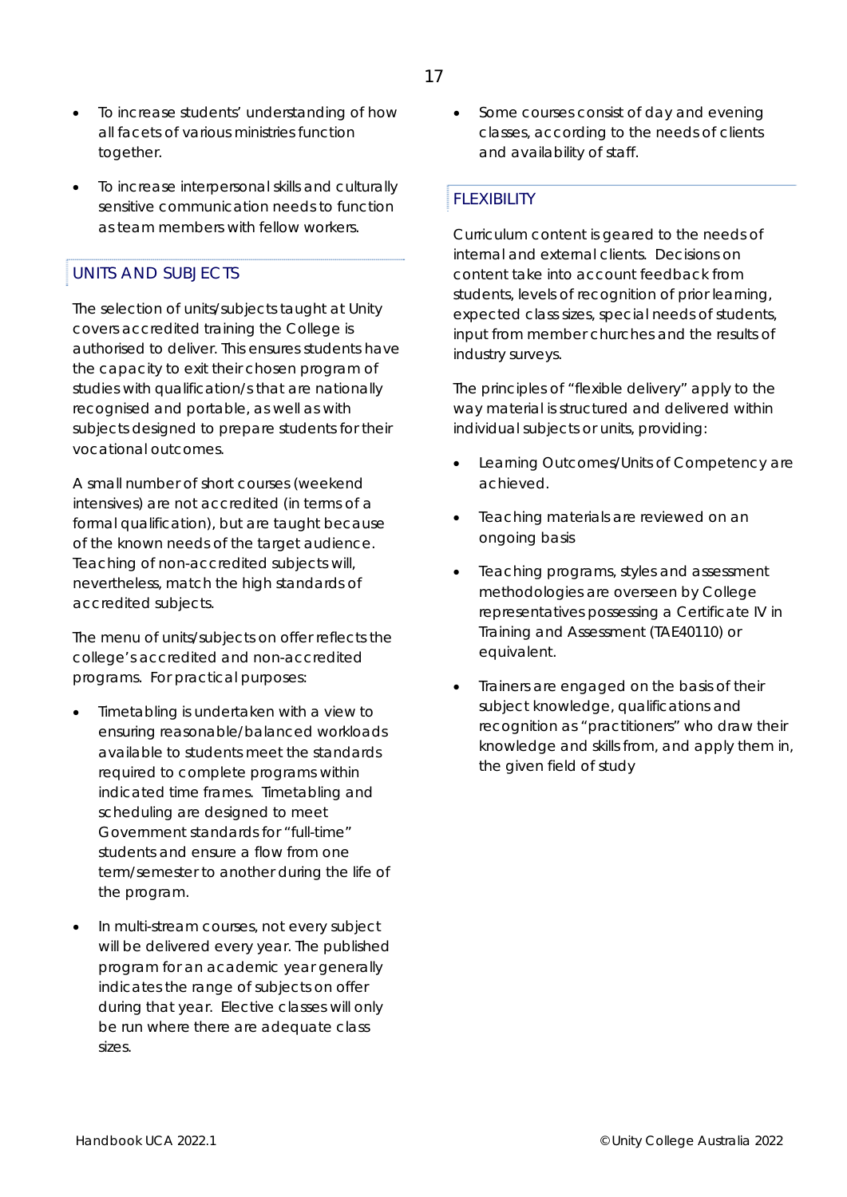- To increase students' understanding of how all facets of various ministries function together.
- To increase interpersonal skills and culturally sensitive communication needs to function as team members with fellow workers.

## UNITS AND SUBJECTS

The selection of units/subjects taught at Unity covers accredited training the College is authorised to deliver. This ensures students have the capacity to exit their chosen program of studies with qualification/s that are nationally recognised and portable, as well as with subjects designed to prepare students for their vocational outcomes.

A small number of short courses (weekend intensives) are not accredited (in terms of a formal qualification), but are taught because of the known needs of the target audience. Teaching of non-accredited subjects will, nevertheless, match the high standards of accredited subjects.

The menu of units/subjects on offer reflects the college's accredited and non-accredited programs. For practical purposes:

- Timetabling is undertaken with a view to ensuring reasonable/balanced workloads available to students meet the standards required to complete programs within indicated time frames. Timetabling and scheduling are designed to meet Government standards for "full-time" students and ensure a flow from one term/semester to another during the life of the program.
- In multi-stream courses, not every subject will be delivered every year. The published program for an academic year generally indicates the range of subjects on offer during that year. Elective classes will only be run where there are adequate class sizes.
- Some courses consist of day and evening classes, according to the needs of clients and availability of staff.

## FLEXIBILITY

Curriculum content is geared to the needs of internal and external clients. Decisions on content take into account feedback from students, levels of recognition of prior learning, expected class sizes, special needs of students, input from member churches and the results of industry surveys.

The principles of "flexible delivery" apply to the way material is structured and delivered within individual subjects or units, providing:

- Learning Outcomes/Units of Competency are achieved.
- Teaching materials are reviewed on an ongoing basis
- Teaching programs, styles and assessment methodologies are overseen by College representatives possessing a Certificate IV in Training and Assessment (TAE40110) or equivalent.
- Trainers are engaged on the basis of their subject knowledge, qualifications and recognition as "practitioners" who draw their knowledge and skills from, and apply them in, the given field of study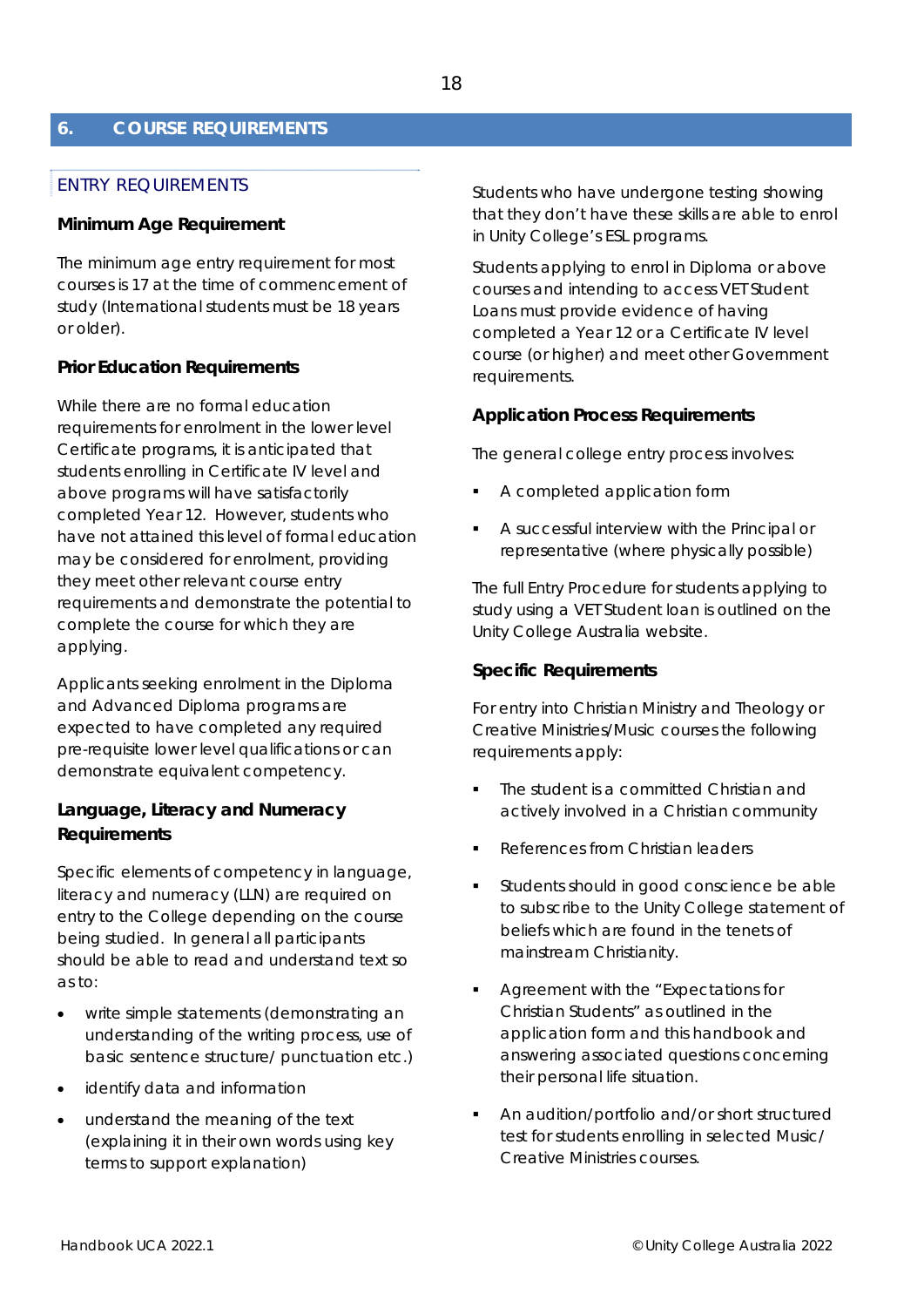# 6. COURSE REQUIREMENTS

## ENTRY REQUIREMENTS

### Minimum Age Requirement

The minimum age entry requirement for most courses is 17 at the time of commencement of study (International students must be 18 years or older).

### Prior Education Requirements

While there are no formal education requirements for enrolment in the lower level Certificate programs, it is anticipated that students enrolling in Certificate IV level and above programs will have satisfactorily completed Year 12. However, students who have not attained this level of formal education may be considered for enrolment, providing they meet other relevant course entry requirements and demonstrate the potential to complete the course for which they are applying.

Applicants seeking enrolment in the Diploma and Advanced Diploma programs are expected to have completed any required pre-requisite lower level qualifications or can demonstrate equivalent competency.

### Language, Literacy and Numeracy Requirements

Specific elements of competency in language, literacy and numeracy (LLN) are required on entry to the College depending on the course being studied. In general all participants should be able to read and understand text so as to:

- write simple statements (demonstrating an understanding of the writing process, use of basic sentence structure/ punctuation etc.)
- identify data and information
- understand the meaning of the text (explaining it in their own words using key terms to support explanation)

Students who have undergone testing showing that they don't have these skills are able to enrol in Unity College's ESL programs.

Students applying to enrol in Diploma or above courses and intending to access VET Student Loans must provide evidence of having completed a Year 12 or a Certificate IV level course (or higher) and meet other Government requirements.

### Application Process Requirements

The general college entry process involves:

- A completed application form
- A successful interview with the Principal or representative (where physically possible)

The full Entry Procedure for students applying to study using a VET Student loan is outlined on the Unity College Australia website.

### Specific Requirements

For entry into Christian Ministry and Theology or Creative Ministries/Music courses the following requirements apply:

- The student is a committed Christian and actively involved in a Christian community
- References from Christian leaders
- Students should in good conscience be able to subscribe to the Unity College statement of beliefs which are found in the tenets of mainstream Christianity.
- Agreement with the "Expectations for Christian Students" as outlined in the application form and this handbook and answering associated questions concerning their personal life situation.
- An audition/portfolio and/or short structured test for students enrolling in selected Music/ Creative Ministries courses.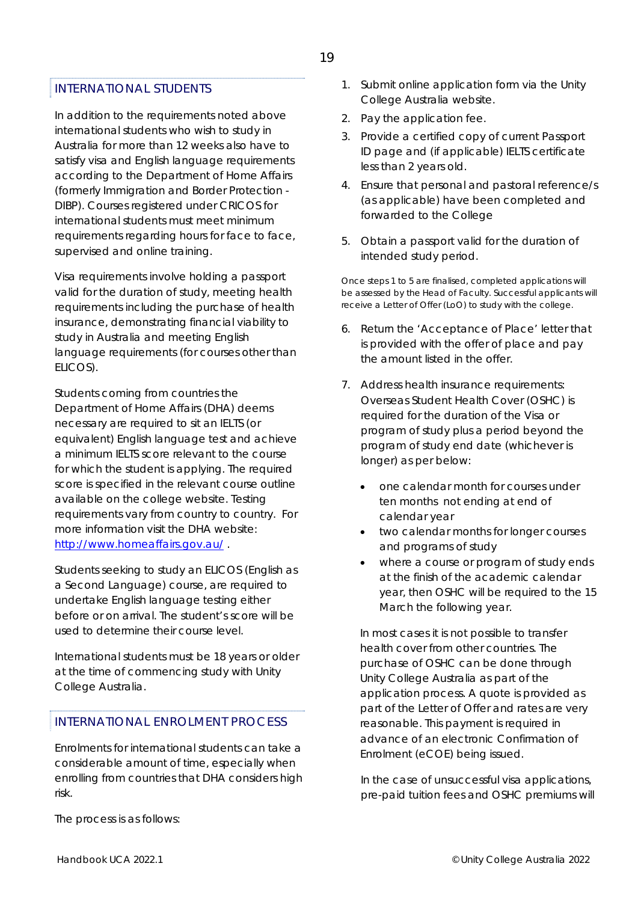## INTERNATIONAL STUDENTS

In addition to the requirements noted above international students who wish to study in Australia for more than 12 weeks also have to satisfy visa and English language requirements according to the Department of Home Affairs (formerly Immigration and Border Protection - DIBP). Courses registered under CRICOS for international students must meet minimum requirements regarding hours for face to face, supervised and online training.

Visa requirements involve holding a passport valid for the duration of study, meeting health requirements including the purchase of health insurance, demonstrating financial viability to study in Australia and meeting English language requirements (for courses other than ELICOS).

Students coming from countries the Department of Home Affairs (DHA) deems necessary are required to sit an IELTS (or equivalent) English language test and achieve a minimum IELTS score relevant to the course for which the student is applying. The required score is specified in the relevant course outline available on the college website. Testing requirements vary from country to country. For more information visit the DHA website: [http://www.homeaffairs.gov.au/](http://www.homeaffairs.gov.au/) .

Students seeking to study an ELICOS (English as a Second Language) course, are required to undertake English language testing either before or on arrival. The student's score will be used to determine their course level.

International students must be 18 years or older at the time of commencing study with Unity College Australia.

## INTERNATIONAL ENROLMENT PROCESS

Enrolments for international students can take a considerable amount of time, especially when enrolling from countries that DHA considers high risk.

The process is as follows:

1. Submit online application form via the Unity College Australia website.
2. Pay the application fee.
3. Provide a certified copy of current Passport ID page and (if applicable) IELTS certificate less than 2 years old.
4. Ensure that personal and pastoral reference/s (as applicable) have been completed and forwarded to the College
5. Obtain a passport valid for the duration of intended study period.

Once steps 1 to 5 are finalised, completed applications will be assessed by the Head of Faculty. Successful applicants will receive a Letter of Offer (LoO) to study with the college.

6. Return the 'Acceptance of Place' letter that is provided with the offer of place and pay the amount listed in the offer.
7. Address health insurance requirements: Overseas Student Health Cover (OSHC) is required for the duration of the Visa or program of study plus a period beyond the program of study end date (whichever is longer) as per below:
   - one calendar month for courses under ten months not ending at end of calendar year
   - two calendar months for longer courses and programs of study
   - where a course or program of study ends at the finish of the academic calendar year, then OSHC will be required to the 15 March the following year.

   In most cases it is not possible to transfer health cover from other countries. The purchase of OSHC can be done through Unity College Australia as part of the application process. A quote is provided as part of the Letter of Offer and rates are very reasonable. This payment is required in advance of an electronic Confirmation of Enrolment (eCOE) being issued.

   In the case of unsuccessful visa applications, pre-paid tuition fees and OSHC premiums will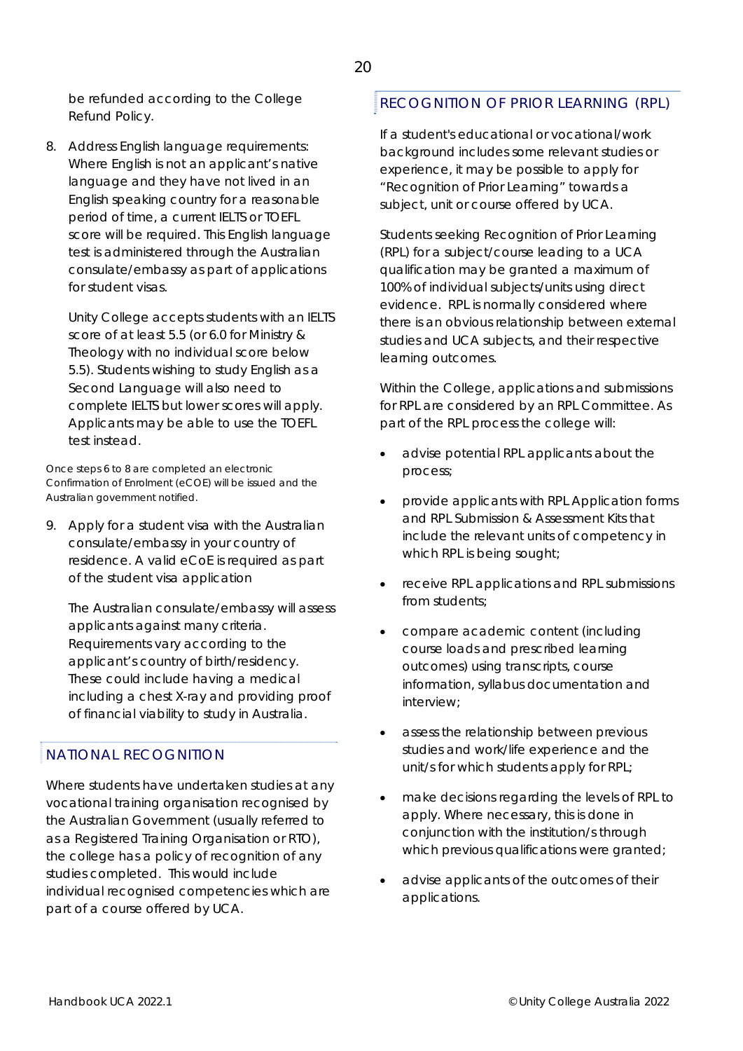be refunded according to the College Refund Policy.

8. Address English language requirements: Where English is not an applicant's native language and they have not lived in an English speaking country for a reasonable period of time, a current IELTS or TOEFL score will be required. This English language test is administered through the Australian consulate/embassy as part of applications for student visas.

   Unity College accepts students with an IELTS score of at least 5.5 (or 6.0 for Ministry & Theology with no individual score below 5.5). Students wishing to study English as a Second Language will also need to complete IELTS but lower scores will apply. Applicants may be able to use the TOEFL test instead.

Once steps 6 to 8 are completed an electronic Confirmation of Enrolment (eCOE) will be issued and the Australian government notified.

9. Apply for a student visa with the Australian consulate/embassy in your country of residence. A valid eCoE is required as part of the student visa application

   The Australian consulate/embassy will assess applicants against many criteria. Requirements vary according to the applicant's country of birth/residency. These could include having a medical including a chest X-ray and providing proof of financial viability to study in Australia.

## NATIONAL RECOGNITION

Where students have undertaken studies at any vocational training organisation recognised by the Australian Government (usually referred to as a Registered Training Organisation or RTO), the college has a policy of recognition of any studies completed. This would include individual recognised competencies which are part of a course offered by UCA.

## RECOGNITION OF PRIOR LEARNING (RPL)

If a student's educational or vocational/work background includes some relevant studies or experience, it may be possible to apply for "Recognition of Prior Learning" towards a subject, unit or course offered by UCA.

Students seeking Recognition of Prior Learning (RPL) for a subject/course leading to a UCA qualification may be granted a maximum of 100% of individual subjects/units using direct evidence. RPL is normally considered where there is an obvious relationship between external studies and UCA subjects, and their respective learning outcomes.

Within the College, applications and submissions for RPL are considered by an RPL Committee. As part of the RPL process the college will:

- advise potential RPL applicants about the process;
- provide applicants with RPL Application forms and RPL Submission & Assessment Kits that include the relevant units of competency in which RPL is being sought;
- receive RPL applications and RPL submissions from students;
- compare academic content (including course loads and prescribed learning outcomes) using transcripts, course information, syllabus documentation and interview;
- assess the relationship between previous studies and work/life experience and the unit/s for which students apply for RPL;
- make decisions regarding the levels of RPL to apply. Where necessary, this is done in conjunction with the institution/s through which previous qualifications were granted;
- advise applicants of the outcomes of their applications.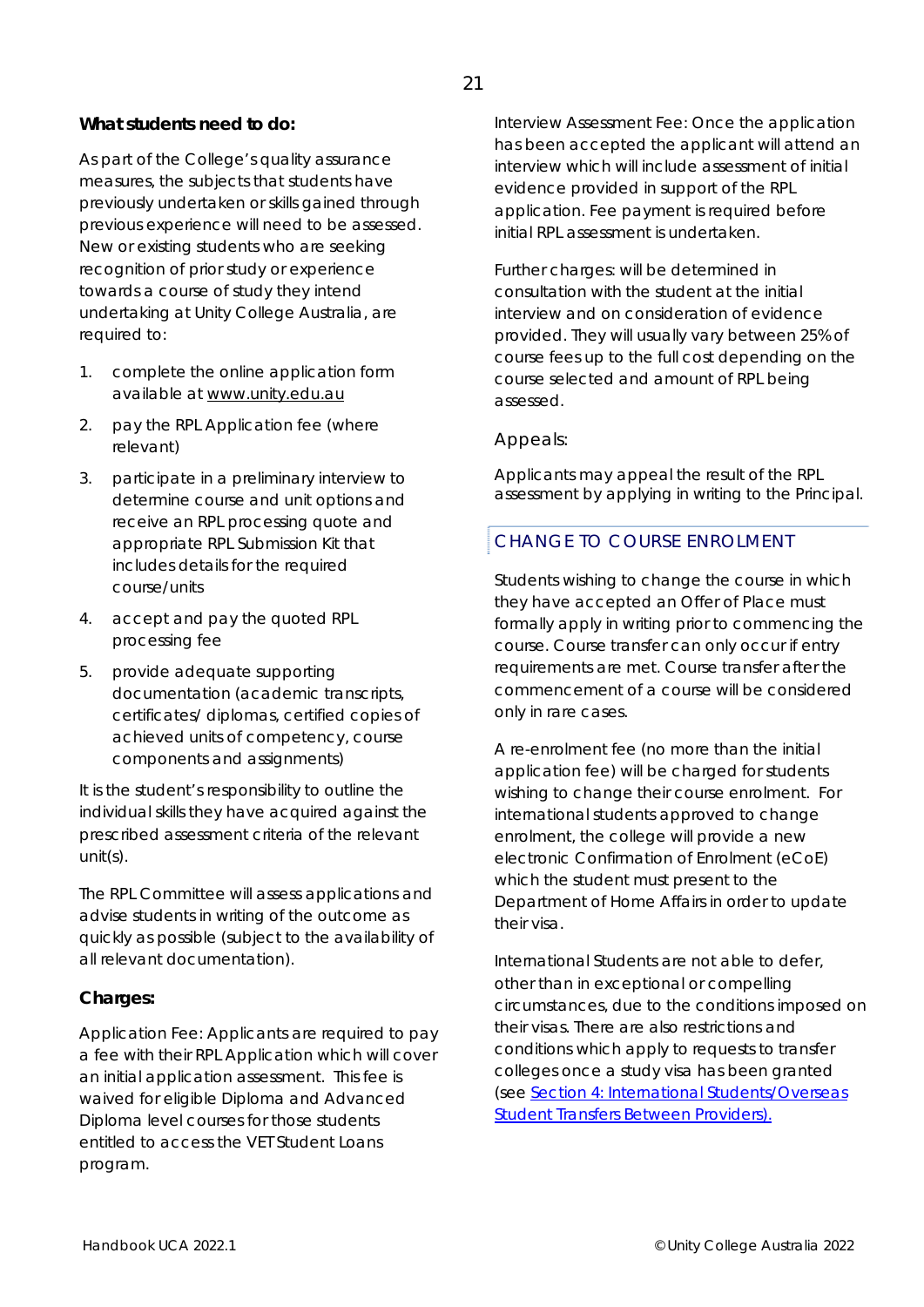**What students need to do:**

As part of the College's quality assurance measures, the subjects that students have previously undertaken or skills gained through previous experience will need to be assessed. New or existing students who are seeking recognition of prior study or experience towards a course of study they intend undertaking at Unity College Australia, are required to:

1. complete the online application form available at www.unity.edu.au
2. pay the RPL Application fee (where relevant)
3. participate in a preliminary interview to determine course and unit options and receive an RPL processing quote and appropriate RPL Submission Kit that includes details for the required course/units
4. accept and pay the quoted RPL processing fee
5. provide adequate supporting documentation (academic transcripts, certificates/ diplomas, certified copies of achieved units of competency, course components and assignments)

It is the student's responsibility to outline the individual skills they have acquired against the prescribed assessment criteria of the relevant unit(s).

The RPL Committee will assess applications and advise students in writing of the outcome as quickly as possible (subject to the availability of all relevant documentation).

**Charges:**

Application Fee: Applicants are required to pay a fee with their RPL Application which will cover an initial application assessment. This fee is waived for eligible Diploma and Advanced Diploma level courses for those students entitled to access the VET Student Loans program.

Interview Assessment Fee: Once the application has been accepted the applicant will attend an interview which will include assessment of initial evidence provided in support of the RPL application. Fee payment is required before initial RPL assessment is undertaken.

Further charges: will be determined in consultation with the student at the initial interview and on consideration of evidence provided. They will usually vary between 25% of course fees up to the full cost depending on the course selected and amount of RPL being assessed.

### Appeals:

Applicants may appeal the result of the RPL assessment by applying in writing to the Principal.

## CHANGE TO COURSE ENROLMENT

Students wishing to change the course in which they have accepted an Offer of Place must formally apply in writing prior to commencing the course. Course transfer can only occur if entry requirements are met. Course transfer after the commencement of a course will be considered only in rare cases.

A re-enrolment fee (no more than the initial application fee) will be charged for students wishing to change their course enrolment. For international students approved to change enrolment, the college will provide a new electronic Confirmation of Enrolment (eCoE) which the student must present to the Department of Home Affairs in order to update their visa.

International Students are not able to defer, other than in exceptional or compelling circumstances, due to the conditions imposed on their visas. There are also restrictions and conditions which apply to requests to transfer colleges once a study visa has been granted (see Section 4: International Students/Overseas Student Transfers Between Providers).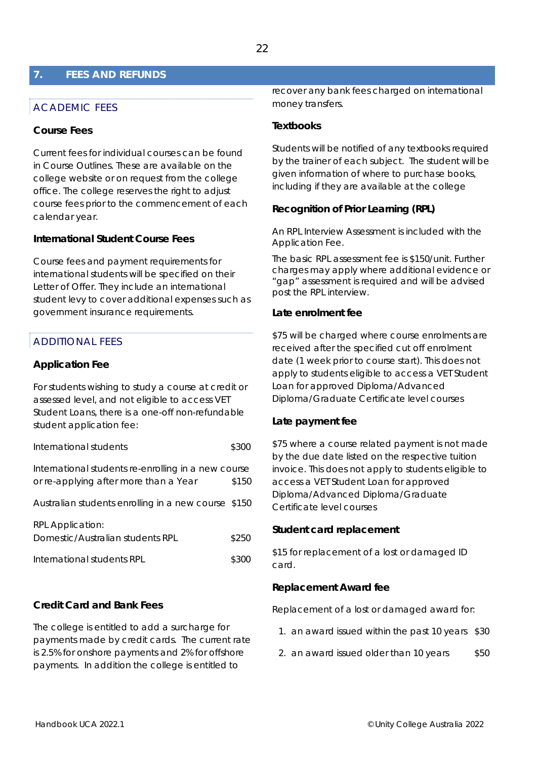## 7. FEES AND REFUNDS

### ACADEMIC FEES

#### Course Fees

Current fees for individual courses can be found in Course Outlines. These are available on the college website or on request from the college office. The college reserves the right to adjust course fees prior to the commencement of each calendar year.

#### International Student Course Fees

Course fees and payment requirements for international students will be specified on their Letter of Offer. They include an international student levy to cover additional expenses such as government insurance requirements.

### ADDITIONAL FEES

#### Application Fee

For students wishing to study a course at credit or assessed level, and not eligible to access VET Student Loans, there is a one-off non-refundable student application fee:

| | |
|---|---|
| International students | $300 |
| International students re-enrolling in a new course or re-applying after more than a Year | $150 |
| Australian students enrolling in a new course | $150 |
| RPL Application: Domestic/Australian students RPL | $250 |
| International students RPL | $300 |

#### Credit Card and Bank Fees

The college is entitled to add a surcharge for payments made by credit cards. The current rate is 2.5% for onshore payments and 2% for offshore payments. In addition the college is entitled to recover any bank fees charged on international money transfers.

#### Textbooks

Students will be notified of any textbooks required by the trainer of each subject. The student will be given information of where to purchase books, including if they are available at the college

#### Recognition of Prior Learning (RPL)

An RPL Interview Assessment is included with the Application Fee.

The basic RPL assessment fee is $150/unit. Further charges may apply where additional evidence or "gap" assessment is required and will be advised post the RPL interview.

#### Late enrolment fee

$75 will be charged where course enrolments are received after the specified cut off enrolment date (1 week prior to course start). This does not apply to students eligible to access a VET Student Loan for approved Diploma/Advanced Diploma/Graduate Certificate level courses

#### Late payment fee

$75 where a course related payment is not made by the due date listed on the respective tuition invoice. This does not apply to students eligible to access a VET Student Loan for approved Diploma/Advanced Diploma/Graduate Certificate level courses

#### Student card replacement

$15 for replacement of a lost or damaged ID card.

#### Replacement Award fee

Replacement of a lost or damaged award for:

1. an award issued within the past 10 years $30
2. an award issued older than 10 years $50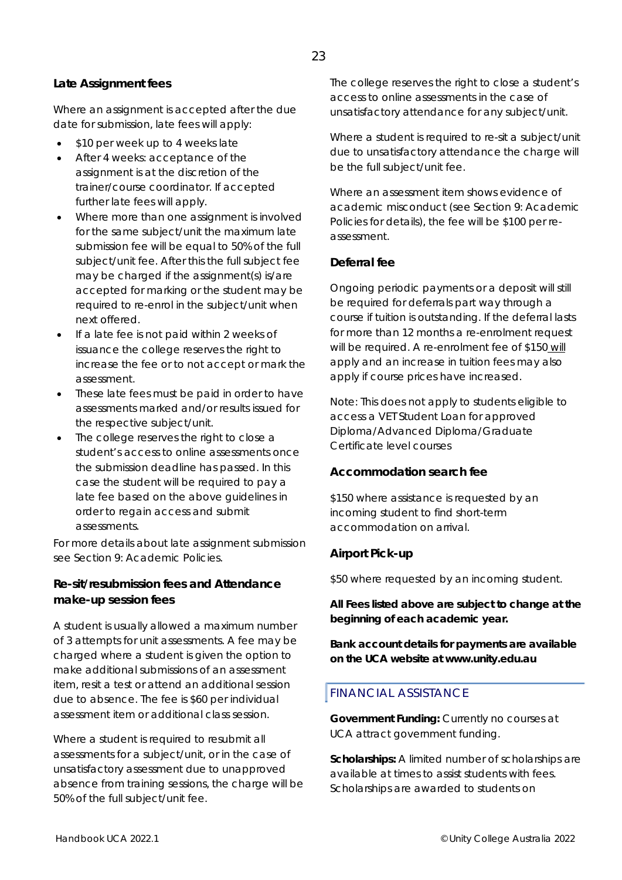### Late Assignment fees

Where an assignment is accepted after the due date for submission, late fees will apply:

- $10 per week up to 4 weeks late
- After 4 weeks: acceptance of the assignment is at the discretion of the trainer/course coordinator. If accepted further late fees will apply.
- Where more than one assignment is involved for the same subject/unit the maximum late submission fee will be equal to 50% of the full subject/unit fee. After this the full subject fee may be charged if the assignment(s) is/are accepted for marking or the student may be required to re-enrol in the subject/unit when next offered.
- If a late fee is not paid within 2 weeks of issuance the college reserves the right to increase the fee or to not accept or mark the assessment.
- These late fees must be paid in order to have assessments marked and/or results issued for the respective subject/unit.
- The college reserves the right to close a student's access to online assessments once the submission deadline has passed. In this case the student will be required to pay a late fee based on the above guidelines in order to regain access and submit assessments.

For more details about late assignment submission see Section 9: Academic Policies.

### Re-sit/resubmission fees and Attendance make-up session fees

A student is usually allowed a maximum number of 3 attempts for unit assessments. A fee may be charged where a student is given the option to make additional submissions of an assessment item, resit a test or attend an additional session due to absence. The fee is $60 per individual assessment item or additional class session.

Where a student is required to resubmit all assessments for a subject/unit, or in the case of unsatisfactory assessment due to unapproved absence from training sessions, the charge will be 50% of the full subject/unit fee.

The college reserves the right to close a student's access to online assessments in the case of unsatisfactory attendance for any subject/unit.

Where a student is required to re-sit a subject/unit due to unsatisfactory attendance the charge will be the full subject/unit fee.

Where an assessment item shows evidence of academic misconduct (see Section 9: Academic Policies for details), the fee will be $100 per re-assessment.

### Deferral fee

Ongoing periodic payments or a deposit will still be required for deferrals part way through a course if tuition is outstanding. If the deferral lasts for more than 12 months a re-enrolment request will be required. A re-enrolment fee of $150 will apply and an increase in tuition fees may also apply if course prices have increased.

Note: This does not apply to students eligible to access a VET Student Loan for approved Diploma/Advanced Diploma/Graduate Certificate level courses

### Accommodation search fee

$150 where assistance is requested by an incoming student to find short-term accommodation on arrival.

### Airport Pick-up

$50 where requested by an incoming student.

**All Fees listed above are subject to change at the beginning of each academic year.**

**Bank account details for payments are available on the UCA website at www.unity.edu.au**

## FINANCIAL ASSISTANCE

**Government Funding:** Currently no courses at UCA attract government funding.

**Scholarships:** A limited number of scholarships are available at times to assist students with fees. Scholarships are awarded to students on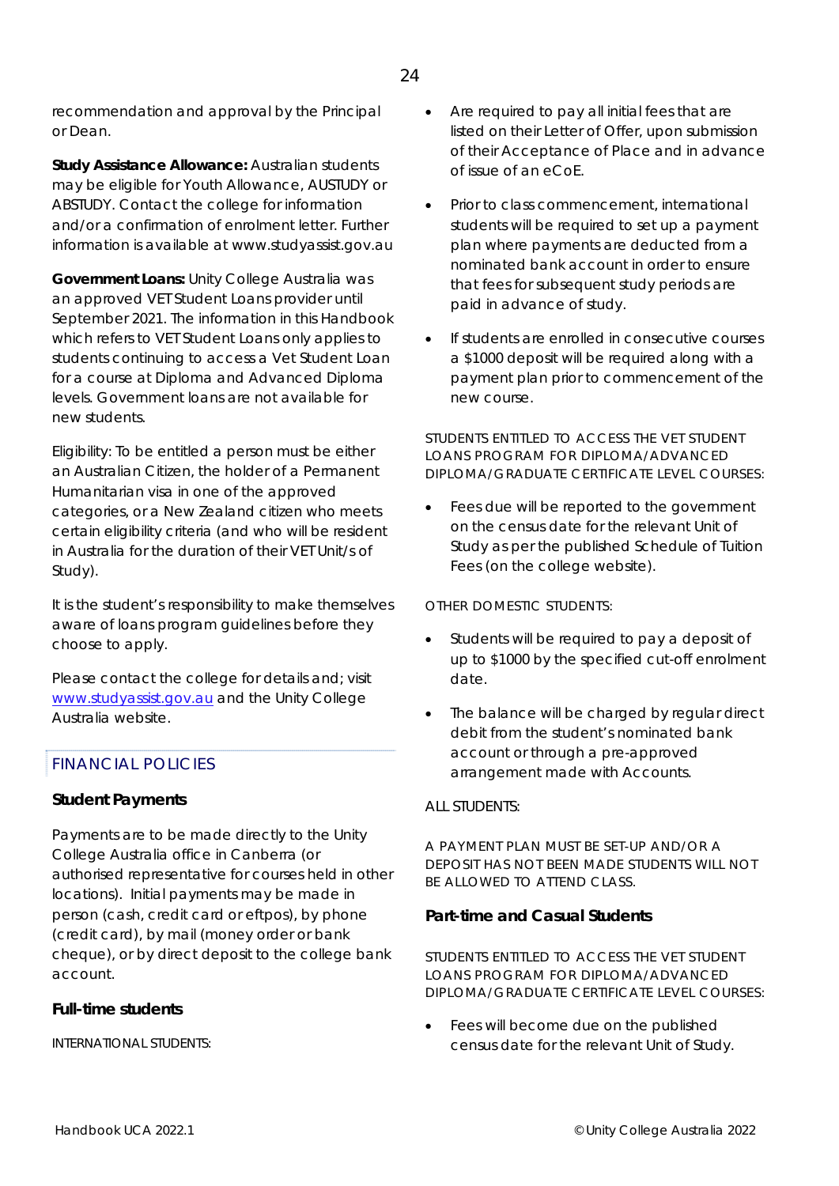recommendation and approval by the Principal or Dean.

**Study Assistance Allowance:** Australian students may be eligible for Youth Allowance, AUSTUDY or ABSTUDY. Contact the college for information and/or a confirmation of enrolment letter. Further information is available at www.studyassist.gov.au

**Government Loans:** Unity College Australia was an approved VET Student Loans provider until September 2021. The information in this Handbook which refers to VET Student Loans only applies to students continuing to access a Vet Student Loan for a course at Diploma and Advanced Diploma levels. Government loans are not available for new students.

Eligibility: To be entitled a person must be either an Australian Citizen, the holder of a Permanent Humanitarian visa in one of the approved categories, or a New Zealand citizen who meets certain eligibility criteria (and who will be resident in Australia for the duration of their VET Unit/s of Study).

It is the student's responsibility to make themselves aware of loans program guidelines before they choose to apply.

Please contact the college for details and; visit www.studyassist.gov.au and the Unity College Australia website.

## FINANCIAL POLICIES

### Student Payments

Payments are to be made directly to the Unity College Australia office in Canberra (or authorised representative for courses held in other locations). Initial payments may be made in person (cash, credit card or eftpos), by phone (credit card), by mail (money order or bank cheque), or by direct deposit to the college bank account.

### Full-time students

INTERNATIONAL STUDENTS:

- Are required to pay all initial fees that are listed on their Letter of Offer, upon submission of their Acceptance of Place and in advance of issue of an eCoE.
- Prior to class commencement, international students will be required to set up a payment plan where payments are deducted from a nominated bank account in order to ensure that fees for subsequent study periods are paid in advance of study.
- If students are enrolled in consecutive courses a $1000 deposit will be required along with a payment plan prior to commencement of the new course.

STUDENTS ENTITLED TO ACCESS THE VET STUDENT LOANS PROGRAM FOR DIPLOMA/ADVANCED DIPLOMA/GRADUATE CERTIFICATE LEVEL COURSES:

- Fees due will be reported to the government on the census date for the relevant Unit of Study as per the published Schedule of Tuition Fees (on the college website).

OTHER DOMESTIC STUDENTS:

- Students will be required to pay a deposit of up to $1000 by the specified cut-off enrolment date.
- The balance will be charged by regular direct debit from the student's nominated bank account or through a pre-approved arrangement made with Accounts.

ALL STUDENTS:

A PAYMENT PLAN MUST BE SET-UP AND/OR A DEPOSIT HAS NOT BEEN MADE STUDENTS WILL NOT BE ALLOWED TO ATTEND CLASS.

### Part-time and Casual Students

STUDENTS ENTITLED TO ACCESS THE VET STUDENT LOANS PROGRAM FOR DIPLOMA/ADVANCED DIPLOMA/GRADUATE CERTIFICATE LEVEL COURSES:

- Fees will become due on the published census date for the relevant Unit of Study.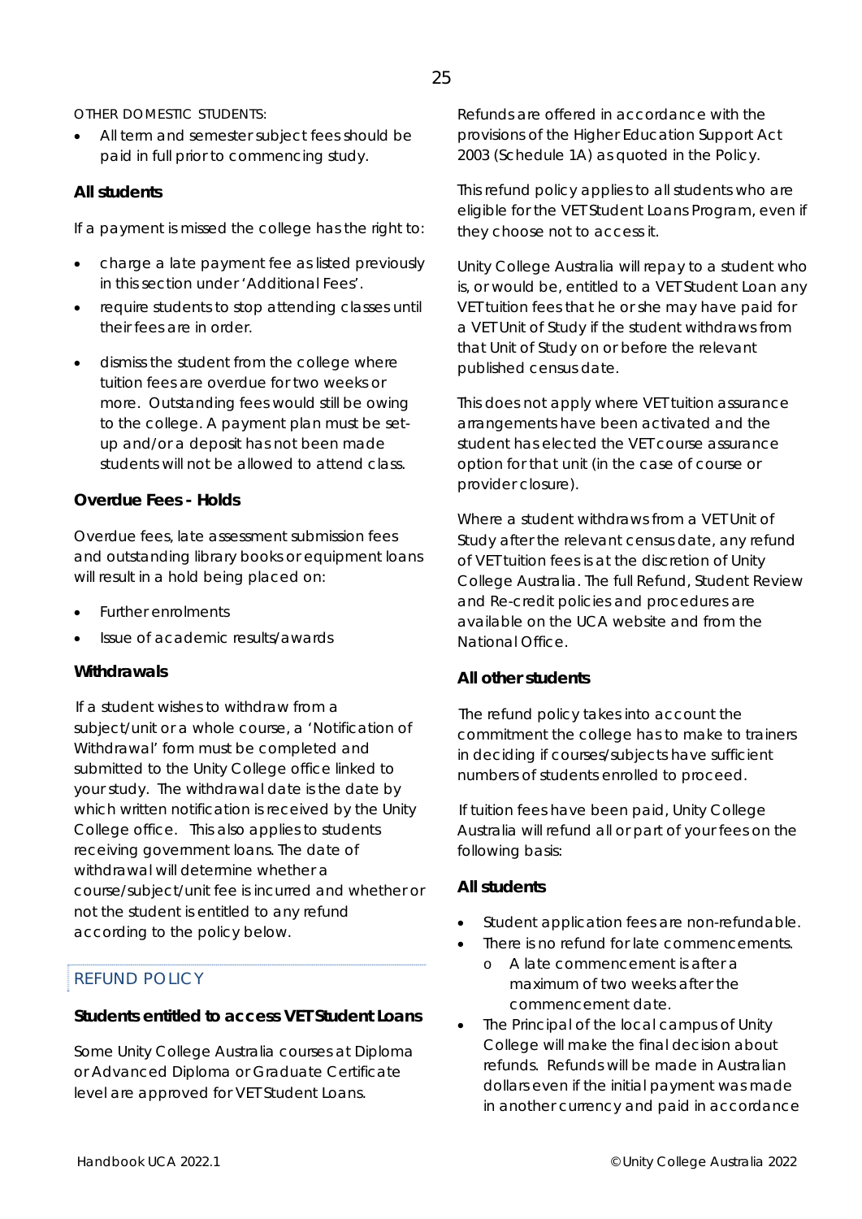OTHER DOMESTIC STUDENTS:

- All term and semester subject fees should be paid in full prior to commencing study.

### All students

If a payment is missed the college has the right to:

- charge a late payment fee as listed previously in this section under 'Additional Fees'.
- require students to stop attending classes until their fees are in order.
- dismiss the student from the college where tuition fees are overdue for two weeks or more. Outstanding fees would still be owing to the college. A payment plan must be set-up and/or a deposit has not been made students will not be allowed to attend class.

### Overdue Fees - Holds

Overdue fees, late assessment submission fees and outstanding library books or equipment loans will result in a hold being placed on:

- Further enrolments
- Issue of academic results/awards

### Withdrawals

If a student wishes to withdraw from a subject/unit or a whole course, a 'Notification of Withdrawal' form must be completed and submitted to the Unity College office linked to your study. The withdrawal date is the date by which written notification is received by the Unity College office. This also applies to students receiving government loans. The date of withdrawal will determine whether a course/subject/unit fee is incurred and whether or not the student is entitled to any refund according to the policy below.

## REFUND POLICY

### Students entitled to access VET Student Loans

Some Unity College Australia courses at Diploma or Advanced Diploma or Graduate Certificate level are approved for VET Student Loans.

Refunds are offered in accordance with the provisions of the Higher Education Support Act 2003 (Schedule 1A) as quoted in the Policy.

This refund policy applies to all students who are eligible for the VET Student Loans Program, even if they choose not to access it.

Unity College Australia will repay to a student who is, or would be, entitled to a VET Student Loan any VET tuition fees that he or she may have paid for a VET Unit of Study if the student withdraws from that Unit of Study on or before the relevant published census date.

This does not apply where VET tuition assurance arrangements have been activated and the student has elected the VET course assurance option for that unit (in the case of course or provider closure).

Where a student withdraws from a VET Unit of Study after the relevant census date, any refund of VET tuition fees is at the discretion of Unity College Australia. The full Refund, Student Review and Re-credit policies and procedures are available on the UCA website and from the National Office.

### All other students

The refund policy takes into account the commitment the college has to make to trainers in deciding if courses/subjects have sufficient numbers of students enrolled to proceed.

If tuition fees have been paid, Unity College Australia will refund all or part of your fees on the following basis:

### All students

- Student application fees are non-refundable.
- There is no refund for late commencements.
  - A late commencement is after a maximum of two weeks after the commencement date.
- The Principal of the local campus of Unity College will make the final decision about refunds. Refunds will be made in Australian dollars even if the initial payment was made in another currency and paid in accordance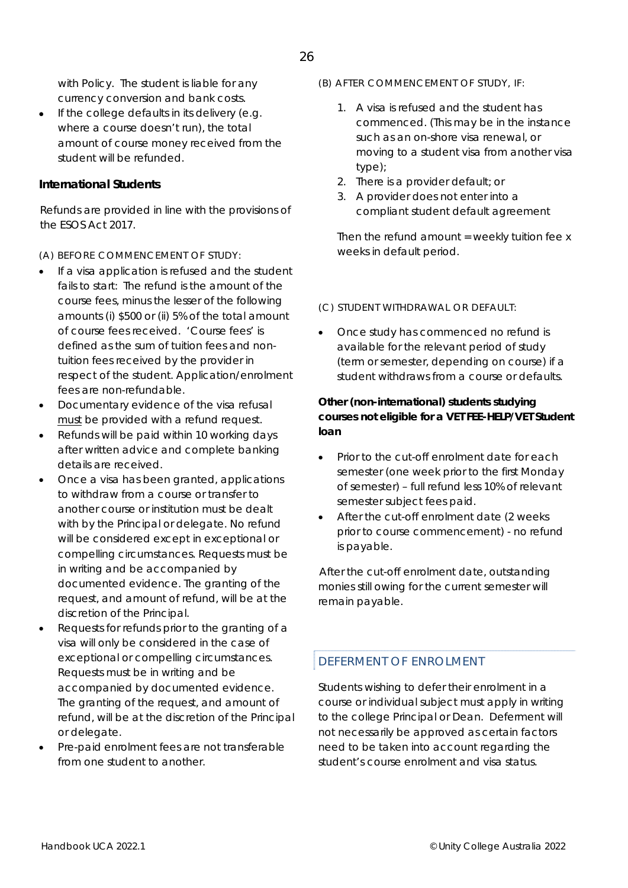with Policy. The student is liable for any currency conversion and bank costs.

- If the college defaults in its delivery (e.g. where a course doesn't run), the total amount of course money received from the student will be refunded.

**International Students**

Refunds are provided in line with the provisions of the ESOS Act 2017.

(A) BEFORE COMMENCEMENT OF STUDY:

- If a visa application is refused and the student fails to start: The refund is the amount of the course fees, minus the lesser of the following amounts (i) $500 or (ii) 5% of the total amount of course fees received. 'Course fees' is defined as the sum of tuition fees and non-tuition fees received by the provider in respect of the student. Application/enrolment fees are non-refundable.
- Documentary evidence of the visa refusal <u>must</u> be provided with a refund request.
- Refunds will be paid within 10 working days after written advice and complete banking details are received.
- Once a visa has been granted, applications to withdraw from a course or transfer to another course or institution must be dealt with by the Principal or delegate. No refund will be considered except in exceptional or compelling circumstances. Requests must be in writing and be accompanied by documented evidence. The granting of the request, and amount of refund, will be at the discretion of the Principal.
- Requests for refunds prior to the granting of a visa will only be considered in the case of exceptional or compelling circumstances. Requests must be in writing and be accompanied by documented evidence. The granting of the request, and amount of refund, will be at the discretion of the Principal or delegate.
- Pre-paid enrolment fees are not transferable from one student to another.

(B) AFTER COMMENCEMENT OF STUDY, IF:

1. A visa is refused and the student has commenced. (This may be in the instance such as an on-shore visa renewal, or moving to a student visa from another visa type);
2. There is a provider default; or
3. A provider does not enter into a compliant student default agreement

Then the refund amount = weekly tuition fee x weeks in default period.

(C) STUDENT WITHDRAWAL OR DEFAULT:

- Once study has commenced no refund is available for the relevant period of study (term or semester, depending on course) if a student withdraws from a course or defaults.

**Other (non-international) students studying courses not eligible for a VET FEE-HELP/VET Student loan**

- Prior to the cut-off enrolment date for each semester (one week prior to the first Monday of semester) – full refund less 10% of relevant semester subject fees paid.
- After the cut-off enrolment date (2 weeks prior to course commencement) - no refund is payable.

After the cut-off enrolment date, outstanding monies still owing for the current semester will remain payable.

## DEFERMENT OF ENROLMENT

Students wishing to defer their enrolment in a course or individual subject must apply in writing to the college Principal or Dean. Deferment will not necessarily be approved as certain factors need to be taken into account regarding the student's course enrolment and visa status.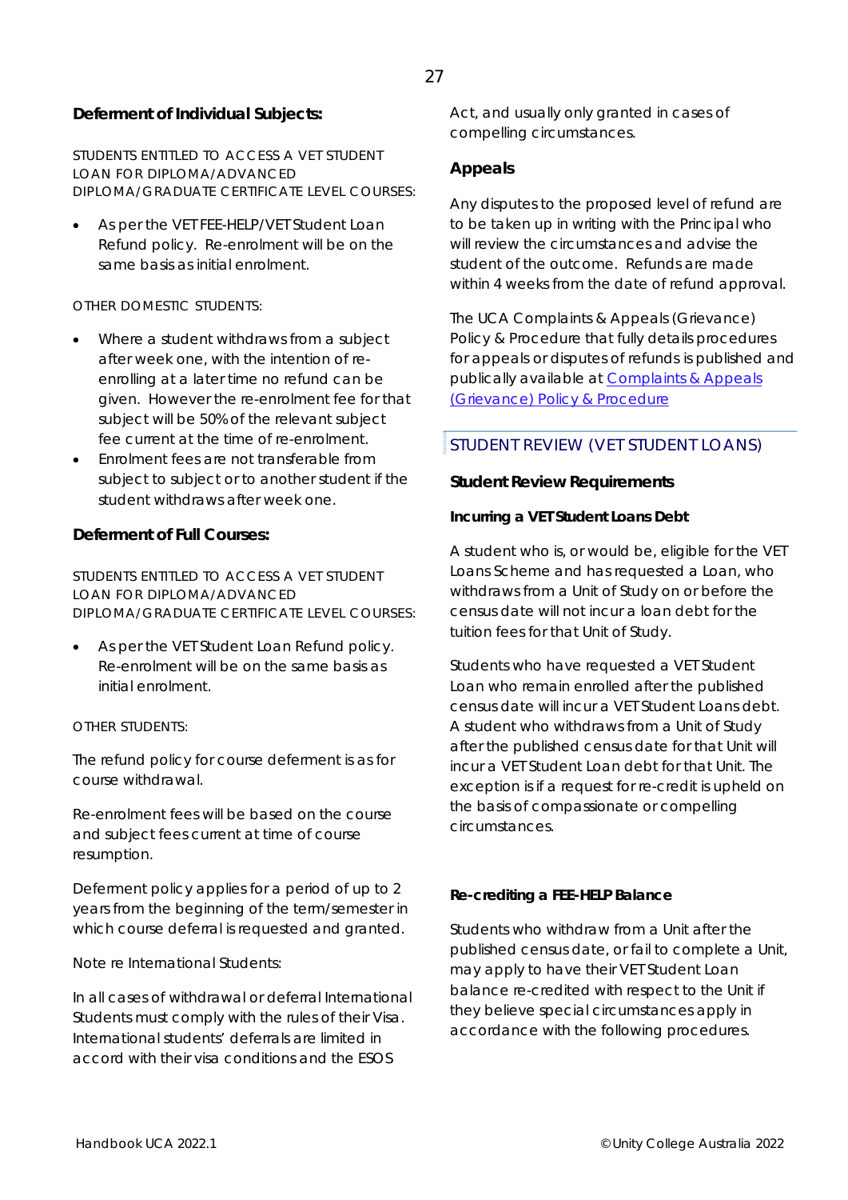### Deferment of Individual Subjects:

STUDENTS ENTITLED TO ACCESS A VET STUDENT LOAN FOR DIPLOMA/ADVANCED DIPLOMA/GRADUATE CERTIFICATE LEVEL COURSES:

- As per the VET FEE-HELP/VET Student Loan Refund policy. Re-enrolment will be on the same basis as initial enrolment.

OTHER DOMESTIC STUDENTS:

- Where a student withdraws from a subject after week one, with the intention of re-enrolling at a later time no refund can be given. However the re-enrolment fee for that subject will be 50% of the relevant subject fee current at the time of re-enrolment.
- Enrolment fees are not transferable from subject to subject or to another student if the student withdraws after week one.

### Deferment of Full Courses:

STUDENTS ENTITLED TO ACCESS A VET STUDENT LOAN FOR DIPLOMA/ADVANCED DIPLOMA/GRADUATE CERTIFICATE LEVEL COURSES:

- As per the VET Student Loan Refund policy. Re-enrolment will be on the same basis as initial enrolment.

OTHER STUDENTS:

The refund policy for course deferment is as for course withdrawal.

Re-enrolment fees will be based on the course and subject fees current at time of course resumption.

Deferment policy applies for a period of up to 2 years from the beginning of the term/semester in which course deferral is requested and granted.

Note re International Students:

In all cases of withdrawal or deferral International Students must comply with the rules of their Visa. International students' deferrals are limited in accord with their visa conditions and the ESOS Act, and usually only granted in cases of compelling circumstances.

### Appeals

Any disputes to the proposed level of refund are to be taken up in writing with the Principal who will review the circumstances and advise the student of the outcome. Refunds are made within 4 weeks from the date of refund approval.

The UCA Complaints & Appeals (Grievance) Policy & Procedure that fully details procedures for appeals or disputes of refunds is published and publically available at [Complaints & Appeals (Grievance) Policy & Procedure]

## STUDENT REVIEW (VET STUDENT LOANS)

### Student Review Requirements

#### Incurring a VET Student Loans Debt

A student who is, or would be, eligible for the VET Loans Scheme and has requested a Loan, who withdraws from a Unit of Study on or before the census date will not incur a loan debt for the tuition fees for that Unit of Study.

Students who have requested a VET Student Loan who remain enrolled after the published census date will incur a VET Student Loans debt. A student who withdraws from a Unit of Study after the published census date for that Unit will incur a VET Student Loan debt for that Unit. The exception is if a request for re-credit is upheld on the basis of compassionate or compelling circumstances.

#### Re-crediting a FEE-HELP Balance

Students who withdraw from a Unit after the published census date, or fail to complete a Unit, may apply to have their VET Student Loan balance re-credited with respect to the Unit if they believe special circumstances apply in accordance with the following procedures.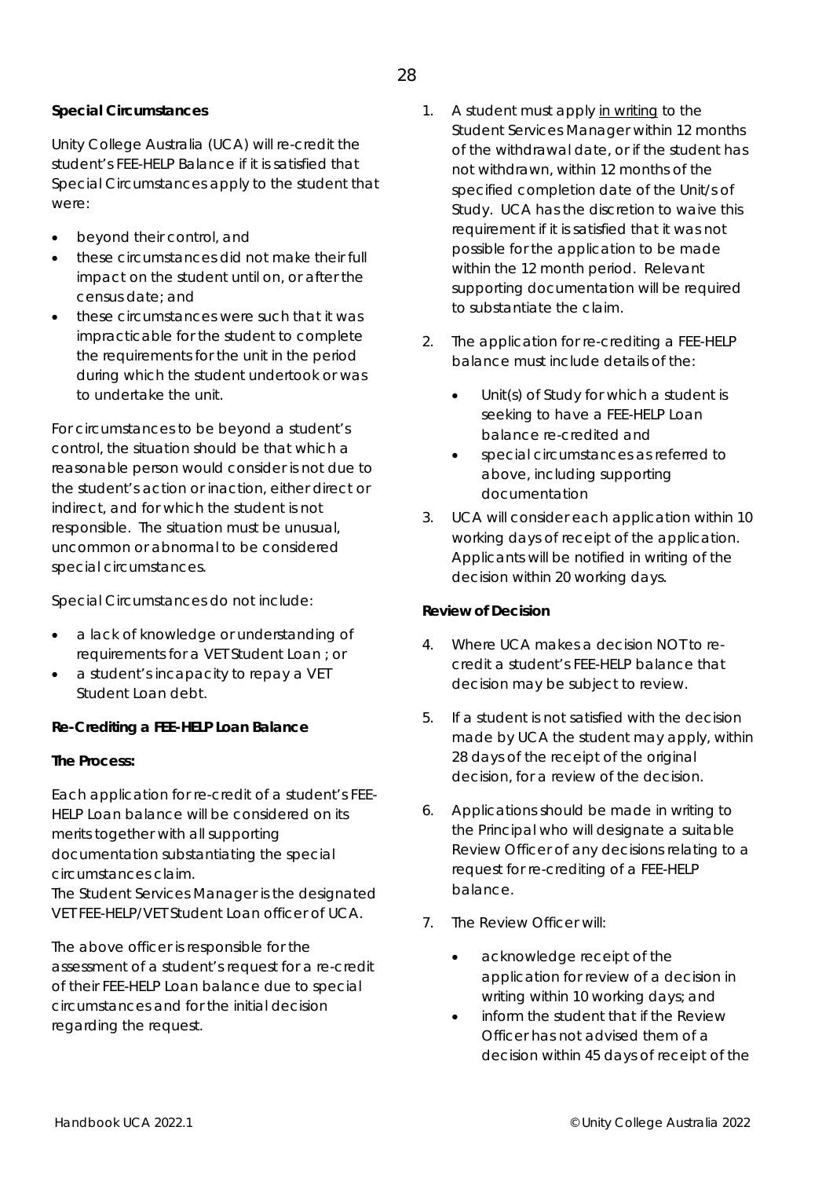**Special Circumstances**

Unity College Australia (UCA) will re-credit the student's FEE-HELP Balance if it is satisfied that Special Circumstances apply to the student that were:

- beyond their control, and
- these circumstances did not make their full impact on the student until on, or after the census date; and
- these circumstances were such that it was impracticable for the student to complete the requirements for the unit in the period during which the student undertook or was to undertake the unit.

For circumstances to be beyond a student's control, the situation should be that which a reasonable person would consider is not due to the student's action or inaction, either direct or indirect, and for which the student is not responsible. The situation must be unusual, uncommon or abnormal to be considered special circumstances.

Special Circumstances do not include:

- a lack of knowledge or understanding of requirements for a VET Student Loan ; or
- a student's incapacity to repay a VET Student Loan debt.

**Re-Crediting a FEE-HELP Loan Balance**

**The Process:**

Each application for re-credit of a student's FEE-HELP Loan balance will be considered on its merits together with all supporting documentation substantiating the special circumstances claim.
The Student Services Manager is the designated VET FEE-HELP/VET Student Loan officer of UCA.

The above officer is responsible for the assessment of a student's request for a re-credit of their FEE-HELP Loan balance due to special circumstances and for the initial decision regarding the request.

1. A student must apply <u>in writing</u> to the Student Services Manager within 12 months of the withdrawal date, or if the student has not withdrawn, within 12 months of the specified completion date of the Unit/s of Study. UCA has the discretion to waive this requirement if it is satisfied that it was not possible for the application to be made within the 12 month period. Relevant supporting documentation will be required to substantiate the claim.
2. The application for re-crediting a FEE-HELP balance must include details of the:
   - Unit(s) of Study for which a student is seeking to have a FEE-HELP Loan balance re-credited and
   - special circumstances as referred to above, including supporting documentation
3. UCA will consider each application within 10 working days of receipt of the application. Applicants will be notified in writing of the decision within 20 working days.

**Review of Decision**

4. Where UCA makes a decision NOT to re-credit a student's FEE-HELP balance that decision may be subject to review.
5. If a student is not satisfied with the decision made by UCA the student may apply, within 28 days of the receipt of the original decision, for a review of the decision.
6. Applications should be made in writing to the Principal who will designate a suitable Review Officer of any decisions relating to a request for re-crediting of a FEE-HELP balance.
7. The Review Officer will:
   - acknowledge receipt of the application for review of a decision in writing within 10 working days; and
   - inform the student that if the Review Officer has not advised them of a decision within 45 days of receipt of the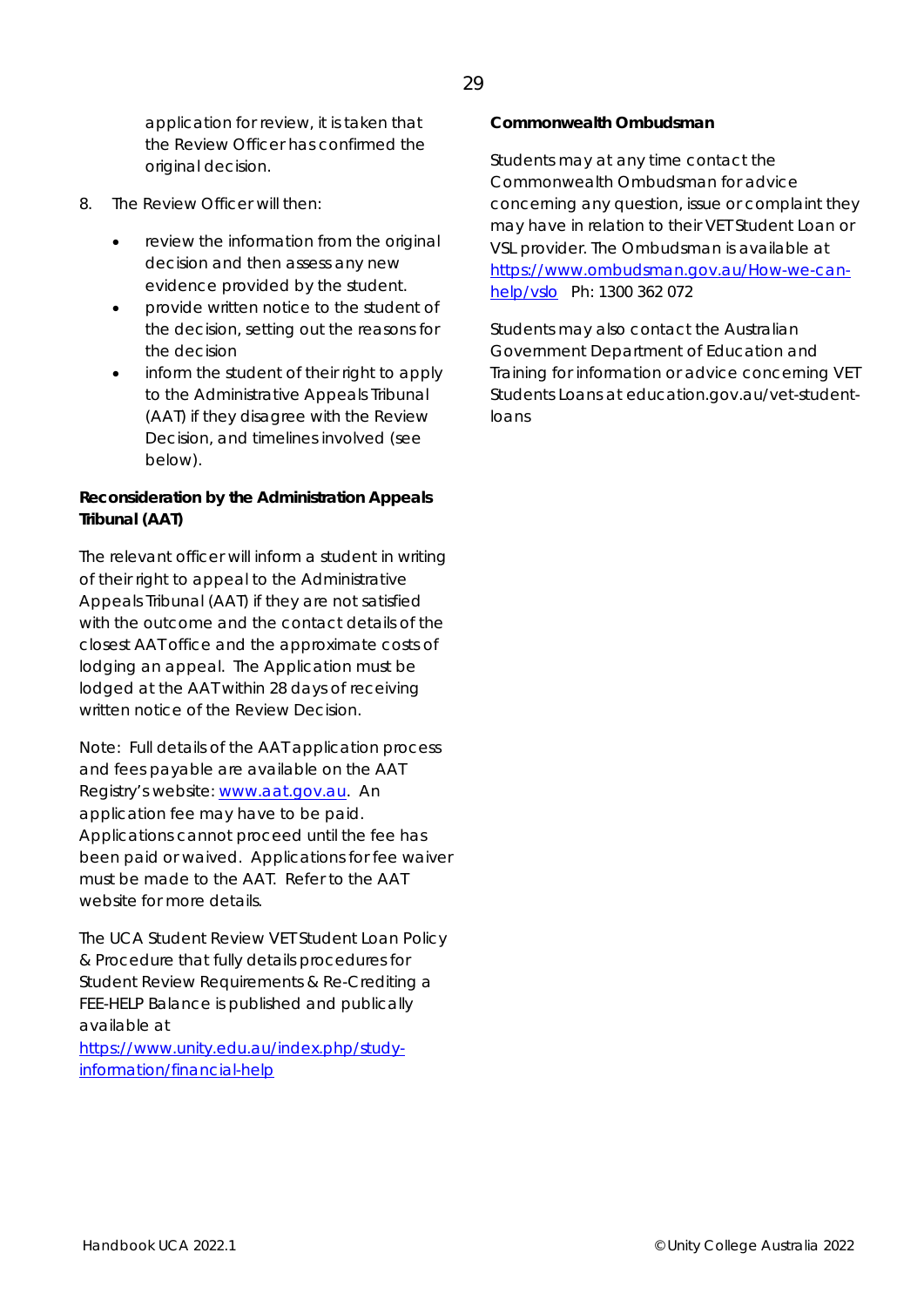application for review, it is taken that the Review Officer has confirmed the original decision.

8. The Review Officer will then:

   - review the information from the original decision and then assess any new evidence provided by the student.
   - provide written notice to the student of the decision, setting out the reasons for the decision
   - inform the student of their right to apply to the Administrative Appeals Tribunal (AAT) if they disagree with the Review Decision, and timelines involved (see below).

**Reconsideration by the Administration Appeals Tribunal (AAT)**

The relevant officer will inform a student in writing of their right to appeal to the Administrative Appeals Tribunal (AAT) if they are not satisfied with the outcome and the contact details of the closest AAT office and the approximate costs of lodging an appeal. The Application must be lodged at the AAT within 28 days of receiving written notice of the Review Decision.

Note: Full details of the AAT application process and fees payable are available on the AAT Registry's website: [www.aat.gov.au](www.aat.gov.au). An application fee may have to be paid. Applications cannot proceed until the fee has been paid or waived. Applications for fee waiver must be made to the AAT. Refer to the AAT website for more details.

The UCA Student Review VET Student Loan Policy & Procedure that fully details procedures for Student Review Requirements & Re-Crediting a FEE-HELP Balance is published and publically available at [https://www.unity.edu.au/index.php/study-information/financial-help](https://www.unity.edu.au/index.php/study-information/financial-help)

**Commonwealth Ombudsman**

Students may at any time contact the Commonwealth Ombudsman for advice concerning any question, issue or complaint they may have in relation to their VET Student Loan or VSL provider. The Ombudsman is available at [https://www.ombudsman.gov.au/How-we-can-help/vslo](https://www.ombudsman.gov.au/How-we-can-help/vslo) Ph: 1300 362 072

Students may also contact the Australian Government Department of Education and Training for information or advice concerning VET Students Loans at education.gov.au/vet-student-loans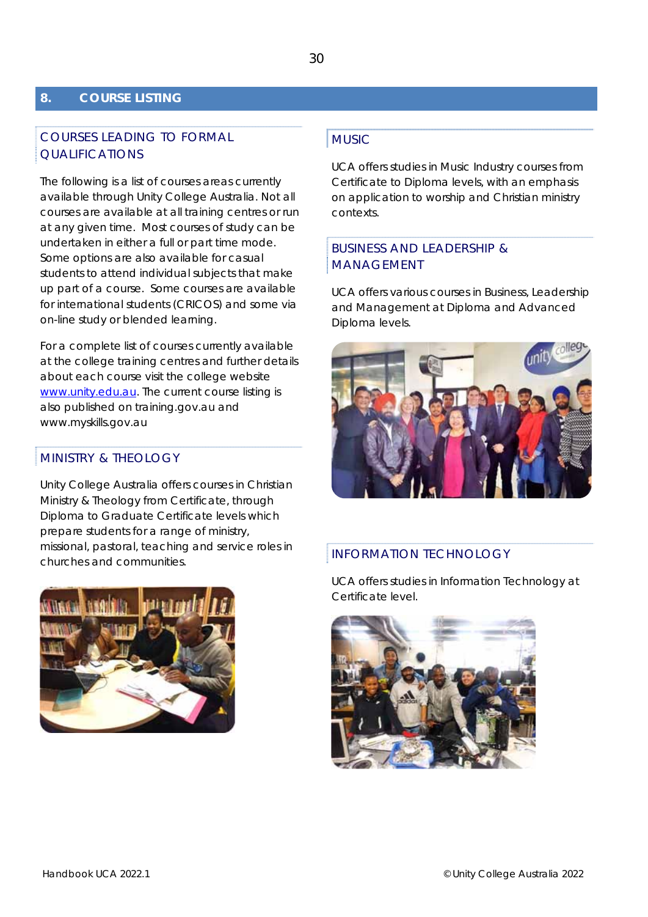## 8. COURSE LISTING

### COURSES LEADING TO FORMAL QUALIFICATIONS

The following is a list of courses areas currently available through Unity College Australia. Not all courses are available at all training centres or run at any given time. Most courses of study can be undertaken in either a full or part time mode. Some options are also available for casual students to attend individual subjects that make up part of a course. Some courses are available for international students (CRICOS) and some via on-line study or blended learning.

For a complete list of courses currently available at the college training centres and further details about each course visit the college website www.unity.edu.au. The current course listing is also published on training.gov.au and www.myskills.gov.au

### MINISTRY & THEOLOGY

Unity College Australia offers courses in Christian Ministry & Theology from Certificate, through Diploma to Graduate Certificate levels which prepare students for a range of ministry, missional, pastoral, teaching and service roles in churches and communities.

### MUSIC

UCA offers studies in Music Industry courses from Certificate to Diploma levels, with an emphasis on application to worship and Christian ministry contexts.

### BUSINESS AND LEADERSHIP & MANAGEMENT

UCA offers various courses in Business, Leadership and Management at Diploma and Advanced Diploma levels.

### INFORMATION TECHNOLOGY

UCA offers studies in Information Technology at Certificate level.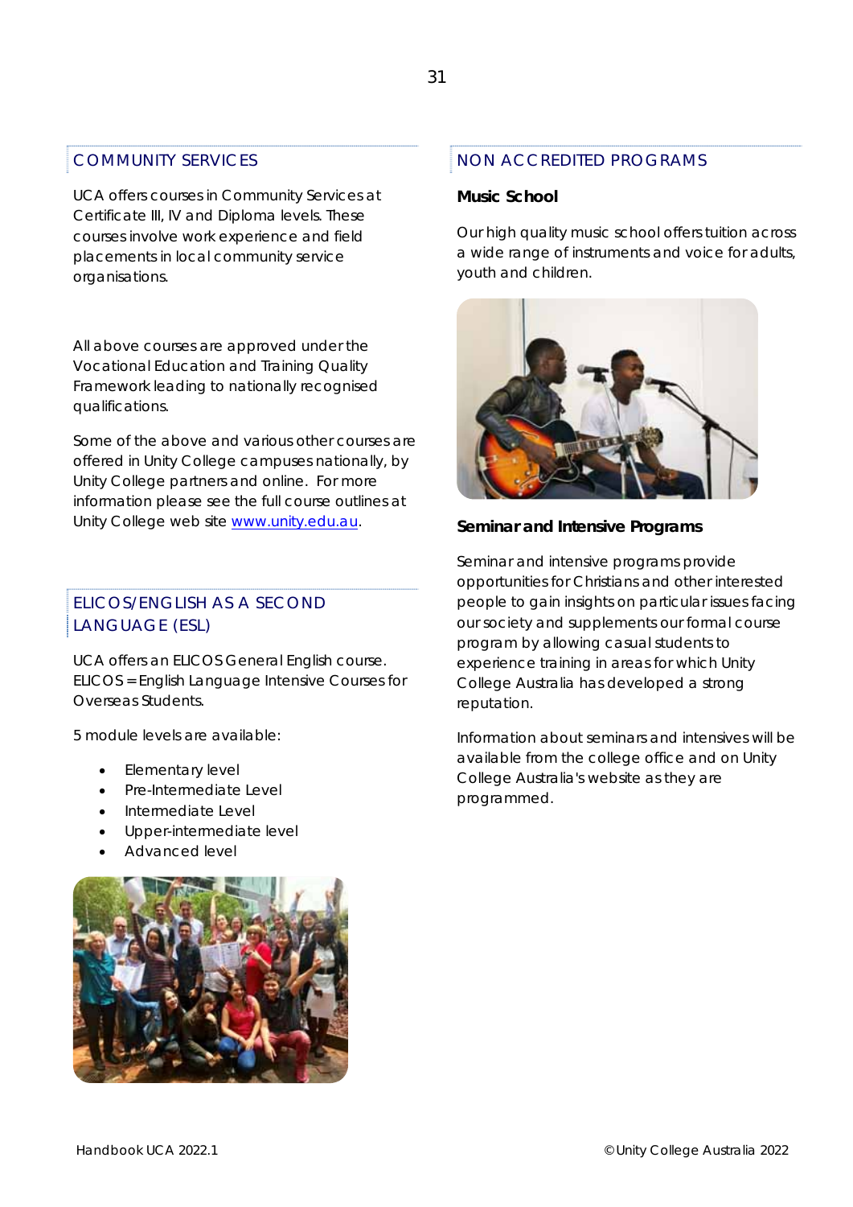## COMMUNITY SERVICES

UCA offers courses in Community Services at Certificate III, IV and Diploma levels. These courses involve work experience and field placements in local community service organisations.

All above courses are approved under the Vocational Education and Training Quality Framework leading to nationally recognised qualifications.

Some of the above and various other courses are offered in Unity College campuses nationally, by Unity College partners and online. For more information please see the full course outlines at Unity College web site [www.unity.edu.au](http://www.unity.edu.au).

## ELICOS/ENGLISH AS A SECOND LANGUAGE (ESL)

UCA offers an ELICOS General English course. ELICOS = English Language Intensive Courses for Overseas Students.

5 module levels are available:

- Elementary level
- Pre-Intermediate Level
- Intermediate Level
- Upper-intermediate level
- Advanced level

## NON ACCREDITED PROGRAMS

**Music School**

Our high quality music school offers tuition across a wide range of instruments and voice for adults, youth and children.

**Seminar and Intensive Programs**

Seminar and intensive programs provide opportunities for Christians and other interested people to gain insights on particular issues facing our society and supplements our formal course program by allowing casual students to experience training in areas for which Unity College Australia has developed a strong reputation.

Information about seminars and intensives will be available from the college office and on Unity College Australia's website as they are programmed.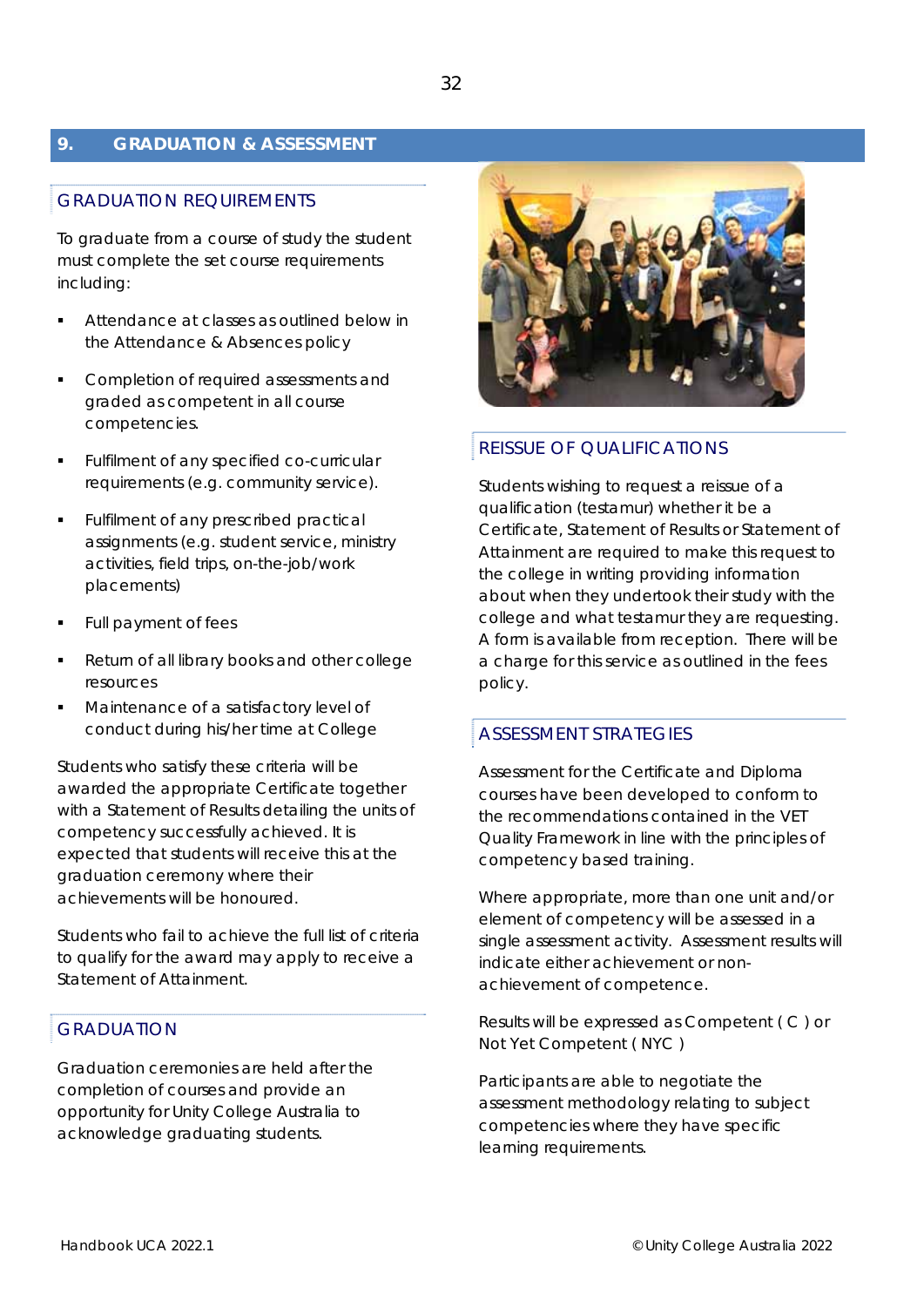## 9. GRADUATION & ASSESSMENT

### GRADUATION REQUIREMENTS

To graduate from a course of study the student must complete the set course requirements including:

- Attendance at classes as outlined below in the Attendance & Absences policy
- Completion of required assessments and graded as competent in all course competencies.
- Fulfilment of any specified co-curricular requirements (e.g. community service).
- Fulfilment of any prescribed practical assignments (e.g. student service, ministry activities, field trips, on-the-job/work placements)
- Full payment of fees
- Return of all library books and other college resources
- Maintenance of a satisfactory level of conduct during his/her time at College

Students who satisfy these criteria will be awarded the appropriate Certificate together with a Statement of Results detailing the units of competency successfully achieved. It is expected that students will receive this at the graduation ceremony where their achievements will be honoured.

Students who fail to achieve the full list of criteria to qualify for the award may apply to receive a Statement of Attainment.

### GRADUATION

Graduation ceremonies are held after the completion of courses and provide an opportunity for Unity College Australia to acknowledge graduating students.

### REISSUE OF QUALIFICATIONS

Students wishing to request a reissue of a qualification (testamur) whether it be a Certificate, Statement of Results or Statement of Attainment are required to make this request to the college in writing providing information about when they undertook their study with the college and what testamur they are requesting. A form is available from reception. There will be a charge for this service as outlined in the fees policy.

### ASSESSMENT STRATEGIES

Assessment for the Certificate and Diploma courses have been developed to conform to the recommendations contained in the VET Quality Framework in line with the principles of competency based training.

Where appropriate, more than one unit and/or element of competency will be assessed in a single assessment activity. Assessment results will indicate either achievement or non-achievement of competence.

Results will be expressed as Competent ( C ) or Not Yet Competent ( NYC )

Participants are able to negotiate the assessment methodology relating to subject competencies where they have specific learning requirements.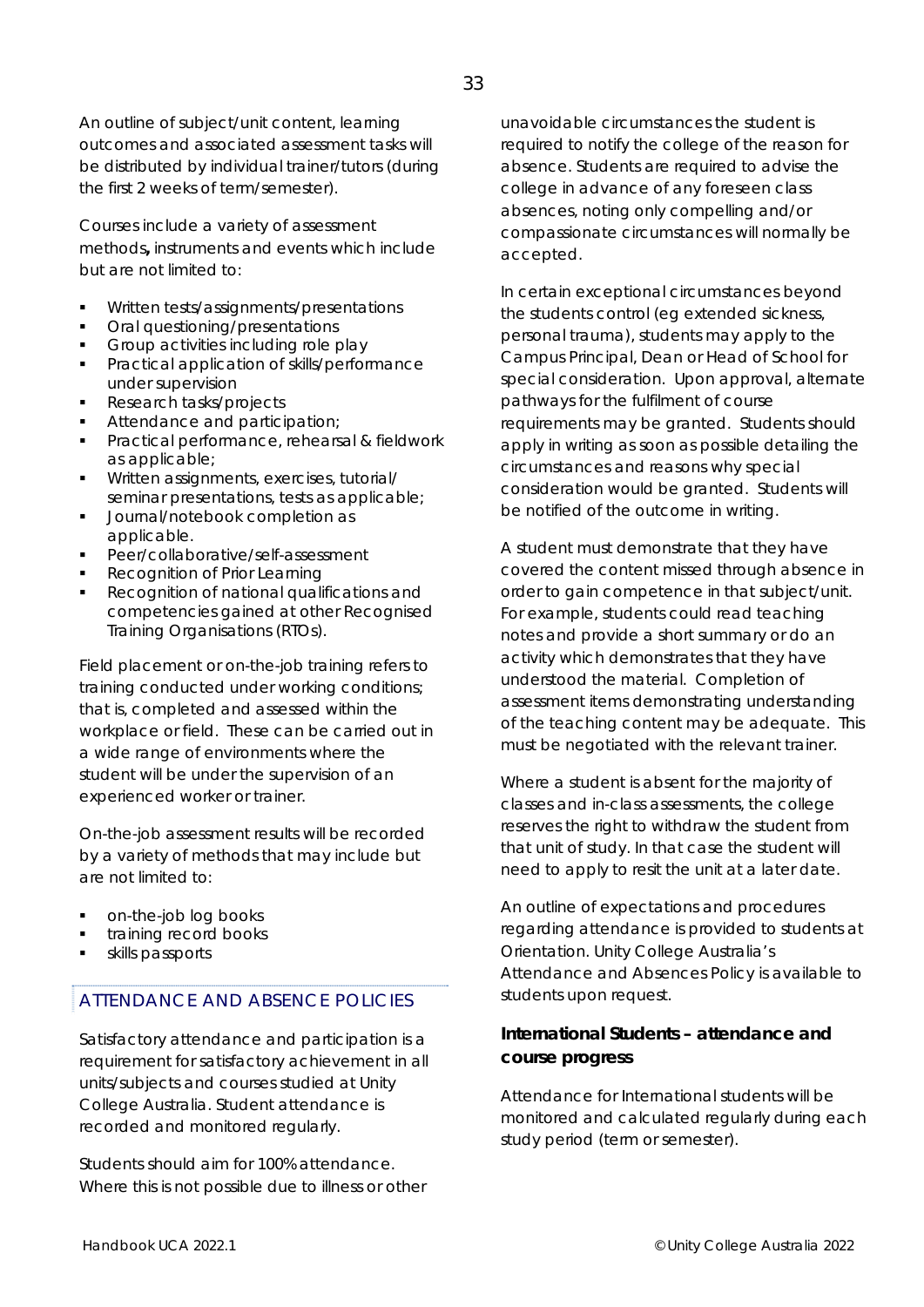An outline of subject/unit content, learning outcomes and associated assessment tasks will be distributed by individual trainer/tutors (during the first 2 weeks of term/semester).

Courses include a variety of assessment methods**,** instruments and events which include but are not limited to:

- Written tests/assignments/presentations
- Oral questioning/presentations
- Group activities including role play
- Practical application of skills/performance under supervision
- Research tasks/projects
- Attendance and participation;
- Practical performance, rehearsal & fieldwork as applicable;
- Written assignments, exercises, tutorial/ seminar presentations, tests as applicable;
- Journal/notebook completion as applicable.
- Peer/collaborative/self-assessment
- Recognition of Prior Learning
- Recognition of national qualifications and competencies gained at other Recognised Training Organisations (RTOs).

Field placement or on-the-job training refers to training conducted under working conditions; that is, completed and assessed within the workplace or field. These can be carried out in a wide range of environments where the student will be under the supervision of an experienced worker or trainer.

On-the-job assessment results will be recorded by a variety of methods that may include but are not limited to:

- on-the-job log books
- training record books
- skills passports

## ATTENDANCE AND ABSENCE POLICIES

Satisfactory attendance and participation is a requirement for satisfactory achievement in all units/subjects and courses studied at Unity College Australia. Student attendance is recorded and monitored regularly.

Students should aim for 100% attendance. Where this is not possible due to illness or other unavoidable circumstances the student is required to notify the college of the reason for absence. Students are required to advise the college in advance of any foreseen class absences, noting only compelling and/or compassionate circumstances will normally be accepted.

In certain exceptional circumstances beyond the students control (eg extended sickness, personal trauma), students may apply to the Campus Principal, Dean or Head of School for special consideration. Upon approval, alternate pathways for the fulfilment of course requirements may be granted. Students should apply in writing as soon as possible detailing the circumstances and reasons why special consideration would be granted. Students will be notified of the outcome in writing.

A student must demonstrate that they have covered the content missed through absence in order to gain competence in that subject/unit. For example, students could read teaching notes and provide a short summary or do an activity which demonstrates that they have understood the material. Completion of assessment items demonstrating understanding of the teaching content may be adequate. This must be negotiated with the relevant trainer.

Where a student is absent for the majority of classes and in-class assessments, the college reserves the right to withdraw the student from that unit of study. In that case the student will need to apply to resit the unit at a later date.

An outline of expectations and procedures regarding attendance is provided to students at Orientation. Unity College Australia's Attendance and Absences Policy is available to students upon request.

### International Students – attendance and course progress

Attendance for International students will be monitored and calculated regularly during each study period (term or semester).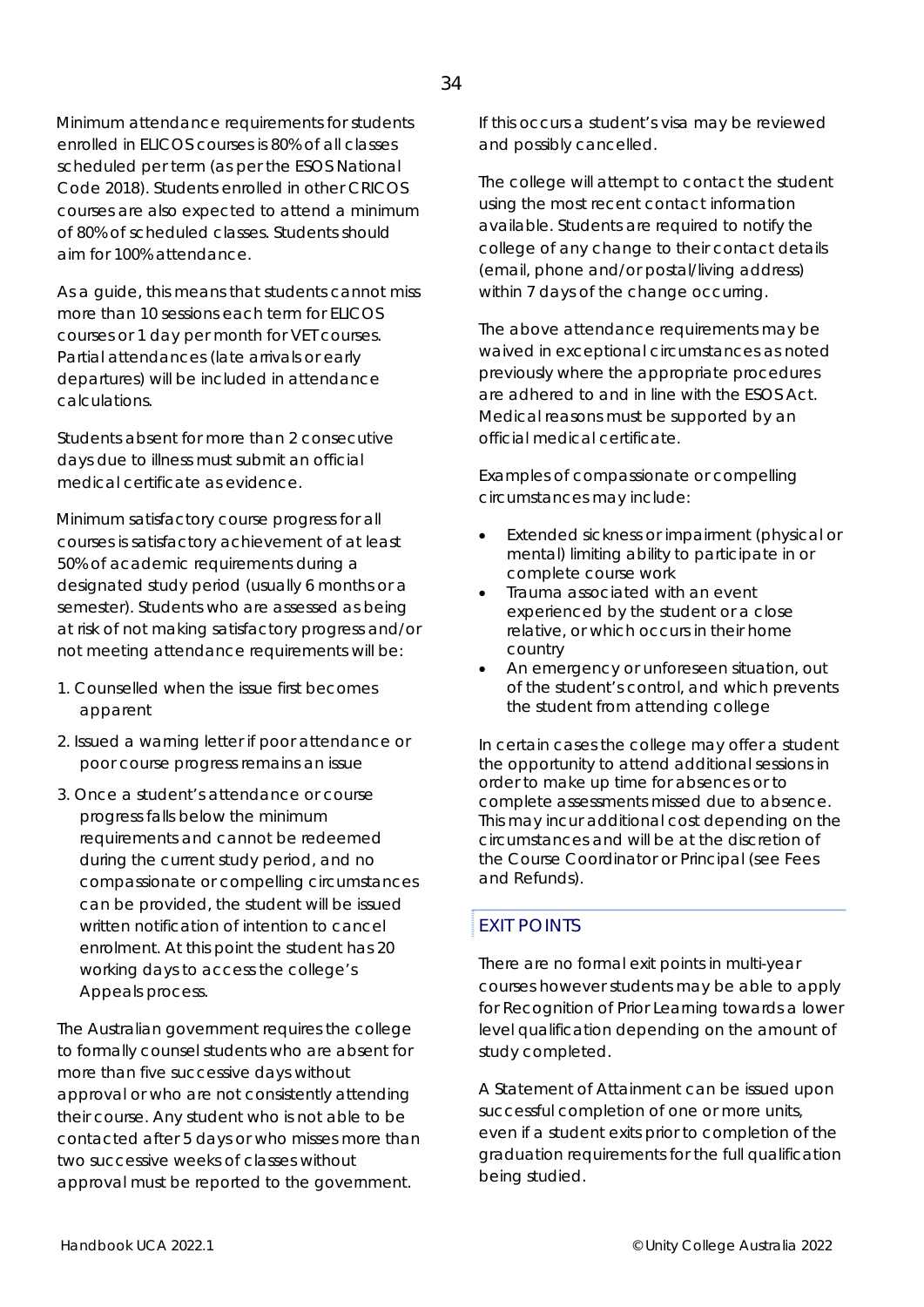Minimum attendance requirements for students enrolled in ELICOS courses is 80% of all classes scheduled per term (as per the ESOS National Code 2018). Students enrolled in other CRICOS courses are also expected to attend a minimum of 80% of scheduled classes. Students should aim for 100% attendance.

As a guide, this means that students cannot miss more than 10 sessions each term for ELICOS courses or 1 day per month for VET courses. Partial attendances (late arrivals or early departures) will be included in attendance calculations.

Students absent for more than 2 consecutive days due to illness must submit an official medical certificate as evidence.

Minimum satisfactory course progress for all courses is satisfactory achievement of at least 50% of academic requirements during a designated study period (usually 6 months or a semester). Students who are assessed as being at risk of not making satisfactory progress and/or not meeting attendance requirements will be:

1. Counselled when the issue first becomes apparent
2. Issued a warning letter if poor attendance or poor course progress remains an issue
3. Once a student's attendance or course progress falls below the minimum requirements and cannot be redeemed during the current study period, and no compassionate or compelling circumstances can be provided, the student will be issued written notification of intention to cancel enrolment. At this point the student has 20 working days to access the college's Appeals process.

The Australian government requires the college to formally counsel students who are absent for more than five successive days without approval or who are not consistently attending their course. Any student who is not able to be contacted after 5 days or who misses more than two successive weeks of classes without approval must be reported to the government. If this occurs a student's visa may be reviewed and possibly cancelled.

The college will attempt to contact the student using the most recent contact information available. Students are required to notify the college of any change to their contact details (email, phone and/or postal/living address) within 7 days of the change occurring.

The above attendance requirements may be waived in exceptional circumstances as noted previously where the appropriate procedures are adhered to and in line with the ESOS Act. Medical reasons must be supported by an official medical certificate.

Examples of compassionate or compelling circumstances may include:

- Extended sickness or impairment (physical or mental) limiting ability to participate in or complete course work
- Trauma associated with an event experienced by the student or a close relative, or which occurs in their home country
- An emergency or unforeseen situation, out of the student's control, and which prevents the student from attending college

In certain cases the college may offer a student the opportunity to attend additional sessions in order to make up time for absences or to complete assessments missed due to absence. This may incur additional cost depending on the circumstances and will be at the discretion of the Course Coordinator or Principal (see Fees and Refunds).

## EXIT POINTS

There are no formal exit points in multi-year courses however students may be able to apply for Recognition of Prior Learning towards a lower level qualification depending on the amount of study completed.

A Statement of Attainment can be issued upon successful completion of one or more units, even if a student exits prior to completion of the graduation requirements for the full qualification being studied.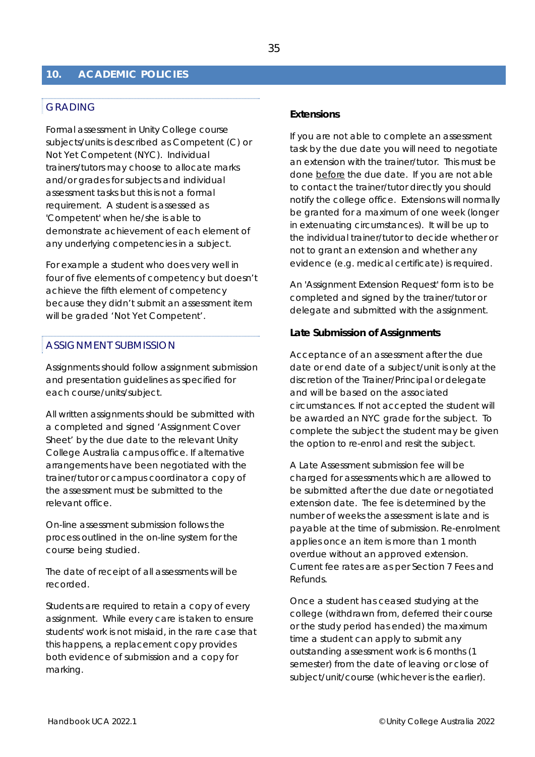# 10. ACADEMIC POLICIES

## GRADING

Formal assessment in Unity College course subjects/units is described as Competent (C) or Not Yet Competent (NYC). Individual trainers/tutors may choose to allocate marks and/or grades for subjects and individual assessment tasks but this is not a formal requirement. A student is assessed as 'Competent' when he/she is able to demonstrate achievement of each element of any underlying competencies in a subject.

For example a student who does very well in four of five elements of competency but doesn't achieve the fifth element of competency because they didn't submit an assessment item will be graded 'Not Yet Competent'.

## ASSIGNMENT SUBMISSION

Assignments should follow assignment submission and presentation guidelines as specified for each course/units/subject.

All written assignments should be submitted with a completed and signed 'Assignment Cover Sheet' by the due date to the relevant Unity College Australia campus office. If alternative arrangements have been negotiated with the trainer/tutor or campus coordinator a copy of the assessment must be submitted to the relevant office.

On-line assessment submission follows the process outlined in the on-line system for the course being studied.

The date of receipt of all assessments will be recorded.

Students are required to retain a copy of every assignment. While every care is taken to ensure students' work is not mislaid, in the rare case that this happens, a replacement copy provides both evidence of submission and a copy for marking.

### Extensions

If you are not able to complete an assessment task by the due date you will need to negotiate an extension with the trainer/tutor. This must be done before the due date. If you are not able to contact the trainer/tutor directly you should notify the college office. Extensions will normally be granted for a maximum of one week (longer in extenuating circumstances). It will be up to the individual trainer/tutor to decide whether or not to grant an extension and whether any evidence (e.g. medical certificate) is required.

An 'Assignment Extension Request' form is to be completed and signed by the trainer/tutor or delegate and submitted with the assignment.

### Late Submission of Assignments

Acceptance of an assessment after the due date or end date of a subject/unit is only at the discretion of the Trainer/Principal or delegate and will be based on the associated circumstances. If not accepted the student will be awarded an NYC grade for the subject. To complete the subject the student may be given the option to re-enrol and resit the subject.

A Late Assessment submission fee will be charged for assessments which are allowed to be submitted after the due date or negotiated extension date. The fee is determined by the number of weeks the assessment is late and is payable at the time of submission. Re-enrolment applies once an item is more than 1 month overdue without an approved extension. Current fee rates are as per Section 7 Fees and Refunds.

Once a student has ceased studying at the college (withdrawn from, deferred their course or the study period has ended) the maximum time a student can apply to submit any outstanding assessment work is 6 months (1 semester) from the date of leaving or close of subject/unit/course (whichever is the earlier).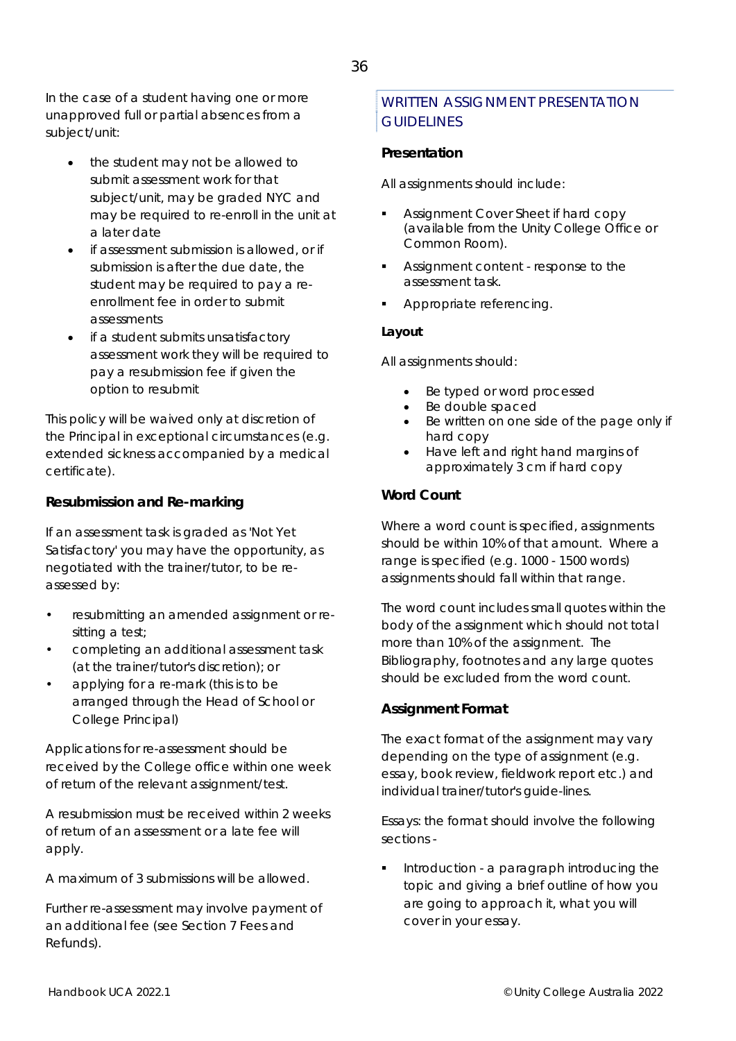In the case of a student having one or more unapproved full or partial absences from a subject/unit:

- the student may not be allowed to submit assessment work for that subject/unit, may be graded NYC and may be required to re-enroll in the unit at a later date
- if assessment submission is allowed, or if submission is after the due date, the student may be required to pay a re-enrollment fee in order to submit assessments
- if a student submits unsatisfactory assessment work they will be required to pay a resubmission fee if given the option to resubmit

This policy will be waived only at discretion of the Principal in exceptional circumstances (e.g. extended sickness accompanied by a medical certificate).

### Resubmission and Re-marking

If an assessment task is graded as 'Not Yet Satisfactory' you may have the opportunity, as negotiated with the trainer/tutor, to be re-assessed by:

- resubmitting an amended assignment or re-sitting a test;
- completing an additional assessment task (at the trainer/tutor's discretion); or
- applying for a re-mark (this is to be arranged through the Head of School or College Principal)

Applications for re-assessment should be received by the College office within one week of return of the relevant assignment/test.

A resubmission must be received within 2 weeks of return of an assessment or a late fee will apply.

A maximum of 3 submissions will be allowed.

Further re-assessment may involve payment of an additional fee (see Section 7 Fees and Refunds).

## WRITTEN ASSIGNMENT PRESENTATION GUIDELINES

### Presentation

All assignments should include:

- Assignment Cover Sheet if hard copy (available from the Unity College Office or Common Room).
- Assignment content - response to the assessment task.
- Appropriate referencing.

### Layout

All assignments should:

- Be typed or word processed
- Be double spaced
- Be written on one side of the page only if hard copy
- Have left and right hand margins of approximately 3 cm if hard copy

### Word Count

Where a word count is specified, assignments should be within 10% of that amount. Where a range is specified (e.g. 1000 - 1500 words) assignments should fall within that range.

The word count includes small quotes within the body of the assignment which should not total more than 10% of the assignment. The Bibliography, footnotes and any large quotes should be excluded from the word count.

### Assignment Format

The exact format of the assignment may vary depending on the type of assignment (e.g. essay, book review, fieldwork report etc.) and individual trainer/tutor's guide-lines.

Essays: the format should involve the following sections -

- Introduction - a paragraph introducing the topic and giving a brief outline of how you are going to approach it, what you will cover in your essay.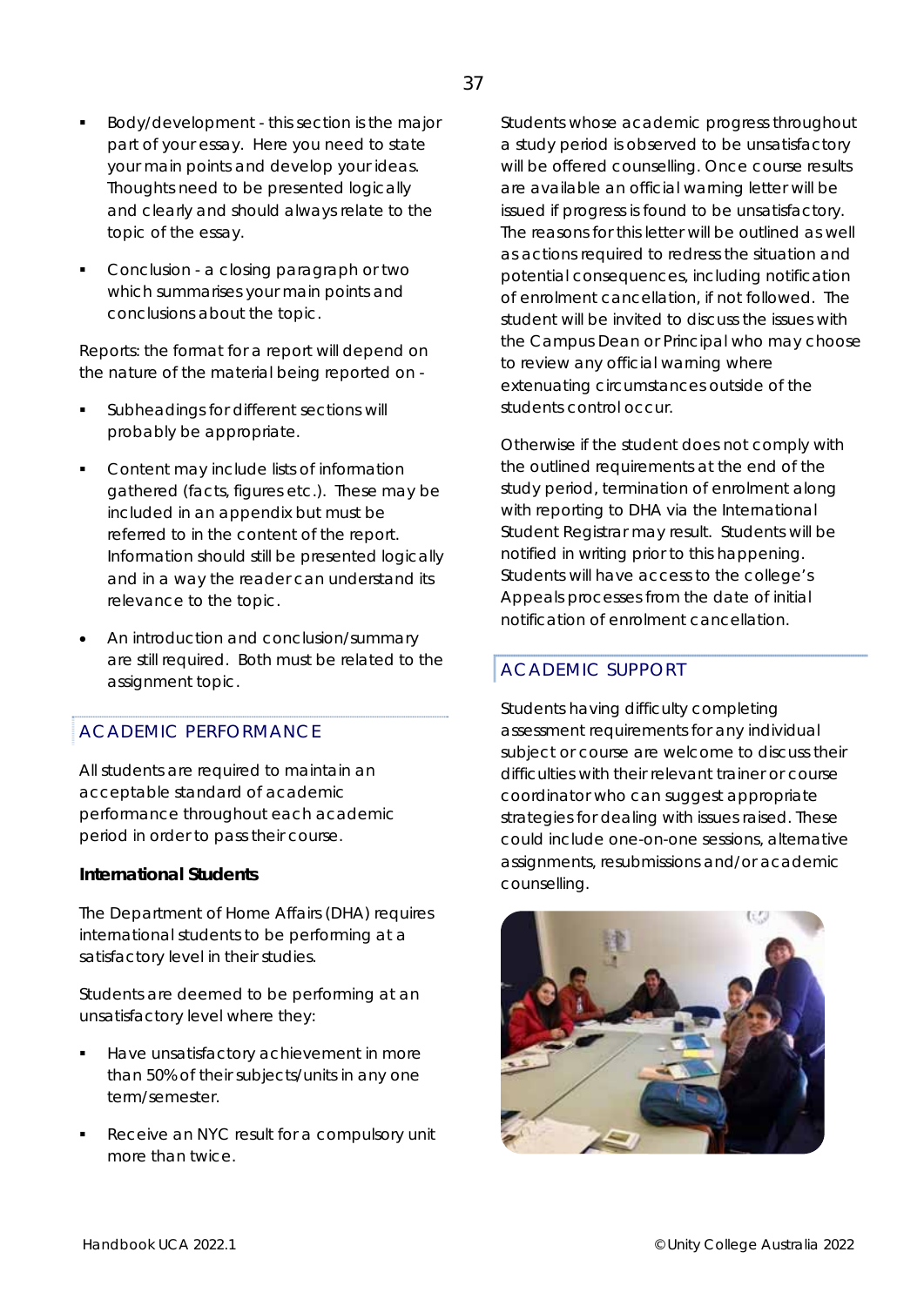- Body/development - this section is the major part of your essay. Here you need to state your main points and develop your ideas. Thoughts need to be presented logically and clearly and should always relate to the topic of the essay.
- Conclusion - a closing paragraph or two which summarises your main points and conclusions about the topic.

Reports: the format for a report will depend on the nature of the material being reported on -

- Subheadings for different sections will probably be appropriate.
- Content may include lists of information gathered (facts, figures etc.). These may be included in an appendix but must be referred to in the content of the report. Information should still be presented logically and in a way the reader can understand its relevance to the topic.
- An introduction and conclusion/summary are still required. Both must be related to the assignment topic.

## ACADEMIC PERFORMANCE

All students are required to maintain an acceptable standard of academic performance throughout each academic period in order to pass their course.

**International Students**

The Department of Home Affairs (DHA) requires international students to be performing at a satisfactory level in their studies.

Students are deemed to be performing at an unsatisfactory level where they:

- Have unsatisfactory achievement in more than 50% of their subjects/units in any one term/semester.
- Receive an NYC result for a compulsory unit more than twice.

Students whose academic progress throughout a study period is observed to be unsatisfactory will be offered counselling. Once course results are available an official warning letter will be issued if progress is found to be unsatisfactory. The reasons for this letter will be outlined as well as actions required to redress the situation and potential consequences, including notification of enrolment cancellation, if not followed. The student will be invited to discuss the issues with the Campus Dean or Principal who may choose to review any official warning where extenuating circumstances outside of the students control occur.

Otherwise if the student does not comply with the outlined requirements at the end of the study period, termination of enrolment along with reporting to DHA via the International Student Registrar may result. Students will be notified in writing prior to this happening. Students will have access to the college's Appeals processes from the date of initial notification of enrolment cancellation.

## ACADEMIC SUPPORT

Students having difficulty completing assessment requirements for any individual subject or course are welcome to discuss their difficulties with their relevant trainer or course coordinator who can suggest appropriate strategies for dealing with issues raised. These could include one-on-one sessions, alternative assignments, resubmissions and/or academic counselling.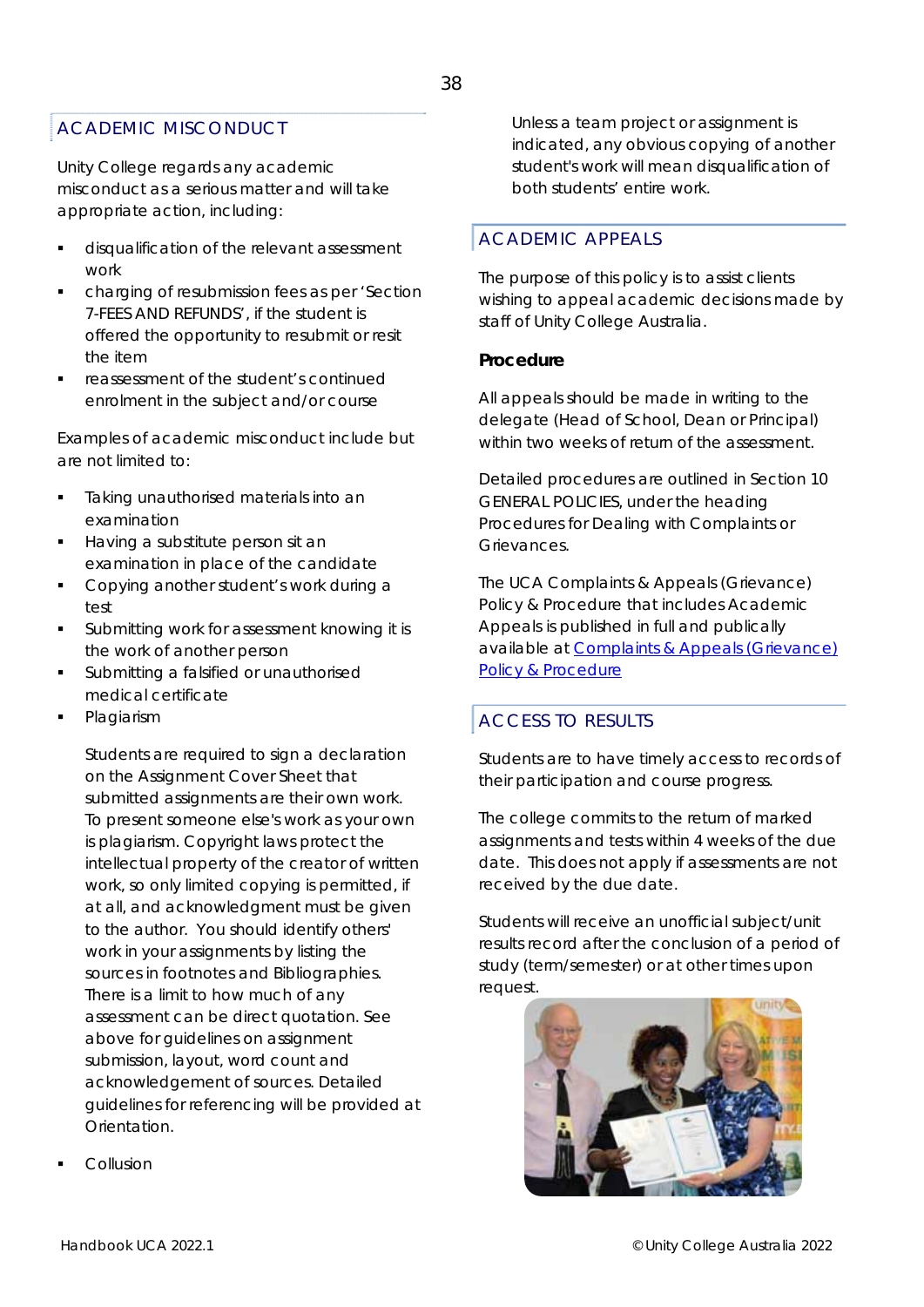## ACADEMIC MISCONDUCT

Unity College regards any academic misconduct as a serious matter and will take appropriate action, including:

- disqualification of the relevant assessment work
- charging of resubmission fees as per 'Section 7-FEES AND REFUNDS', if the student is offered the opportunity to resubmit or resit the item
- reassessment of the student's continued enrolment in the subject and/or course

Examples of academic misconduct include but are not limited to:

- Taking unauthorised materials into an examination
- Having a substitute person sit an examination in place of the candidate
- Copying another student's work during a test
- Submitting work for assessment knowing it is the work of another person
- Submitting a falsified or unauthorised medical certificate
- Plagiarism

  Students are required to sign a declaration on the Assignment Cover Sheet that submitted assignments are their own work. To present someone else's work as your own is plagiarism. Copyright laws protect the intellectual property of the creator of written work, so only limited copying is permitted, if at all, and acknowledgment must be given to the author. You should identify others' work in your assignments by listing the sources in footnotes and Bibliographies. There is a limit to how much of any assessment can be direct quotation. See above for guidelines on assignment submission, layout, word count and acknowledgement of sources. Detailed guidelines for referencing will be provided at Orientation.

- Collusion

  Unless a team project or assignment is indicated, any obvious copying of another student's work will mean disqualification of both students' entire work.

## ACADEMIC APPEALS

The purpose of this policy is to assist clients wishing to appeal academic decisions made by staff of Unity College Australia.

**Procedure**

All appeals should be made in writing to the delegate (Head of School, Dean or Principal) within two weeks of return of the assessment.

Detailed procedures are outlined in Section 10 GENERAL POLICIES, under the heading Procedures for Dealing with Complaints or Grievances.

The UCA Complaints & Appeals (Grievance) Policy & Procedure that includes Academic Appeals is published in full and publically available at [Complaints & Appeals (Grievance) Policy & Procedure]()

## ACCESS TO RESULTS

Students are to have timely access to records of their participation and course progress.

The college commits to the return of marked assignments and tests within 4 weeks of the due date. This does not apply if assessments are not received by the due date.

Students will receive an unofficial subject/unit results record after the conclusion of a period of study (term/semester) or at other times upon request.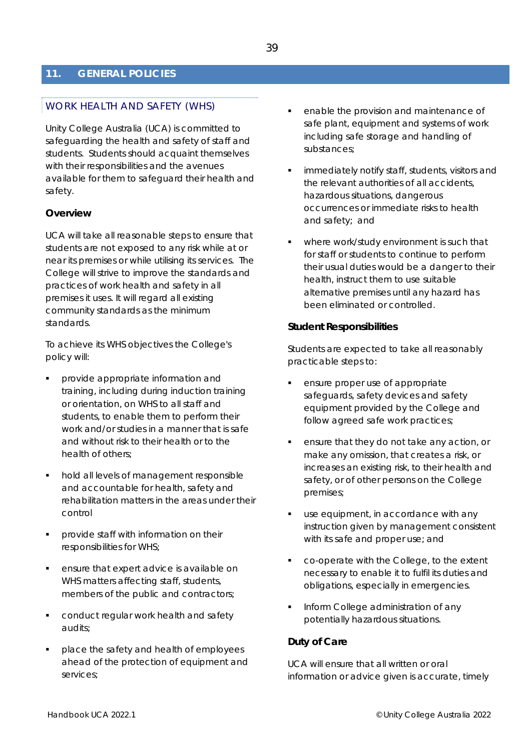# 11. GENERAL POLICIES

## WORK HEALTH AND SAFETY (WHS)

Unity College Australia (UCA) is committed to safeguarding the health and safety of staff and students. Students should acquaint themselves with their responsibilities and the avenues available for them to safeguard their health and safety.

### Overview

UCA will take all reasonable steps to ensure that students are not exposed to any risk while at or near its premises or while utilising its services. The College will strive to improve the standards and practices of work health and safety in all premises it uses. It will regard all existing community standards as the minimum standards.

To achieve its WHS objectives the College's policy will:

- provide appropriate information and training, including during induction training or orientation, on WHS to all staff and students, to enable them to perform their work and/or studies in a manner that is safe and without risk to their health or to the health of others;
- hold all levels of management responsible and accountable for health, safety and rehabilitation matters in the areas under their control
- provide staff with information on their responsibilities for WHS;
- ensure that expert advice is available on WHS matters affecting staff, students, members of the public and contractors;
- conduct regular work health and safety audits;
- place the safety and health of employees ahead of the protection of equipment and services;
- enable the provision and maintenance of safe plant, equipment and systems of work including safe storage and handling of substances;
- immediately notify staff, students, visitors and the relevant authorities of all accidents, hazardous situations, dangerous occurrences or immediate risks to health and safety; and
- where work/study environment is such that for staff or students to continue to perform their usual duties would be a danger to their health, instruct them to use suitable alternative premises until any hazard has been eliminated or controlled.

### Student Responsibilities

Students are expected to take all reasonably practicable steps to:

- ensure proper use of appropriate safeguards, safety devices and safety equipment provided by the College and follow agreed safe work practices;
- ensure that they do not take any action, or make any omission, that creates a risk, or increases an existing risk, to their health and safety, or of other persons on the College premises;
- use equipment, in accordance with any instruction given by management consistent with its safe and proper use; and
- co-operate with the College, to the extent necessary to enable it to fulfil its duties and obligations, especially in emergencies.
- Inform College administration of any potentially hazardous situations.

### Duty of Care

UCA will ensure that all written or oral information or advice given is accurate, timely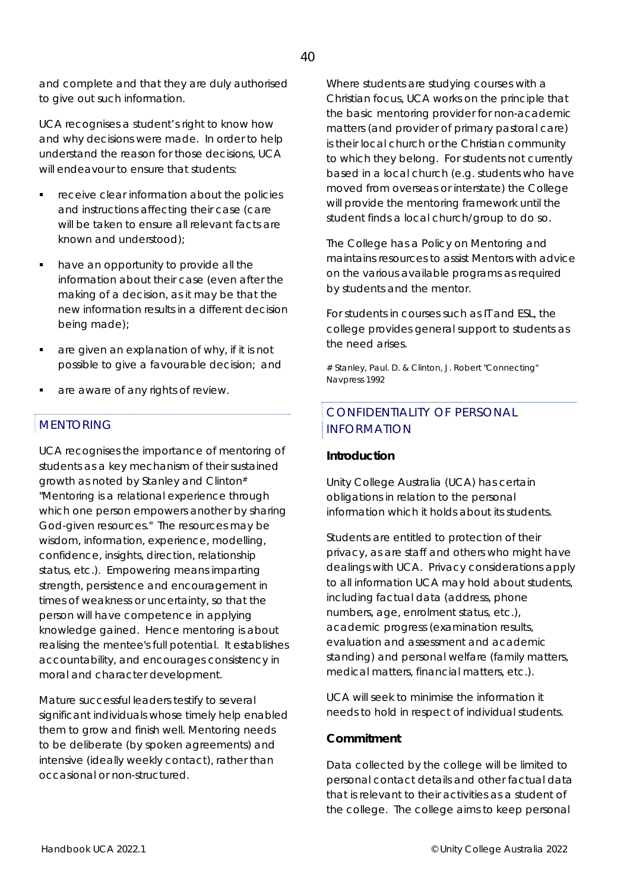and complete and that they are duly authorised to give out such information.

UCA recognises a student's right to know how and why decisions were made. In order to help understand the reason for those decisions, UCA will endeavour to ensure that students:

- receive clear information about the policies and instructions affecting their case (care will be taken to ensure all relevant facts are known and understood);
- have an opportunity to provide all the information about their case (even after the making of a decision, as it may be that the new information results in a different decision being made);
- are given an explanation of why, if it is not possible to give a favourable decision; and
- are aware of any rights of review.

## MENTORING

UCA recognises the importance of mentoring of students as a key mechanism of their sustained growth as noted by Stanley and Clinton# "Mentoring is a relational experience through which one person empowers another by sharing God-given resources." The resources may be wisdom, information, experience, modelling, confidence, insights, direction, relationship status, etc.). Empowering means imparting strength, persistence and encouragement in times of weakness or uncertainty, so that the person will have competence in applying knowledge gained. Hence mentoring is about realising the mentee's full potential. It establishes accountability, and encourages consistency in moral and character development.

Mature successful leaders testify to several significant individuals whose timely help enabled them to grow and finish well. Mentoring needs to be deliberate (by spoken agreements) and intensive (ideally weekly contact), rather than occasional or non-structured.

Where students are studying courses with a Christian focus, UCA works on the principle that the basic mentoring provider for non-academic matters (and provider of primary pastoral care) is their local church or the Christian community to which they belong. For students not currently based in a local church (e.g. students who have moved from overseas or interstate) the College will provide the mentoring framework until the student finds a local church/group to do so.

The College has a Policy on Mentoring and maintains resources to assist Mentors with advice on the various available programs as required by students and the mentor.

For students in courses such as IT and ESL, the college provides general support to students as the need arises.

# Stanley, Paul. D. & Clinton, J. Robert "Connecting" Navpress 1992

## CONFIDENTIALITY OF PERSONAL INFORMATION

**Introduction**

Unity College Australia (UCA) has certain obligations in relation to the personal information which it holds about its students.

Students are entitled to protection of their privacy, as are staff and others who might have dealings with UCA. Privacy considerations apply to all information UCA may hold about students, including factual data (address, phone numbers, age, enrolment status, etc.), academic progress (examination results, evaluation and assessment and academic standing) and personal welfare (family matters, medical matters, financial matters, etc.).

UCA will seek to minimise the information it needs to hold in respect of individual students.

**Commitment**

Data collected by the college will be limited to personal contact details and other factual data that is relevant to their activities as a student of the college. The college aims to keep personal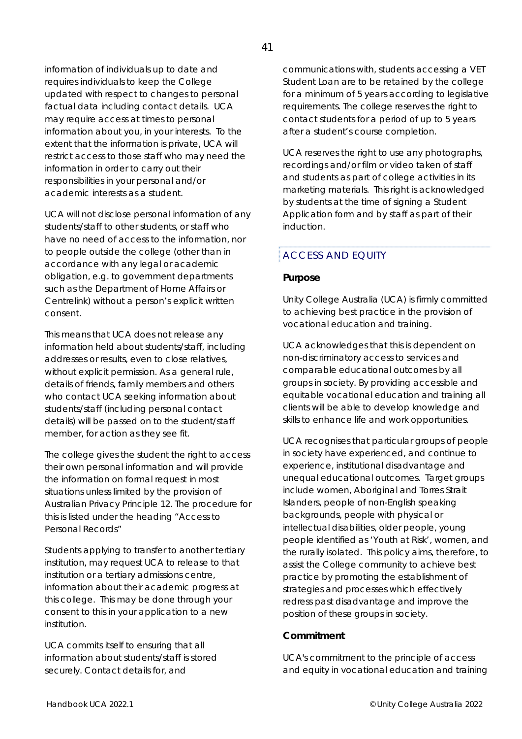information of individuals up to date and requires individuals to keep the College updated with respect to changes to personal factual data including contact details. UCA may require access at times to personal information about you, in your interests. To the extent that the information is private, UCA will restrict access to those staff who may need the information in order to carry out their responsibilities in your personal and/or academic interests as a student.

UCA will not disclose personal information of any students/staff to other students, or staff who have no need of access to the information, nor to people outside the college (other than in accordance with any legal or academic obligation, e.g. to government departments such as the Department of Home Affairs or Centrelink) without a person's explicit written consent.

This means that UCA does not release any information held about students/staff, including addresses or results, even to close relatives, without explicit permission. As a general rule, details of friends, family members and others who contact UCA seeking information about students/staff (including personal contact details) will be passed on to the student/staff member, for action as they see fit.

The college gives the student the right to access their own personal information and will provide the information on formal request in most situations unless limited by the provision of Australian Privacy Principle 12. The procedure for this is listed under the heading "Access to Personal Records"

Students applying to transfer to another tertiary institution, may request UCA to release to that institution or a tertiary admissions centre, information about their academic progress at this college. This may be done through your consent to this in your application to a new institution.

UCA commits itself to ensuring that all information about students/staff is stored securely. Contact details for, and communications with, students accessing a VET Student Loan are to be retained by the college for a minimum of 5 years according to legislative requirements. The college reserves the right to contact students for a period of up to 5 years after a student's course completion.

UCA reserves the right to use any photographs, recordings and/or film or video taken of staff and students as part of college activities in its marketing materials. This right is acknowledged by students at the time of signing a Student Application form and by staff as part of their induction.

## ACCESS AND EQUITY

**Purpose**

Unity College Australia (UCA) is firmly committed to achieving best practice in the provision of vocational education and training.

UCA acknowledges that this is dependent on non-discriminatory access to services and comparable educational outcomes by all groups in society. By providing accessible and equitable vocational education and training all clients will be able to develop knowledge and skills to enhance life and work opportunities.

UCA recognises that particular groups of people in society have experienced, and continue to experience, institutional disadvantage and unequal educational outcomes. Target groups include women, Aboriginal and Torres Strait Islanders, people of non-English speaking backgrounds, people with physical or intellectual disabilities, older people, young people identified as 'Youth at Risk', women, and the rurally isolated. This policy aims, therefore, to assist the College community to achieve best practice by promoting the establishment of strategies and processes which effectively redress past disadvantage and improve the position of these groups in society.

**Commitment**

UCA's commitment to the principle of access and equity in vocational education and training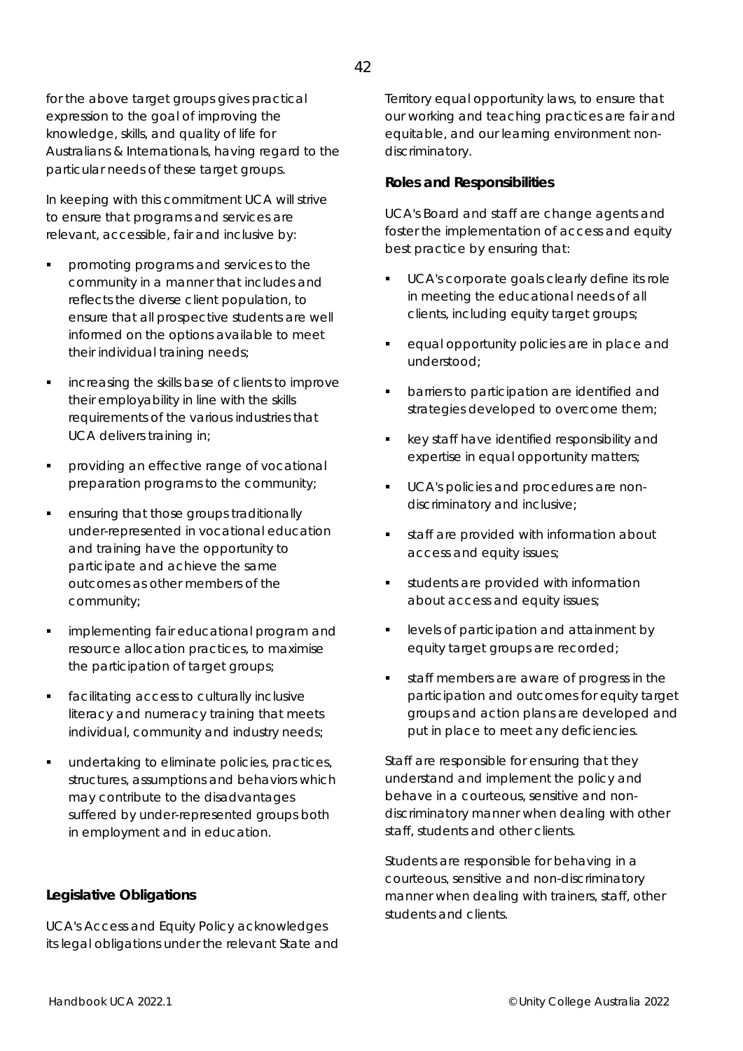for the above target groups gives practical expression to the goal of improving the knowledge, skills, and quality of life for Australians & Internationals, having regard to the particular needs of these target groups.

In keeping with this commitment UCA will strive to ensure that programs and services are relevant, accessible, fair and inclusive by:

- promoting programs and services to the community in a manner that includes and reflects the diverse client population, to ensure that all prospective students are well informed on the options available to meet their individual training needs;
- increasing the skills base of clients to improve their employability in line with the skills requirements of the various industries that UCA delivers training in;
- providing an effective range of vocational preparation programs to the community;
- ensuring that those groups traditionally under-represented in vocational education and training have the opportunity to participate and achieve the same outcomes as other members of the community;
- implementing fair educational program and resource allocation practices, to maximise the participation of target groups;
- facilitating access to culturally inclusive literacy and numeracy training that meets individual, community and industry needs;
- undertaking to eliminate policies, practices, structures, assumptions and behaviors which may contribute to the disadvantages suffered by under-represented groups both in employment and in education.

### Legislative Obligations

UCA's Access and Equity Policy acknowledges its legal obligations under the relevant State and Territory equal opportunity laws, to ensure that our working and teaching practices are fair and equitable, and our learning environment non-discriminatory.

### Roles and Responsibilities

UCA's Board and staff are change agents and foster the implementation of access and equity best practice by ensuring that:

- UCA's corporate goals clearly define its role in meeting the educational needs of all clients, including equity target groups;
- equal opportunity policies are in place and understood;
- barriers to participation are identified and strategies developed to overcome them;
- key staff have identified responsibility and expertise in equal opportunity matters;
- UCA's policies and procedures are non-discriminatory and inclusive;
- staff are provided with information about access and equity issues;
- students are provided with information about access and equity issues;
- levels of participation and attainment by equity target groups are recorded;
- staff members are aware of progress in the participation and outcomes for equity target groups and action plans are developed and put in place to meet any deficiencies.

Staff are responsible for ensuring that they understand and implement the policy and behave in a courteous, sensitive and non-discriminatory manner when dealing with other staff, students and other clients.

Students are responsible for behaving in a courteous, sensitive and non-discriminatory manner when dealing with trainers, staff, other students and clients.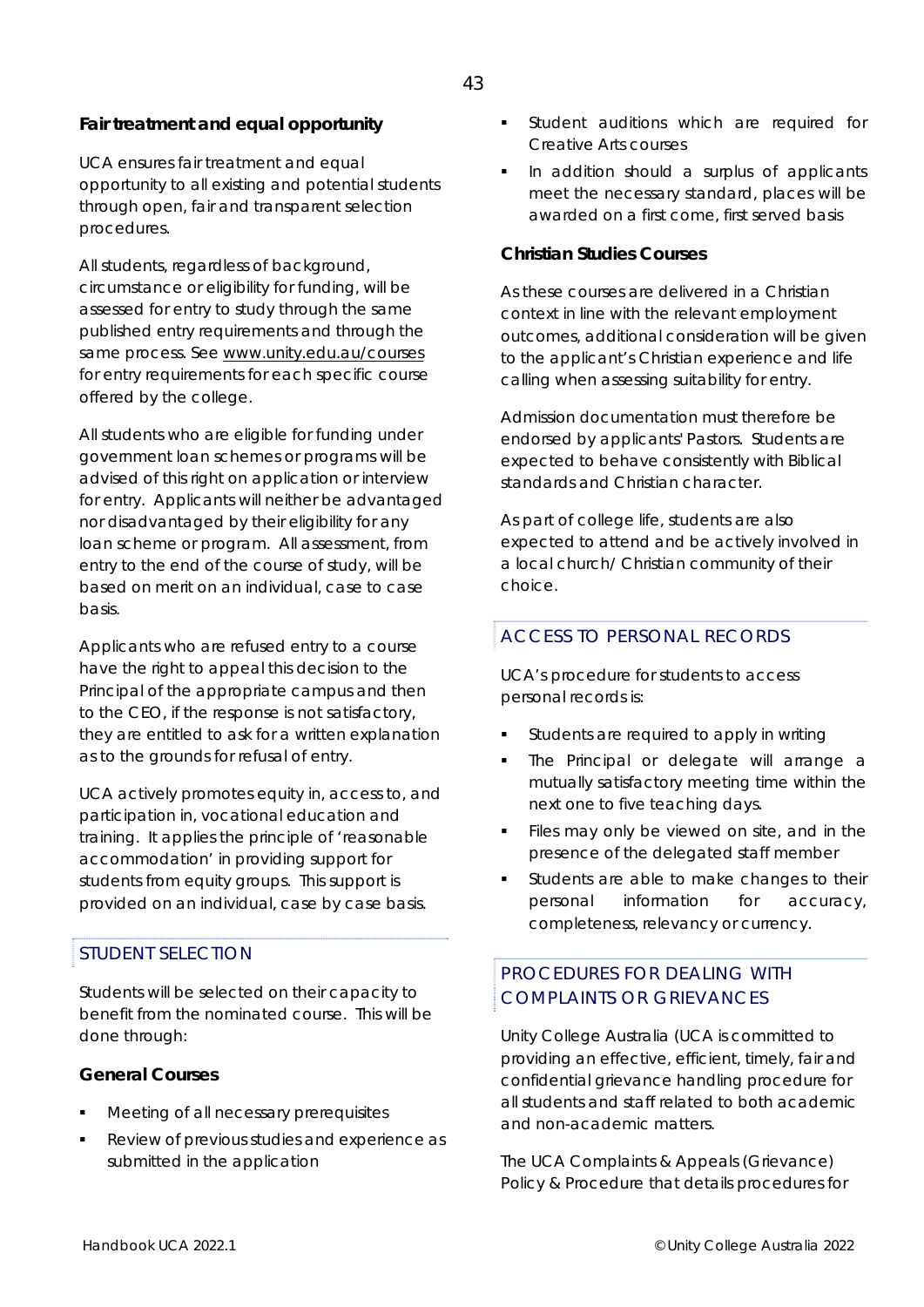### Fair treatment and equal opportunity

UCA ensures fair treatment and equal opportunity to all existing and potential students through open, fair and transparent selection procedures.

All students, regardless of background, circumstance or eligibility for funding, will be assessed for entry to study through the same published entry requirements and through the same process. See www.unity.edu.au/courses for entry requirements for each specific course offered by the college.

All students who are eligible for funding under government loan schemes or programs will be advised of this right on application or interview for entry. Applicants will neither be advantaged nor disadvantaged by their eligibility for any loan scheme or program. All assessment, from entry to the end of the course of study, will be based on merit on an individual, case to case basis.

Applicants who are refused entry to a course have the right to appeal this decision to the Principal of the appropriate campus and then to the CEO, if the response is not satisfactory, they are entitled to ask for a written explanation as to the grounds for refusal of entry.

UCA actively promotes equity in, access to, and participation in, vocational education and training. It applies the principle of 'reasonable accommodation' in providing support for students from equity groups. This support is provided on an individual, case by case basis.

## STUDENT SELECTION

Students will be selected on their capacity to benefit from the nominated course. This will be done through:

### General Courses

- Meeting of all necessary prerequisites
- Review of previous studies and experience as submitted in the application
- Student auditions which are required for Creative Arts courses
- In addition should a surplus of applicants meet the necessary standard, places will be awarded on a first come, first served basis

### Christian Studies Courses

As these courses are delivered in a Christian context in line with the relevant employment outcomes, additional consideration will be given to the applicant's Christian experience and life calling when assessing suitability for entry.

Admission documentation must therefore be endorsed by applicants' Pastors. Students are expected to behave consistently with Biblical standards and Christian character.

As part of college life, students are also expected to attend and be actively involved in a local church/ Christian community of their choice.

## ACCESS TO PERSONAL RECORDS

UCA's procedure for students to access personal records is:

- Students are required to apply in writing
- The Principal or delegate will arrange a mutually satisfactory meeting time within the next one to five teaching days.
- Files may only be viewed on site, and in the presence of the delegated staff member
- Students are able to make changes to their personal information for accuracy, completeness, relevancy or currency.

## PROCEDURES FOR DEALING WITH COMPLAINTS OR GRIEVANCES

Unity College Australia (UCA is committed to providing an effective, efficient, timely, fair and confidential grievance handling procedure for all students and staff related to both academic and non-academic matters.

The UCA Complaints & Appeals (Grievance) Policy & Procedure that details procedures for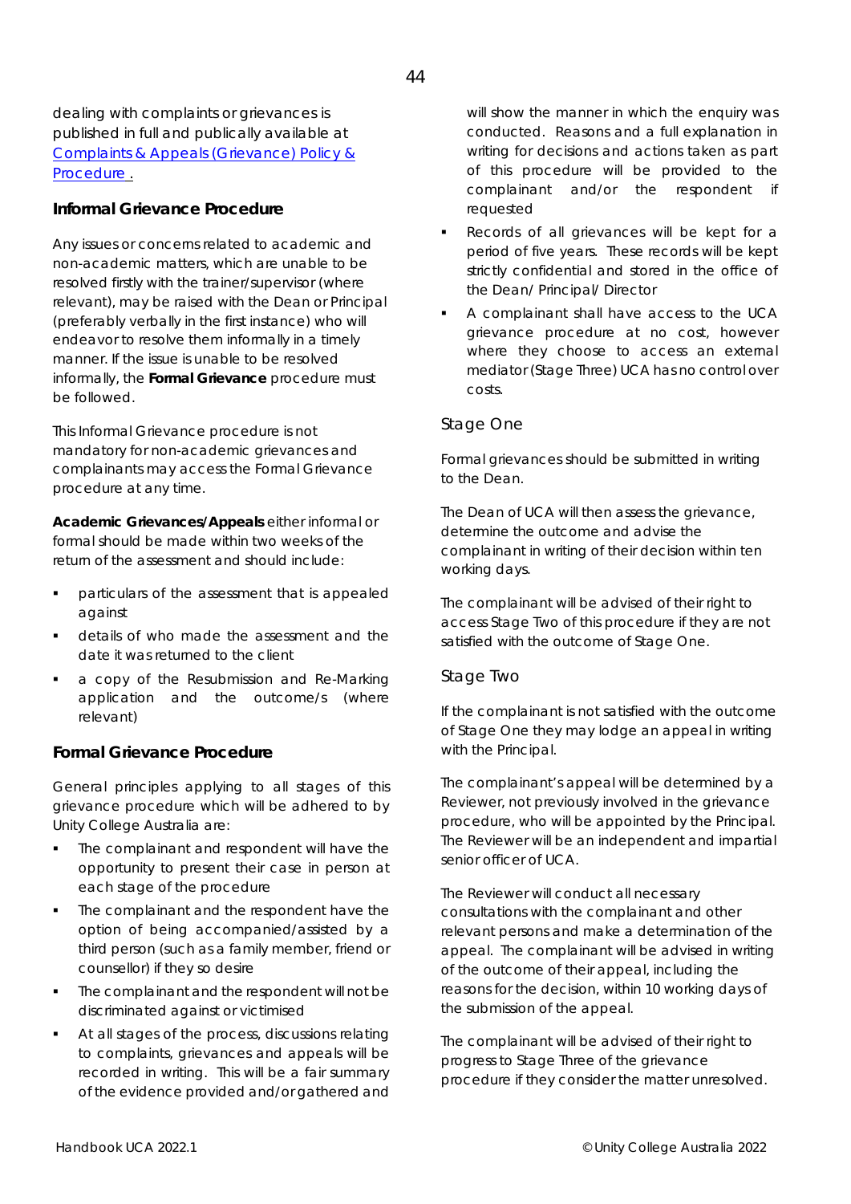dealing with complaints or grievances is published in full and publically available at [Complaints & Appeals (Grievance) Policy & Procedure .]()

## Informal Grievance Procedure

Any issues or concerns related to academic and non-academic matters, which are unable to be resolved firstly with the trainer/supervisor (where relevant), may be raised with the Dean or Principal (preferably verbally in the first instance) who will endeavor to resolve them informally in a timely manner. If the issue is unable to be resolved informally, the **Formal Grievance** procedure must be followed.

This Informal Grievance procedure is not mandatory for non-academic grievances and complainants may access the Formal Grievance procedure at any time.

**Academic Grievances/Appeals** either informal or formal should be made within two weeks of the return of the assessment and should include:

- particulars of the assessment that is appealed against
- details of who made the assessment and the date it was returned to the client
- a copy of the Resubmission and Re-Marking application and the outcome/s (where relevant)

## Formal Grievance Procedure

General principles applying to all stages of this grievance procedure which will be adhered to by Unity College Australia are:

- The complainant and respondent will have the opportunity to present their case in person at each stage of the procedure
- The complainant and the respondent have the option of being accompanied/assisted by a third person (such as a family member, friend or counsellor) if they so desire
- The complainant and the respondent will not be discriminated against or victimised
- At all stages of the process, discussions relating to complaints, grievances and appeals will be recorded in writing. This will be a fair summary of the evidence provided and/or gathered and will show the manner in which the enquiry was conducted. Reasons and a full explanation in writing for decisions and actions taken as part of this procedure will be provided to the complainant and/or the respondent if requested
- Records of all grievances will be kept for a period of five years. These records will be kept strictly confidential and stored in the office of the Dean/ Principal/ Director
- A complainant shall have access to the UCA grievance procedure at no cost, however where they choose to access an external mediator (Stage Three) UCA has no control over costs.

### Stage One

Formal grievances should be submitted in writing to the Dean.

The Dean of UCA will then assess the grievance, determine the outcome and advise the complainant in writing of their decision within ten working days.

The complainant will be advised of their right to access Stage Two of this procedure if they are not satisfied with the outcome of Stage One.

### Stage Two

If the complainant is not satisfied with the outcome of Stage One they may lodge an appeal in writing with the Principal.

The complainant's appeal will be determined by a Reviewer, not previously involved in the grievance procedure, who will be appointed by the Principal. The Reviewer will be an independent and impartial senior officer of UCA.

The Reviewer will conduct all necessary consultations with the complainant and other relevant persons and make a determination of the appeal. The complainant will be advised in writing of the outcome of their appeal, including the reasons for the decision, within 10 working days of the submission of the appeal.

The complainant will be advised of their right to progress to Stage Three of the grievance procedure if they consider the matter unresolved.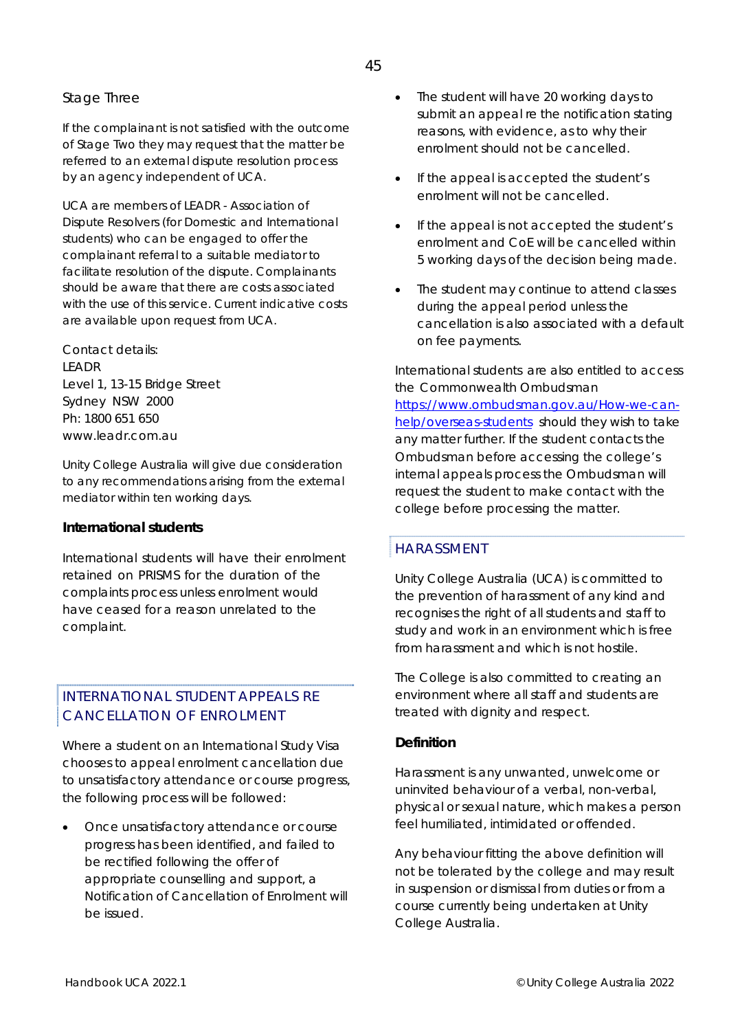### Stage Three

If the complainant is not satisfied with the outcome of Stage Two they may request that the matter be referred to an external dispute resolution process by an agency independent of UCA.

UCA are members of LEADR - Association of Dispute Resolvers (for Domestic and International students) who can be engaged to offer the complainant referral to a suitable mediator to facilitate resolution of the dispute. Complainants should be aware that there are costs associated with the use of this service. Current indicative costs are available upon request from UCA.

Contact details:
LEADR
Level 1, 13-15 Bridge Street
Sydney NSW 2000
Ph: 1800 651 650
www.leadr.com.au

Unity College Australia will give due consideration to any recommendations arising from the external mediator within ten working days.

**International students**

International students will have their enrolment retained on PRISMS for the duration of the complaints process unless enrolment would have ceased for a reason unrelated to the complaint.

## INTERNATIONAL STUDENT APPEALS RE CANCELLATION OF ENROLMENT

Where a student on an International Study Visa chooses to appeal enrolment cancellation due to unsatisfactory attendance or course progress, the following process will be followed:

- Once unsatisfactory attendance or course progress has been identified, and failed to be rectified following the offer of appropriate counselling and support, a Notification of Cancellation of Enrolment will be issued.
- The student will have 20 working days to submit an appeal re the notification stating reasons, with evidence, as to why their enrolment should not be cancelled.
- If the appeal is accepted the student's enrolment will not be cancelled.
- If the appeal is not accepted the student's enrolment and CoE will be cancelled within 5 working days of the decision being made.
- The student may continue to attend classes during the appeal period unless the cancellation is also associated with a default on fee payments.

International students are also entitled to access the Commonwealth Ombudsman [https://www.ombudsman.gov.au/How-we-can-help/overseas-students](https://www.ombudsman.gov.au/How-we-can-help/overseas-students) should they wish to take any matter further. If the student contacts the Ombudsman before accessing the college's internal appeals process the Ombudsman will request the student to make contact with the college before processing the matter.

## HARASSMENT

Unity College Australia (UCA) is committed to the prevention of harassment of any kind and recognises the right of all students and staff to study and work in an environment which is free from harassment and which is not hostile.

The College is also committed to creating an environment where all staff and students are treated with dignity and respect.

**Definition**

Harassment is any unwanted, unwelcome or uninvited behaviour of a verbal, non-verbal, physical or sexual nature, which makes a person feel humiliated, intimidated or offended.

Any behaviour fitting the above definition will not be tolerated by the college and may result in suspension or dismissal from duties or from a course currently being undertaken at Unity College Australia.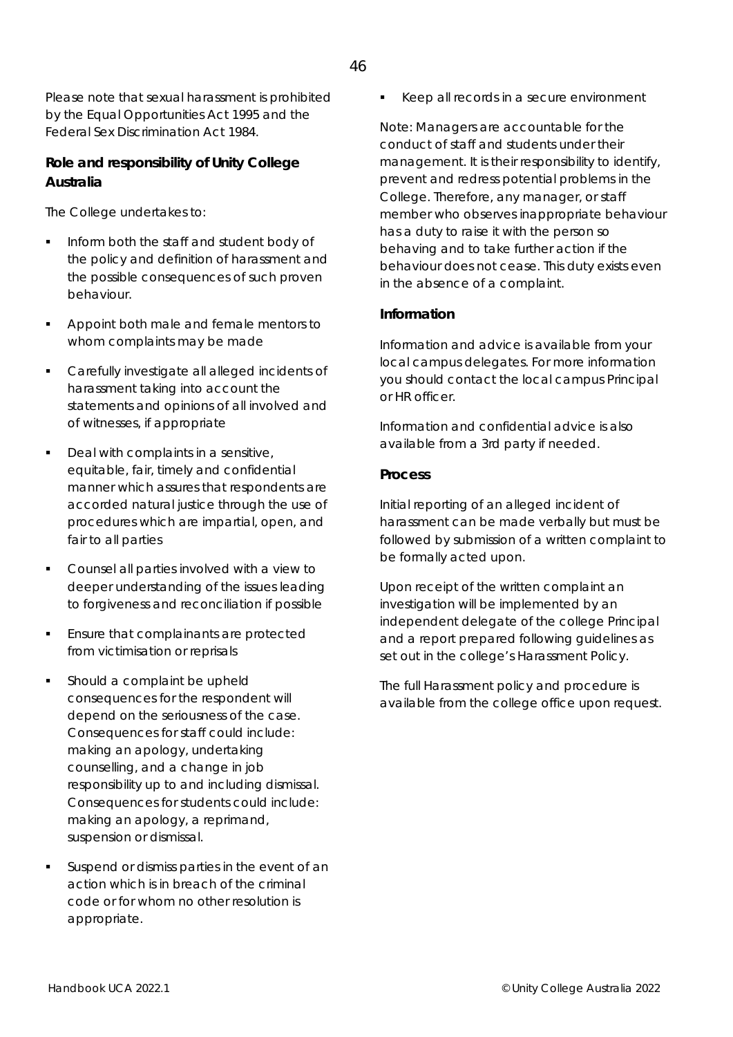Please note that sexual harassment is prohibited by the Equal Opportunities Act 1995 and the Federal Sex Discrimination Act 1984.

### Role and responsibility of Unity College Australia

The College undertakes to:

- Inform both the staff and student body of the policy and definition of harassment and the possible consequences of such proven behaviour.
- Appoint both male and female mentors to whom complaints may be made
- Carefully investigate all alleged incidents of harassment taking into account the statements and opinions of all involved and of witnesses, if appropriate
- Deal with complaints in a sensitive, equitable, fair, timely and confidential manner which assures that respondents are accorded natural justice through the use of procedures which are impartial, open, and fair to all parties
- Counsel all parties involved with a view to deeper understanding of the issues leading to forgiveness and reconciliation if possible
- Ensure that complainants are protected from victimisation or reprisals
- Should a complaint be upheld consequences for the respondent will depend on the seriousness of the case. Consequences for staff could include: making an apology, undertaking counselling, and a change in job responsibility up to and including dismissal. Consequences for students could include: making an apology, a reprimand, suspension or dismissal.
- Suspend or dismiss parties in the event of an action which is in breach of the criminal code or for whom no other resolution is appropriate.
- Keep all records in a secure environment

Note: Managers are accountable for the conduct of staff and students under their management. It is their responsibility to identify, prevent and redress potential problems in the College. Therefore, any manager, or staff member who observes inappropriate behaviour has a duty to raise it with the person so behaving and to take further action if the behaviour does not cease. This duty exists even in the absence of a complaint.

### Information

Information and advice is available from your local campus delegates. For more information you should contact the local campus Principal or HR officer.

Information and confidential advice is also available from a 3rd party if needed.

### Process

Initial reporting of an alleged incident of harassment can be made verbally but must be followed by submission of a written complaint to be formally acted upon.

Upon receipt of the written complaint an investigation will be implemented by an independent delegate of the college Principal and a report prepared following guidelines as set out in the college's Harassment Policy.

The full Harassment policy and procedure is available from the college office upon request.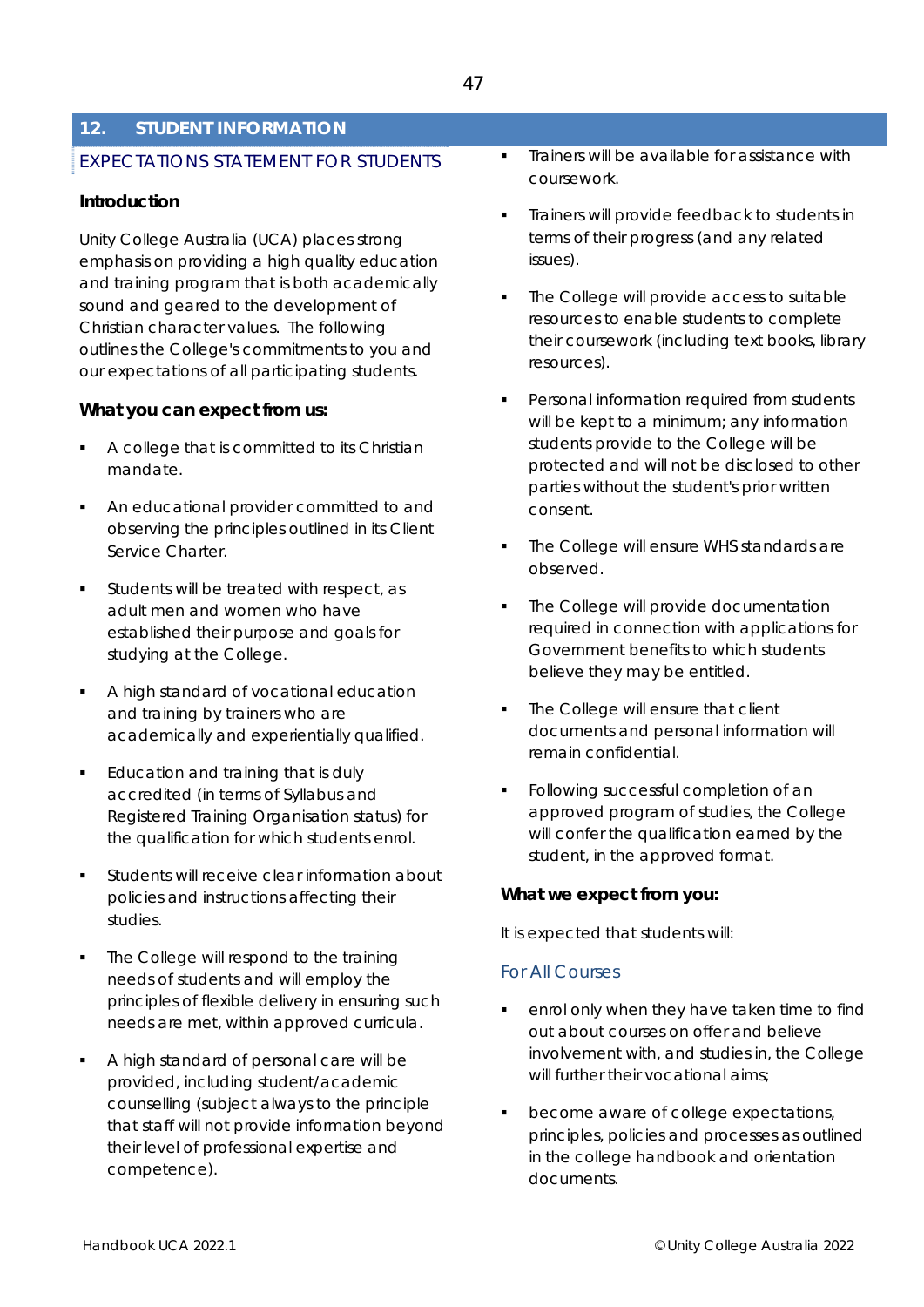## 12. STUDENT INFORMATION

### EXPECTATIONS STATEMENT FOR STUDENTS

#### Introduction

Unity College Australia (UCA) places strong emphasis on providing a high quality education and training program that is both academically sound and geared to the development of Christian character values. The following outlines the College's commitments to you and our expectations of all participating students.

#### What you can expect from us:

- A college that is committed to its Christian mandate.
- An educational provider committed to and observing the principles outlined in its Client Service Charter.
- Students will be treated with respect, as adult men and women who have established their purpose and goals for studying at the College.
- A high standard of vocational education and training by trainers who are academically and experientially qualified.
- Education and training that is duly accredited (in terms of Syllabus and Registered Training Organisation status) for the qualification for which students enrol.
- Students will receive clear information about policies and instructions affecting their studies.
- The College will respond to the training needs of students and will employ the principles of flexible delivery in ensuring such needs are met, within approved curricula.
- A high standard of personal care will be provided, including student/academic counselling (subject always to the principle that staff will not provide information beyond their level of professional expertise and competence).
- Trainers will be available for assistance with coursework.
- Trainers will provide feedback to students in terms of their progress (and any related issues).
- The College will provide access to suitable resources to enable students to complete their coursework (including text books, library resources).
- Personal information required from students will be kept to a minimum; any information students provide to the College will be protected and will not be disclosed to other parties without the student's prior written consent.
- The College will ensure WHS standards are observed.
- The College will provide documentation required in connection with applications for Government benefits to which students believe they may be entitled.
- The College will ensure that client documents and personal information will remain confidential.
- Following successful completion of an approved program of studies, the College will confer the qualification earned by the student, in the approved format.

#### What we expect from you:

It is expected that students will:

##### For All Courses

- enrol only when they have taken time to find out about courses on offer and believe involvement with, and studies in, the College will further their vocational aims;
- become aware of college expectations, principles, policies and processes as outlined in the college handbook and orientation documents.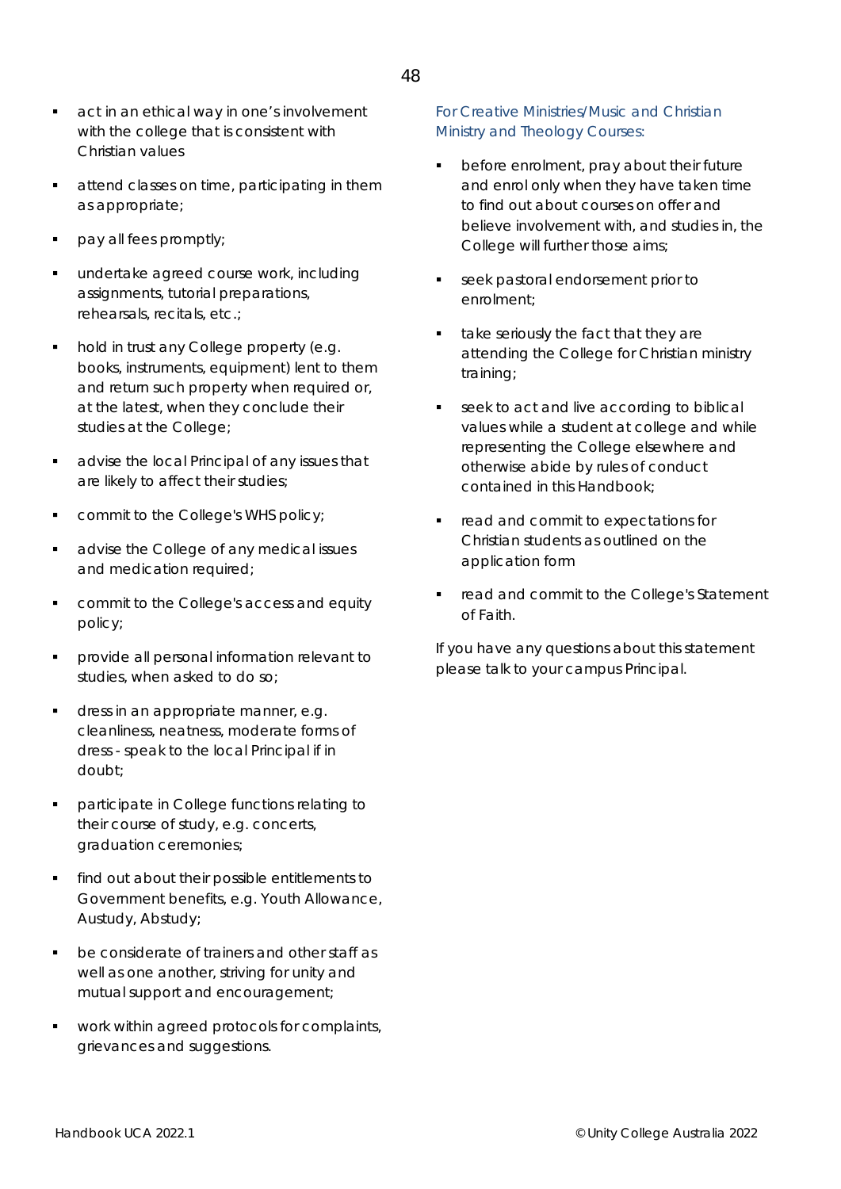- act in an ethical way in one's involvement with the college that is consistent with Christian values
- attend classes on time, participating in them as appropriate;
- pay all fees promptly;
- undertake agreed course work, including assignments, tutorial preparations, rehearsals, recitals, etc.;
- hold in trust any College property (e.g. books, instruments, equipment) lent to them and return such property when required or, at the latest, when they conclude their studies at the College;
- advise the local Principal of any issues that are likely to affect their studies;
- commit to the College's WHS policy;
- advise the College of any medical issues and medication required;
- commit to the College's access and equity policy;
- provide all personal information relevant to studies, when asked to do so;
- dress in an appropriate manner, e.g. cleanliness, neatness, moderate forms of dress - speak to the local Principal if in doubt;
- participate in College functions relating to their course of study, e.g. concerts, graduation ceremonies;
- find out about their possible entitlements to Government benefits, e.g. Youth Allowance, Austudy, Abstudy;
- be considerate of trainers and other staff as well as one another, striving for unity and mutual support and encouragement;
- work within agreed protocols for complaints, grievances and suggestions.

For Creative Ministries/Music and Christian Ministry and Theology Courses:

- before enrolment, pray about their future and enrol only when they have taken time to find out about courses on offer and believe involvement with, and studies in, the College will further those aims;
- seek pastoral endorsement prior to enrolment;
- take seriously the fact that they are attending the College for Christian ministry training;
- seek to act and live according to biblical values while a student at college and while representing the College elsewhere and otherwise abide by rules of conduct contained in this Handbook;
- read and commit to expectations for Christian students as outlined on the application form
- read and commit to the College's Statement of Faith.

If you have any questions about this statement please talk to your campus Principal.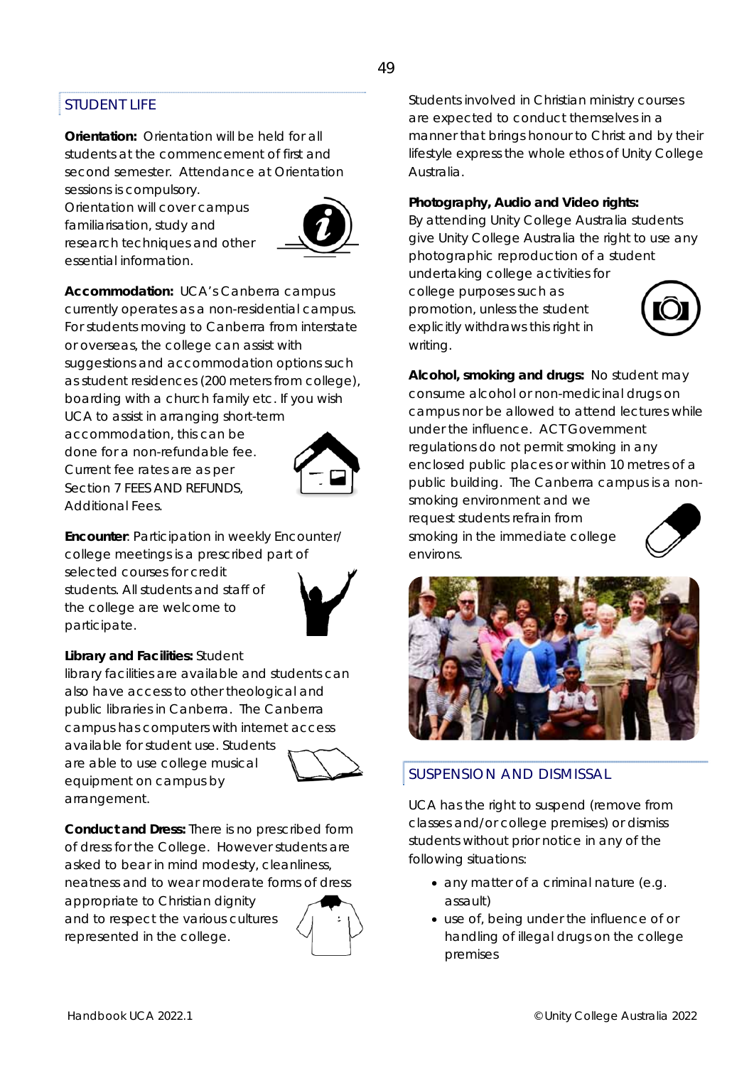## STUDENT LIFE

**Orientation:** Orientation will be held for all students at the commencement of first and second semester. Attendance at Orientation sessions is compulsory. Orientation will cover campus familiarisation, study and research techniques and other essential information.

**Accommodation:** UCA's Canberra campus currently operates as a non-residential campus. For students moving to Canberra from interstate or overseas, the college can assist with suggestions and accommodation options such as student residences (200 meters from college), boarding with a church family etc. If you wish UCA to assist in arranging short-term accommodation, this can be done for a non-refundable fee. Current fee rates are as per Section 7 FEES AND REFUNDS, Additional Fees.

**Encounter**: Participation in weekly Encounter/ college meetings is a prescribed part of selected courses for credit students. All students and staff of the college are welcome to participate.

**Library and Facilities:** Student library facilities are available and students can also have access to other theological and public libraries in Canberra. The Canberra campus has computers with internet access available for student use. Students are able to use college musical equipment on campus by arrangement.

**Conduct and Dress:** There is no prescribed form of dress for the College. However students are asked to bear in mind modesty, cleanliness, neatness and to wear moderate forms of dress appropriate to Christian dignity and to respect the various cultures represented in the college.

Students involved in Christian ministry courses are expected to conduct themselves in a manner that brings honour to Christ and by their lifestyle express the whole ethos of Unity College Australia.

**Photography, Audio and Video rights:** By attending Unity College Australia students give Unity College Australia the right to use any photographic reproduction of a student undertaking college activities for college purposes such as promotion, unless the student explicitly withdraws this right in writing.

**Alcohol, smoking and drugs:** No student may consume alcohol or non-medicinal drugs on campus nor be allowed to attend lectures while under the influence. ACT Government regulations do not permit smoking in any enclosed public places or within 10 metres of a public building. The Canberra campus is a non-smoking environment and we request students refrain from smoking in the immediate college environs.

## SUSPENSION AND DISMISSAL

UCA has the right to suspend (remove from classes and/or college premises) or dismiss students without prior notice in any of the following situations:

- any matter of a criminal nature (e.g. assault)
- use of, being under the influence of or handling of illegal drugs on the college premises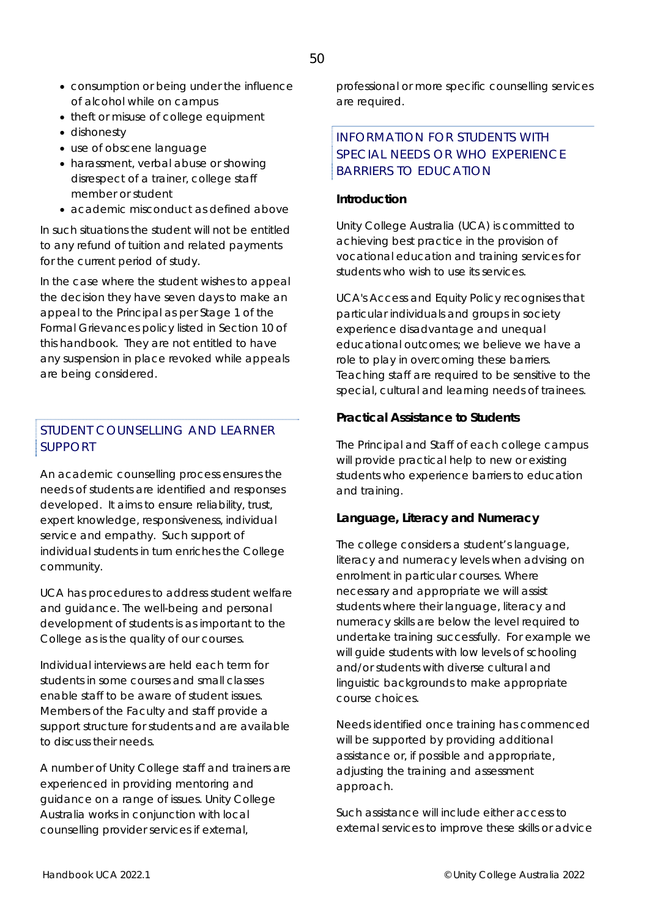- consumption or being under the influence of alcohol while on campus
- theft or misuse of college equipment
- dishonesty
- use of obscene language
- harassment, verbal abuse or showing disrespect of a trainer, college staff member or student
- academic misconduct as defined above

In such situations the student will not be entitled to any refund of tuition and related payments for the current period of study.

In the case where the student wishes to appeal the decision they have seven days to make an appeal to the Principal as per Stage 1 of the Formal Grievances policy listed in Section 10 of this handbook. They are not entitled to have any suspension in place revoked while appeals are being considered.

## STUDENT COUNSELLING AND LEARNER SUPPORT

An academic counselling process ensures the needs of students are identified and responses developed. It aims to ensure reliability, trust, expert knowledge, responsiveness, individual service and empathy. Such support of individual students in turn enriches the College community.

UCA has procedures to address student welfare and guidance. The well-being and personal development of students is as important to the College as is the quality of our courses.

Individual interviews are held each term for students in some courses and small classes enable staff to be aware of student issues. Members of the Faculty and staff provide a support structure for students and are available to discuss their needs.

A number of Unity College staff and trainers are experienced in providing mentoring and guidance on a range of issues. Unity College Australia works in conjunction with local counselling provider services if external, professional or more specific counselling services are required.

## INFORMATION FOR STUDENTS WITH SPECIAL NEEDS OR WHO EXPERIENCE BARRIERS TO EDUCATION

### Introduction

Unity College Australia (UCA) is committed to achieving best practice in the provision of vocational education and training services for students who wish to use its services.

UCA's Access and Equity Policy recognises that particular individuals and groups in society experience disadvantage and unequal educational outcomes; we believe we have a role to play in overcoming these barriers. Teaching staff are required to be sensitive to the special, cultural and learning needs of trainees.

### Practical Assistance to Students

The Principal and Staff of each college campus will provide practical help to new or existing students who experience barriers to education and training.

### Language, Literacy and Numeracy

The college considers a student's language, literacy and numeracy levels when advising on enrolment in particular courses. Where necessary and appropriate we will assist students where their language, literacy and numeracy skills are below the level required to undertake training successfully. For example we will guide students with low levels of schooling and/or students with diverse cultural and linguistic backgrounds to make appropriate course choices.

Needs identified once training has commenced will be supported by providing additional assistance or, if possible and appropriate, adjusting the training and assessment approach.

Such assistance will include either access to external services to improve these skills or advice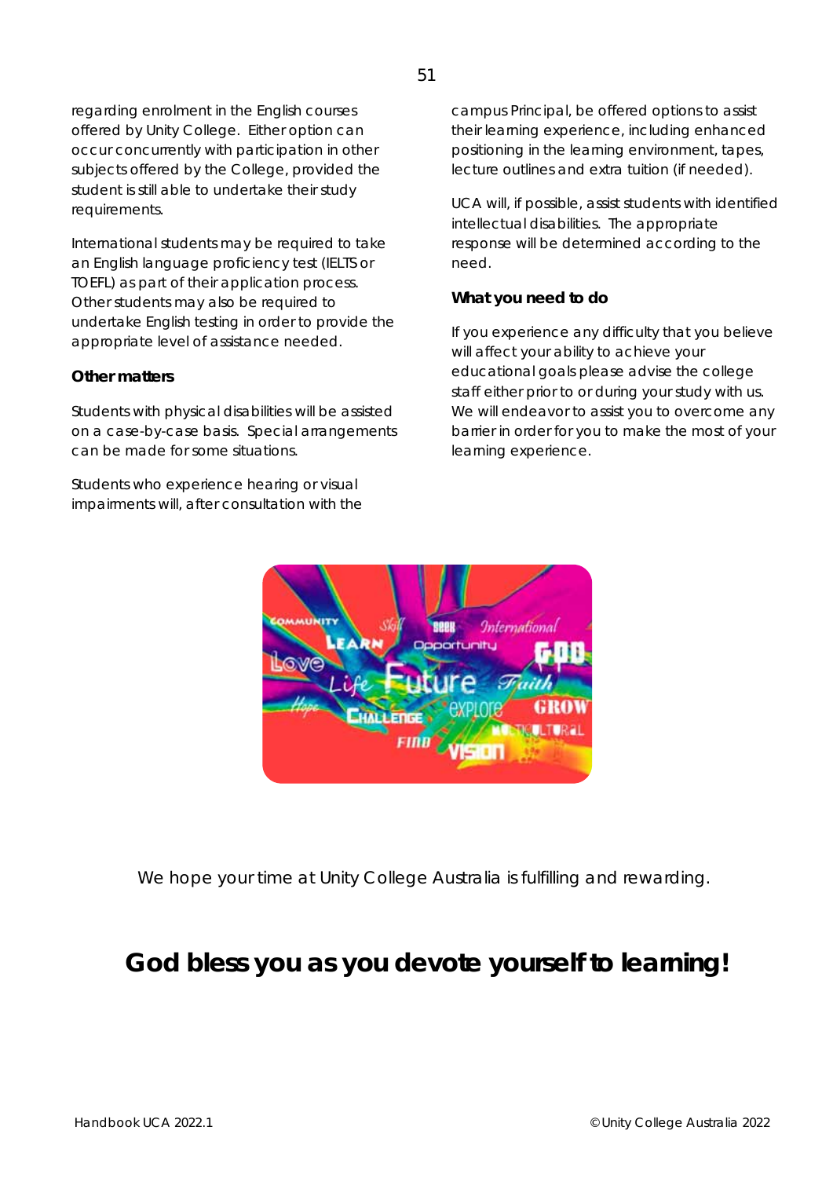regarding enrolment in the English courses offered by Unity College. Either option can occur concurrently with participation in other subjects offered by the College, provided the student is still able to undertake their study requirements.

International students may be required to take an English language proficiency test (IELTS or TOEFL) as part of their application process. Other students may also be required to undertake English testing in order to provide the appropriate level of assistance needed.

### Other matters

Students with physical disabilities will be assisted on a case-by-case basis. Special arrangements can be made for some situations.

Students who experience hearing or visual impairments will, after consultation with the campus Principal, be offered options to assist their learning experience, including enhanced positioning in the learning environment, tapes, lecture outlines and extra tuition (if needed).

UCA will, if possible, assist students with identified intellectual disabilities. The appropriate response will be determined according to the need.

### What you need to do

If you experience any difficulty that you believe will affect your ability to achieve your educational goals please advise the college staff either prior to or during your study with us. We will endeavor to assist you to overcome any barrier in order for you to make the most of your learning experience.

We hope your time at Unity College Australia is fulfilling and rewarding.

## God bless you as you devote yourself to learning!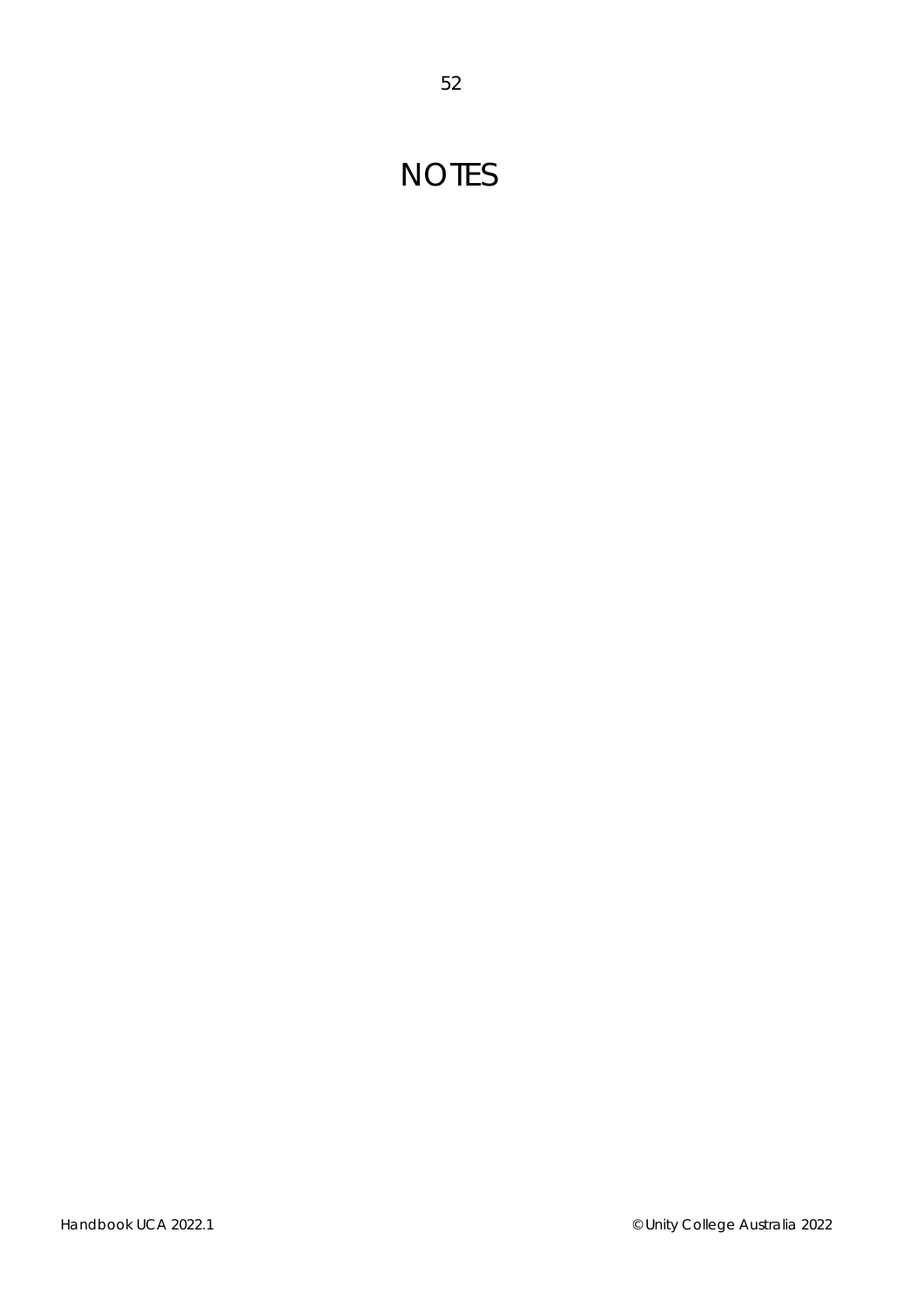# NOTES